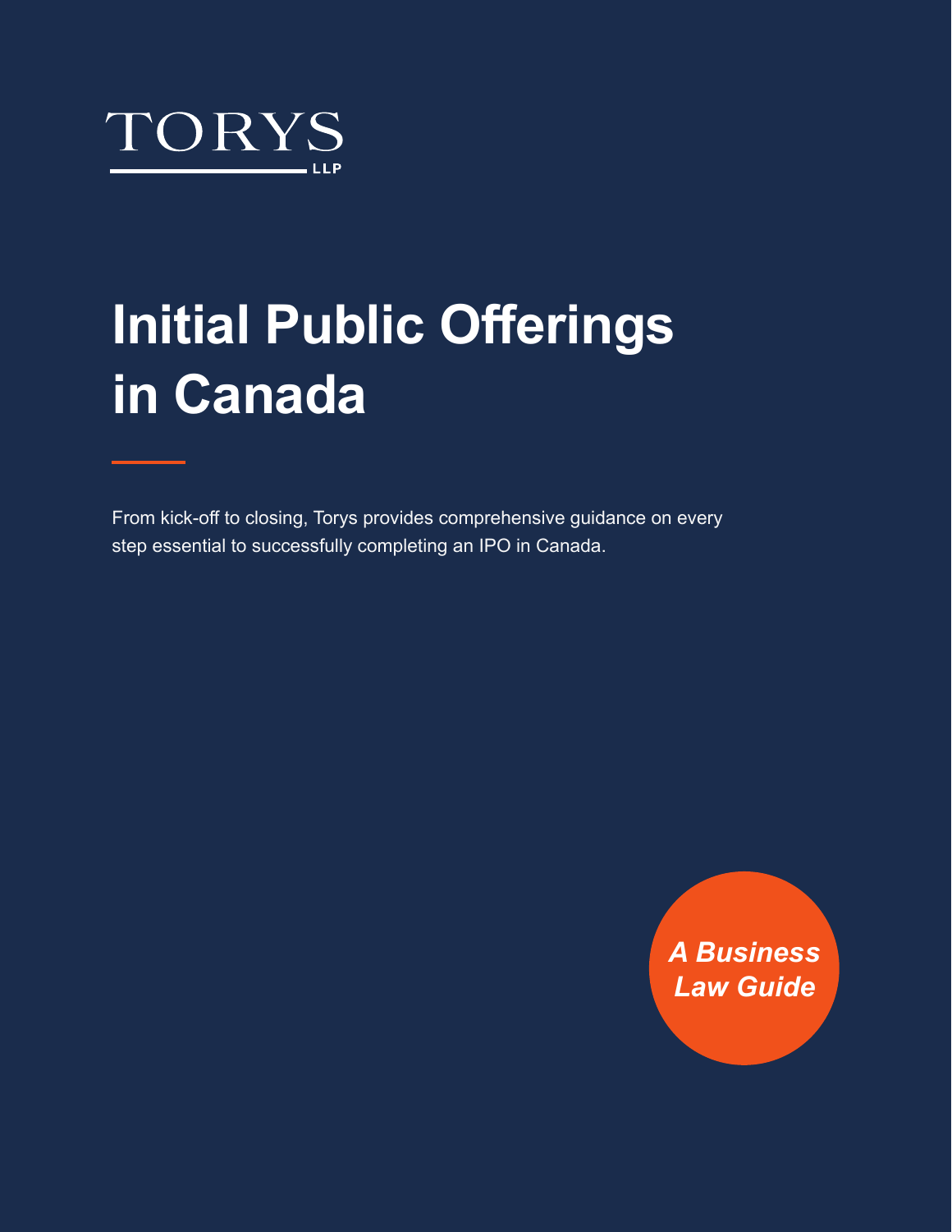TORYS LLP

# Initial Public Offerings in Canada

From kick-off to closing, Torys provides comprehensive guidance on every step essential to successfully completing an IPO in Canada.

*A Business Law Guide*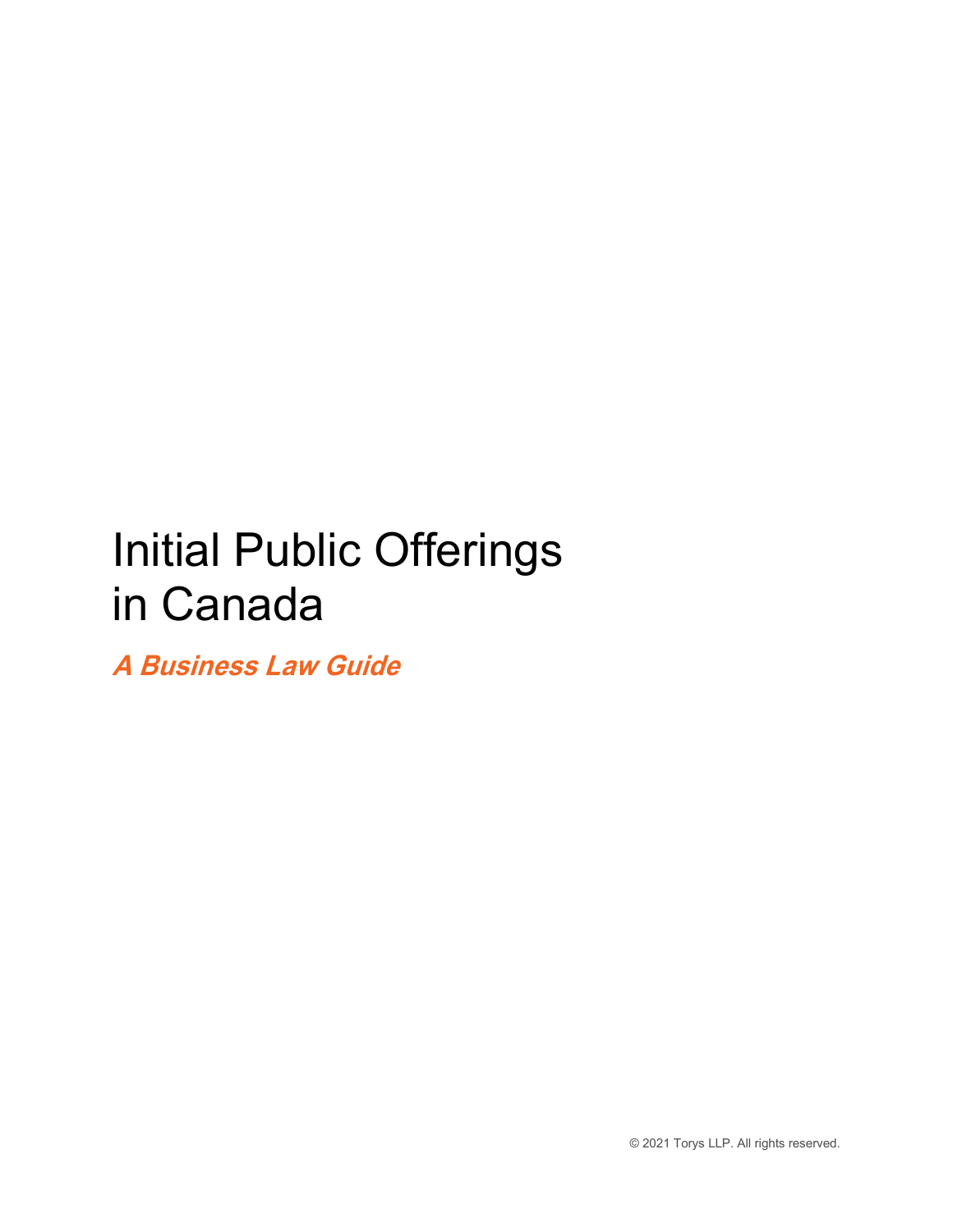# Initial Public Offerings in Canada

***A Business Law Guide***

© 2021 Torys LLP. All rights reserved.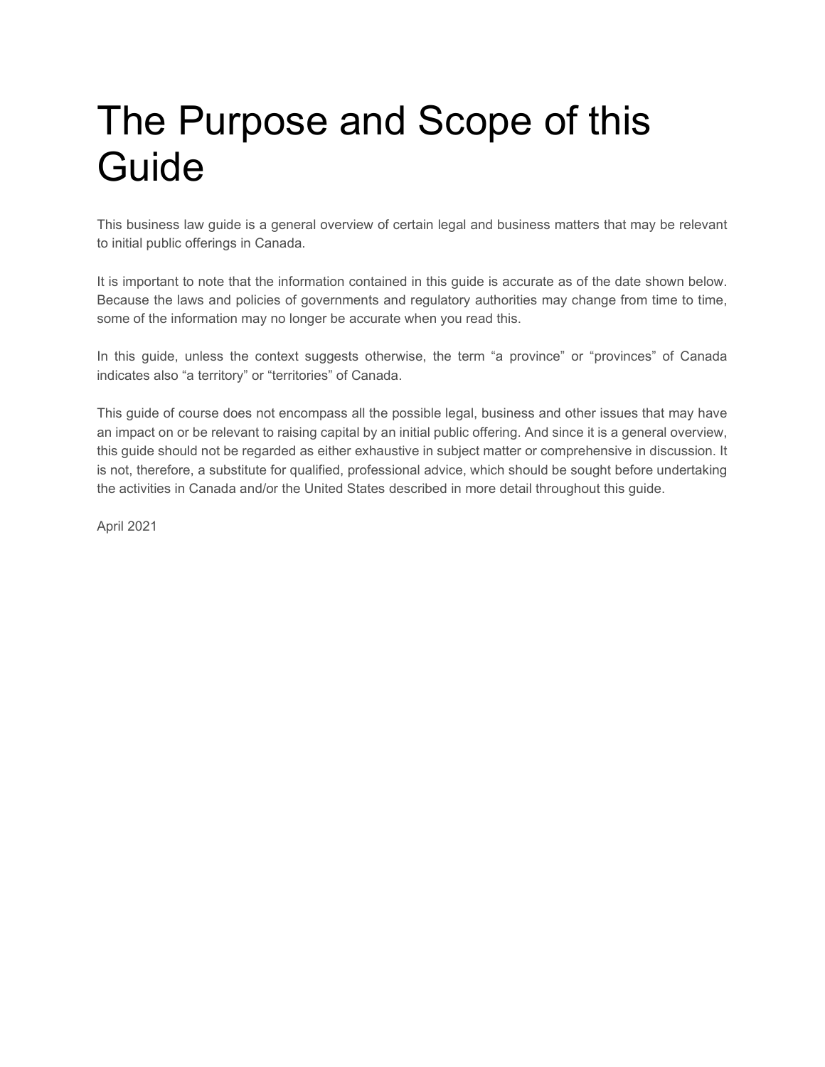# The Purpose and Scope of this Guide

This business law guide is a general overview of certain legal and business matters that may be relevant to initial public offerings in Canada.

It is important to note that the information contained in this guide is accurate as of the date shown below. Because the laws and policies of governments and regulatory authorities may change from time to time, some of the information may no longer be accurate when you read this.

In this guide, unless the context suggests otherwise, the term “a province” or “provinces” of Canada indicates also “a territory” or “territories” of Canada.

This guide of course does not encompass all the possible legal, business and other issues that may have an impact on or be relevant to raising capital by an initial public offering. And since it is a general overview, this guide should not be regarded as either exhaustive in subject matter or comprehensive in discussion. It is not, therefore, a substitute for qualified, professional advice, which should be sought before undertaking the activities in Canada and/or the United States described in more detail throughout this guide.

April 2021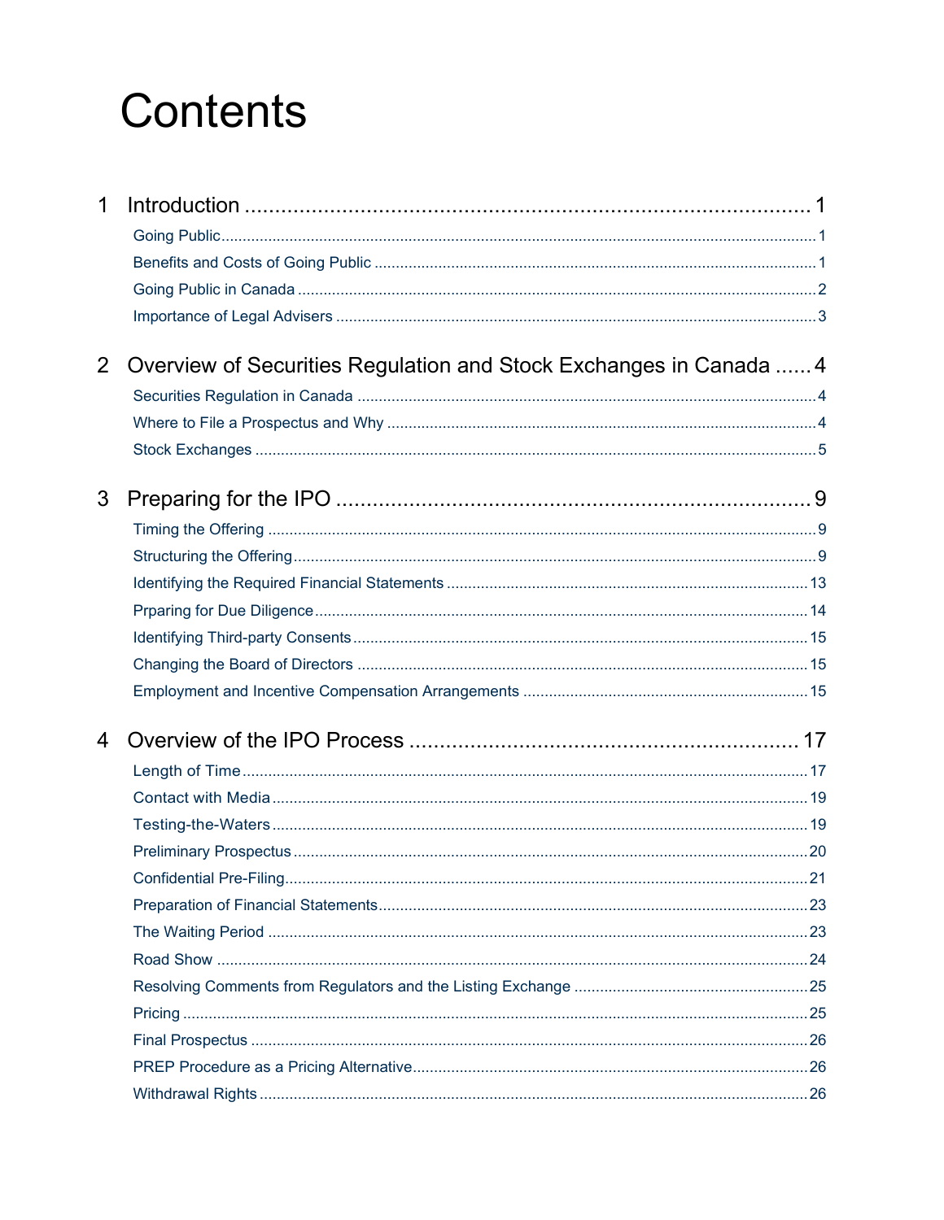# Contents

1 Introduction ............................................................................................ 1
- Going Public ............................................................................................ 1
- Benefits and Costs of Going Public ............................................................................................ 1
- Going Public in Canada ............................................................................................ 2
- Importance of Legal Advisers ............................................................................................ 3

2 Overview of Securities Regulation and Stock Exchanges in Canada ...... 4
- Securities Regulation in Canada ............................................................................................ 4
- Where to File a Prospectus and Why ............................................................................................ 4
- Stock Exchanges ............................................................................................ 5

3 Preparing for the IPO ............................................................................................ 9
- Timing the Offering ............................................................................................ 9
- Structuring the Offering ............................................................................................ 9
- Identifying the Required Financial Statements ............................................................................................ 13
- Prparing for Due Diligence ............................................................................................ 14
- Identifying Third-party Consents ............................................................................................ 15
- Changing the Board of Directors ............................................................................................ 15
- Employment and Incentive Compensation Arrangements ............................................................................................ 15

4 Overview of the IPO Process ............................................................................................ 17
- Length of Time ............................................................................................ 17
- Contact with Media ............................................................................................ 19
- Testing-the-Waters ............................................................................................ 19
- Preliminary Prospectus ............................................................................................ 20
- Confidential Pre-Filing ............................................................................................ 21
- Preparation of Financial Statements ............................................................................................ 23
- The Waiting Period ............................................................................................ 23
- Road Show ............................................................................................ 24
- Resolving Comments from Regulators and the Listing Exchange ............................................................................................ 25
- Pricing ............................................................................................ 25
- Final Prospectus ............................................................................................ 26
- PREP Procedure as a Pricing Alternative ............................................................................................ 26
- Withdrawal Rights ............................................................................................ 26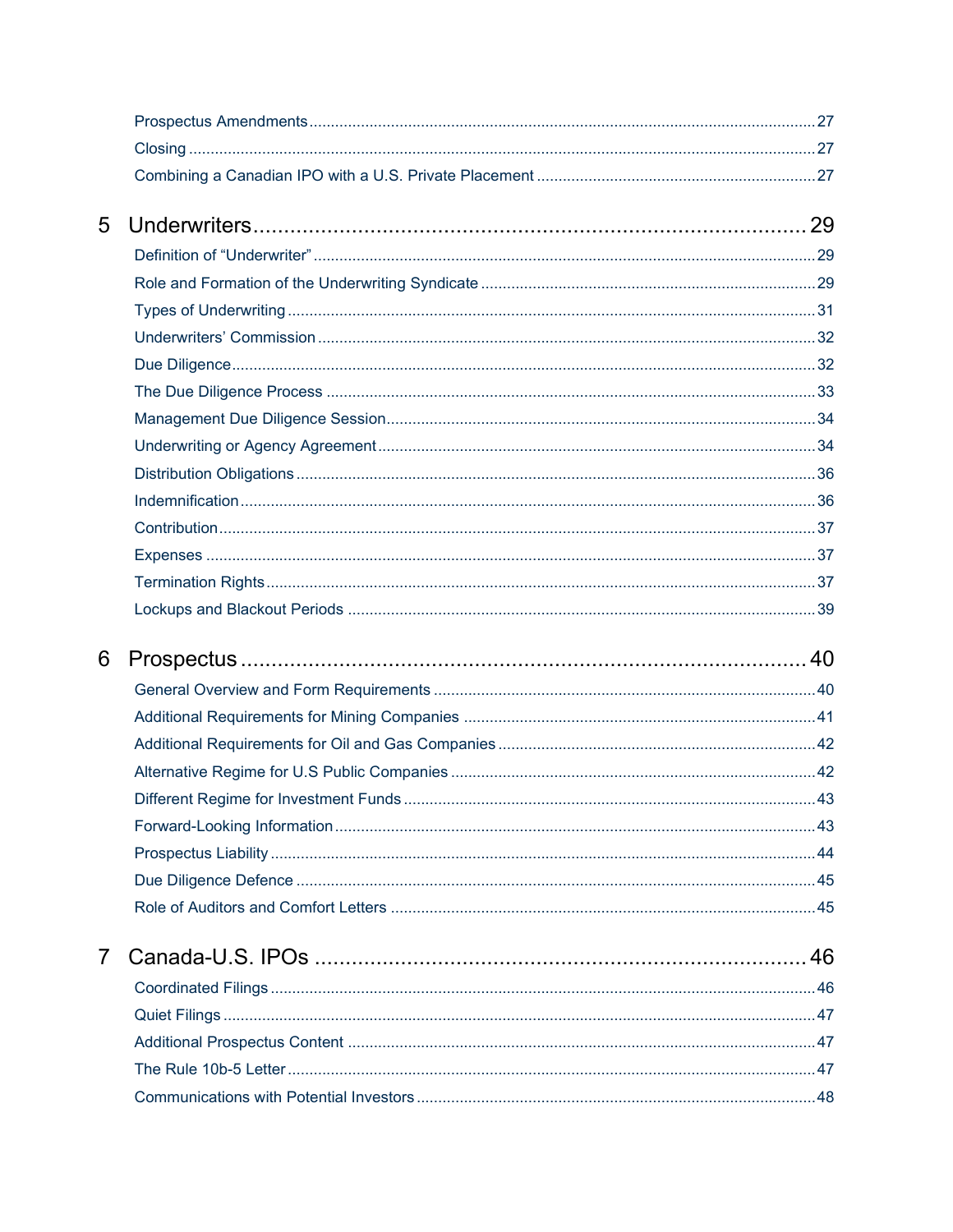Prospectus Amendments ..... 27

Closing ..... 27

Combining a Canadian IPO with a U.S. Private Placement ..... 27

## 5 Underwriters ..... 29

Definition of "Underwriter" ..... 29

Role and Formation of the Underwriting Syndicate ..... 29

Types of Underwriting ..... 31

Underwriters' Commission ..... 32

Due Diligence ..... 32

The Due Diligence Process ..... 33

Management Due Diligence Session ..... 34

Underwriting or Agency Agreement ..... 34

Distribution Obligations ..... 36

Indemnification ..... 36

Contribution ..... 37

Expenses ..... 37

Termination Rights ..... 37

Lockups and Blackout Periods ..... 39

## 6 Prospectus ..... 40

General Overview and Form Requirements ..... 40

Additional Requirements for Mining Companies ..... 41

Additional Requirements for Oil and Gas Companies ..... 42

Alternative Regime for U.S Public Companies ..... 42

Different Regime for Investment Funds ..... 43

Forward-Looking Information ..... 43

Prospectus Liability ..... 44

Due Diligence Defence ..... 45

Role of Auditors and Comfort Letters ..... 45

## 7 Canada-U.S. IPOs ..... 46

Coordinated Filings ..... 46

Quiet Filings ..... 47

Additional Prospectus Content ..... 47

The Rule 10b-5 Letter ..... 47

Communications with Potential Investors ..... 48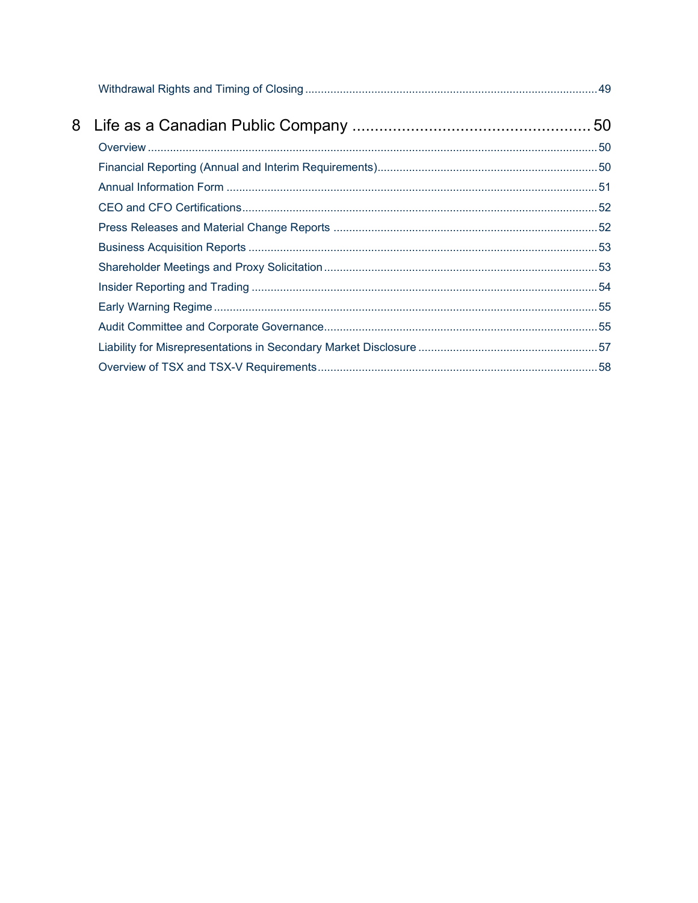Withdrawal Rights and Timing of Closing ........................................................................................49

8 Life as a Canadian Public Company .....................................................50

Overview ..........................................................................................................................................50

Financial Reporting (Annual and Interim Requirements)....................................................................50

Annual Information Form ..................................................................................................................51

CEO and CFO Certifications..............................................................................................................52

Press Releases and Material Change Reports ..................................................................................52

Business Acquisition Reports ............................................................................................................53

Shareholder Meetings and Proxy Solicitation.....................................................................................53

Insider Reporting and Trading ...........................................................................................................54

Early Warning Regime .......................................................................................................................55

Audit Committee and Corporate Governance.....................................................................................55

Liability for Misrepresentations in Secondary Market Disclosure .......................................................57

Overview of TSX and TSX-V Requirements.......................................................................................58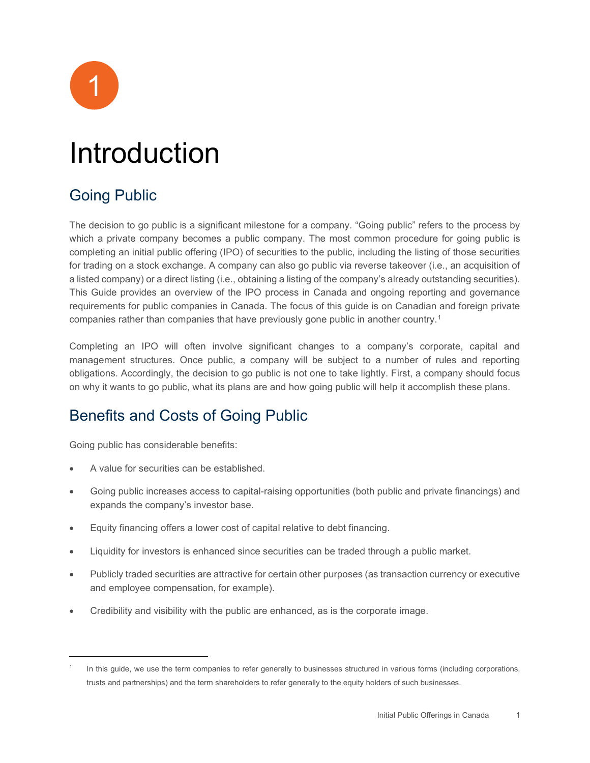# 1

# Introduction

## Going Public

The decision to go public is a significant milestone for a company. "Going public" refers to the process by which a private company becomes a public company. The most common procedure for going public is completing an initial public offering (IPO) of securities to the public, including the listing of those securities for trading on a stock exchange. A company can also go public via reverse takeover (i.e., an acquisition of a listed company) or a direct listing (i.e., obtaining a listing of the company's already outstanding securities). This Guide provides an overview of the IPO process in Canada and ongoing reporting and governance requirements for public companies in Canada. The focus of this guide is on Canadian and foreign private companies rather than companies that have previously gone public in another country.[1]

Completing an IPO will often involve significant changes to a company's corporate, capital and management structures. Once public, a company will be subject to a number of rules and reporting obligations. Accordingly, the decision to go public is not one to take lightly. First, a company should focus on why it wants to go public, what its plans are and how going public will help it accomplish these plans.

## Benefits and Costs of Going Public

Going public has considerable benefits:

- A value for securities can be established.
- Going public increases access to capital-raising opportunities (both public and private financings) and expands the company's investor base.
- Equity financing offers a lower cost of capital relative to debt financing.
- Liquidity for investors is enhanced since securities can be traded through a public market.
- Publicly traded securities are attractive for certain other purposes (as transaction currency or executive and employee compensation, for example).
- Credibility and visibility with the public are enhanced, as is the corporate image.

[1] In this guide, we use the term companies to refer generally to businesses structured in various forms (including corporations, trusts and partnerships) and the term shareholders to refer generally to the equity holders of such businesses.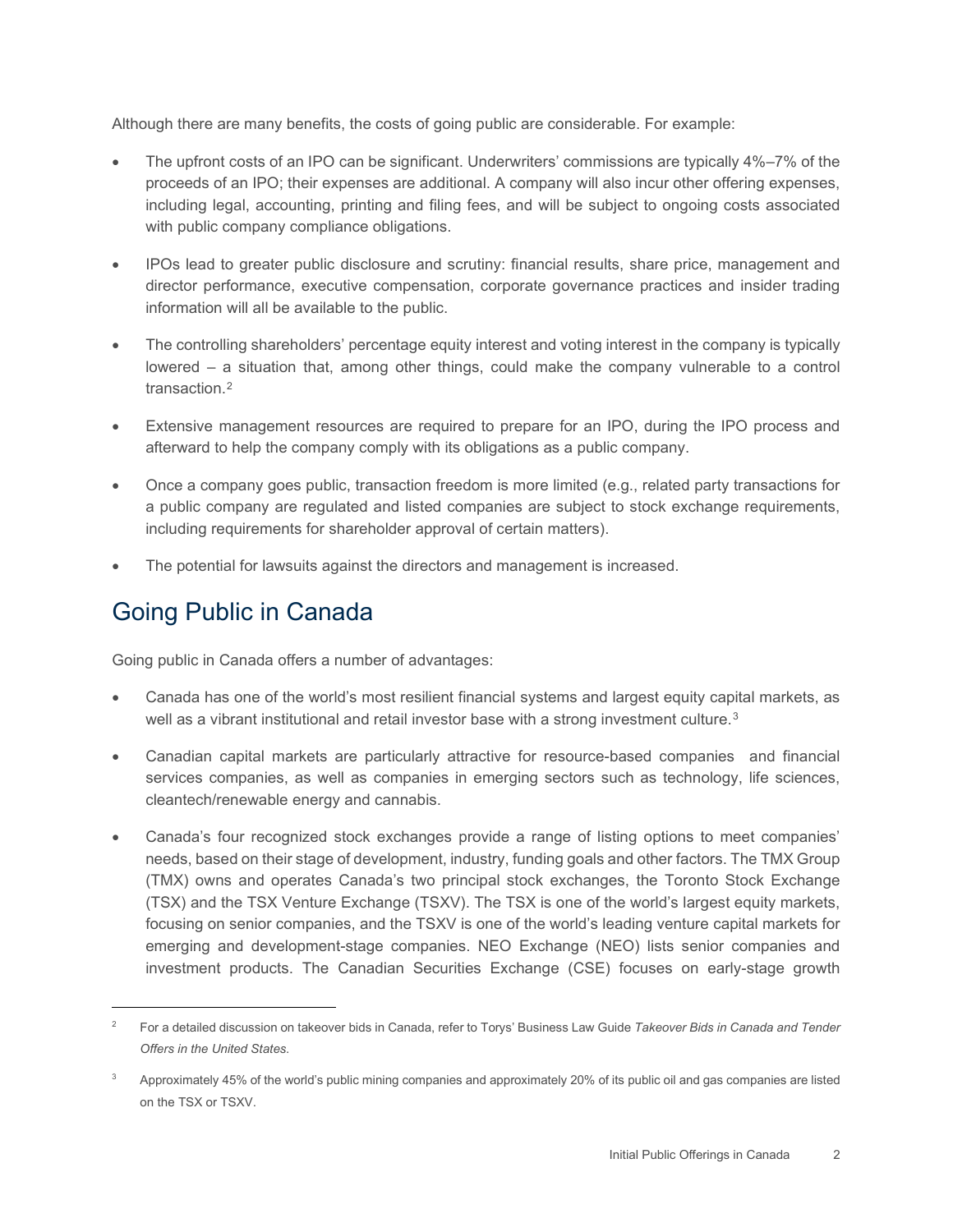Although there are many benefits, the costs of going public are considerable. For example:

- The upfront costs of an IPO can be significant. Underwriters' commissions are typically 4%–7% of the proceeds of an IPO; their expenses are additional. A company will also incur other offering expenses, including legal, accounting, printing and filing fees, and will be subject to ongoing costs associated with public company compliance obligations.
- IPOs lead to greater public disclosure and scrutiny: financial results, share price, management and director performance, executive compensation, corporate governance practices and insider trading information will all be available to the public.
- The controlling shareholders' percentage equity interest and voting interest in the company is typically lowered – a situation that, among other things, could make the company vulnerable to a control transaction.[2]
- Extensive management resources are required to prepare for an IPO, during the IPO process and afterward to help the company comply with its obligations as a public company.
- Once a company goes public, transaction freedom is more limited (e.g., related party transactions for a public company are regulated and listed companies are subject to stock exchange requirements, including requirements for shareholder approval of certain matters).
- The potential for lawsuits against the directors and management is increased.

## Going Public in Canada

Going public in Canada offers a number of advantages:

- Canada has one of the world's most resilient financial systems and largest equity capital markets, as well as a vibrant institutional and retail investor base with a strong investment culture.[3]
- Canadian capital markets are particularly attractive for resource-based companies and financial services companies, as well as companies in emerging sectors such as technology, life sciences, cleantech/renewable energy and cannabis.
- Canada's four recognized stock exchanges provide a range of listing options to meet companies' needs, based on their stage of development, industry, funding goals and other factors. The TMX Group (TMX) owns and operates Canada's two principal stock exchanges, the Toronto Stock Exchange (TSX) and the TSX Venture Exchange (TSXV). The TSX is one of the world's largest equity markets, focusing on senior companies, and the TSXV is one of the world's leading venture capital markets for emerging and development-stage companies. NEO Exchange (NEO) lists senior companies and investment products. The Canadian Securities Exchange (CSE) focuses on early-stage growth

---

[2] For a detailed discussion on takeover bids in Canada, refer to Torys' Business Law Guide *Takeover Bids in Canada and Tender Offers in the United States.*

[3] Approximately 45% of the world's public mining companies and approximately 20% of its public oil and gas companies are listed on the TSX or TSXV.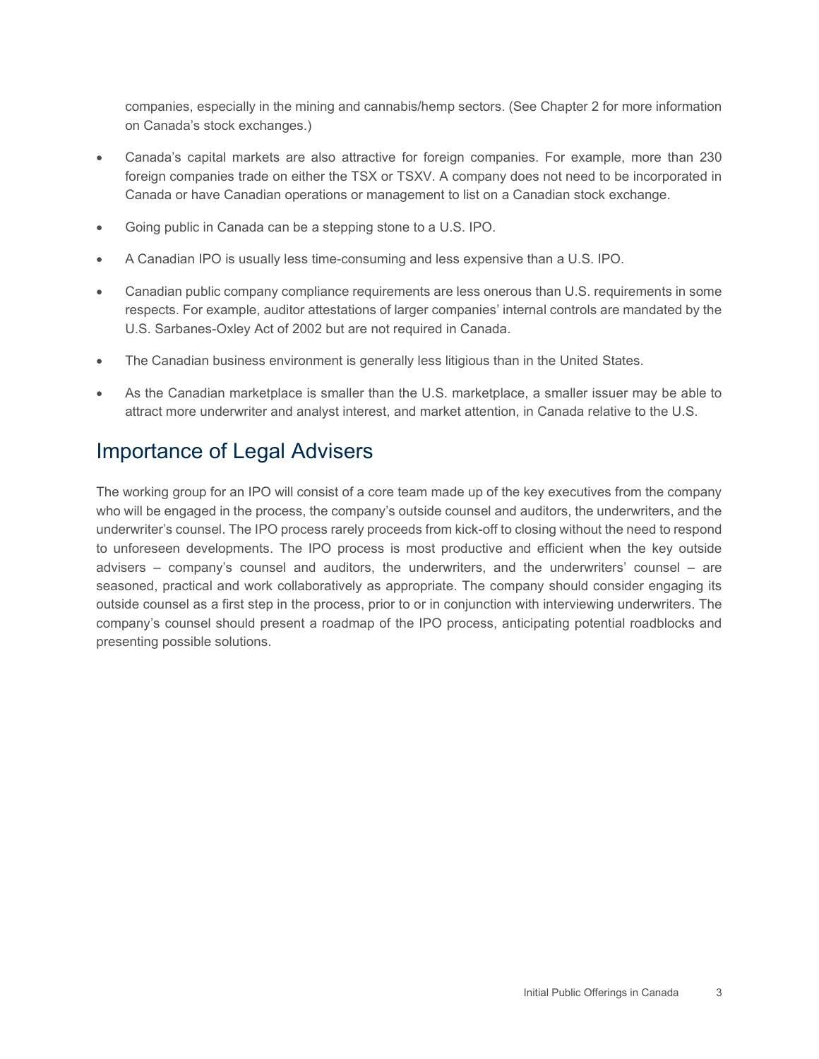companies, especially in the mining and cannabis/hemp sectors. (See Chapter 2 for more information on Canada's stock exchanges.)

- Canada's capital markets are also attractive for foreign companies. For example, more than 230 foreign companies trade on either the TSX or TSXV. A company does not need to be incorporated in Canada or have Canadian operations or management to list on a Canadian stock exchange.
- Going public in Canada can be a stepping stone to a U.S. IPO.
- A Canadian IPO is usually less time-consuming and less expensive than a U.S. IPO.
- Canadian public company compliance requirements are less onerous than U.S. requirements in some respects. For example, auditor attestations of larger companies' internal controls are mandated by the U.S. Sarbanes-Oxley Act of 2002 but are not required in Canada.
- The Canadian business environment is generally less litigious than in the United States.
- As the Canadian marketplace is smaller than the U.S. marketplace, a smaller issuer may be able to attract more underwriter and analyst interest, and market attention, in Canada relative to the U.S.

## Importance of Legal Advisers

The working group for an IPO will consist of a core team made up of the key executives from the company who will be engaged in the process, the company's outside counsel and auditors, the underwriters, and the underwriter's counsel. The IPO process rarely proceeds from kick-off to closing without the need to respond to unforeseen developments. The IPO process is most productive and efficient when the key outside advisers – company's counsel and auditors, the underwriters, and the underwriters' counsel – are seasoned, practical and work collaboratively as appropriate. The company should consider engaging its outside counsel as a first step in the process, prior to or in conjunction with interviewing underwriters. The company's counsel should present a roadmap of the IPO process, anticipating potential roadblocks and presenting possible solutions.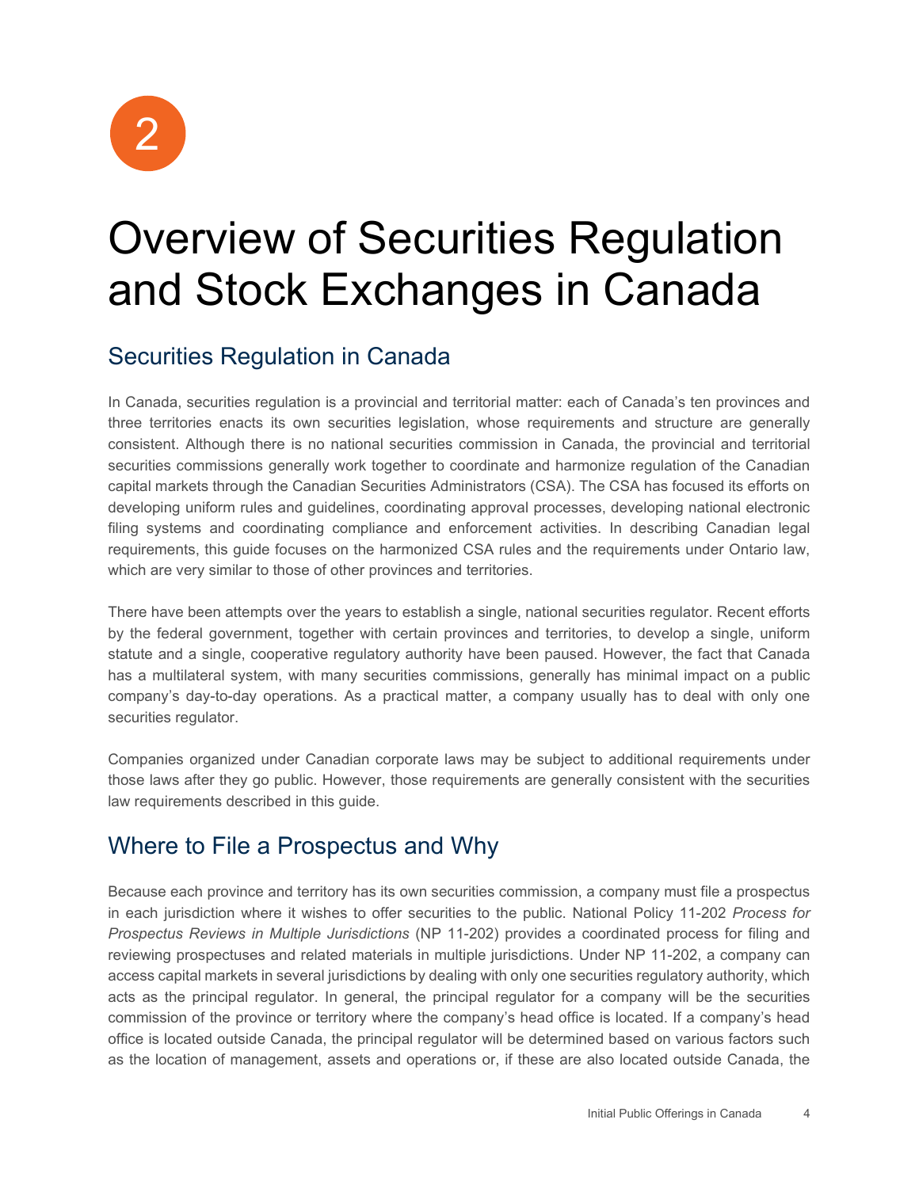2

# Overview of Securities Regulation and Stock Exchanges in Canada

## Securities Regulation in Canada

In Canada, securities regulation is a provincial and territorial matter: each of Canada's ten provinces and three territories enacts its own securities legislation, whose requirements and structure are generally consistent. Although there is no national securities commission in Canada, the provincial and territorial securities commissions generally work together to coordinate and harmonize regulation of the Canadian capital markets through the Canadian Securities Administrators (CSA). The CSA has focused its efforts on developing uniform rules and guidelines, coordinating approval processes, developing national electronic filing systems and coordinating compliance and enforcement activities. In describing Canadian legal requirements, this guide focuses on the harmonized CSA rules and the requirements under Ontario law, which are very similar to those of other provinces and territories.

There have been attempts over the years to establish a single, national securities regulator. Recent efforts by the federal government, together with certain provinces and territories, to develop a single, uniform statute and a single, cooperative regulatory authority have been paused. However, the fact that Canada has a multilateral system, with many securities commissions, generally has minimal impact on a public company's day-to-day operations. As a practical matter, a company usually has to deal with only one securities regulator.

Companies organized under Canadian corporate laws may be subject to additional requirements under those laws after they go public. However, those requirements are generally consistent with the securities law requirements described in this guide.

## Where to File a Prospectus and Why

Because each province and territory has its own securities commission, a company must file a prospectus in each jurisdiction where it wishes to offer securities to the public. National Policy 11-202 *Process for Prospectus Reviews in Multiple Jurisdictions* (NP 11-202) provides a coordinated process for filing and reviewing prospectuses and related materials in multiple jurisdictions. Under NP 11-202, a company can access capital markets in several jurisdictions by dealing with only one securities regulatory authority, which acts as the principal regulator. In general, the principal regulator for a company will be the securities commission of the province or territory where the company's head office is located. If a company's head office is located outside Canada, the principal regulator will be determined based on various factors such as the location of management, assets and operations or, if these are also located outside Canada, the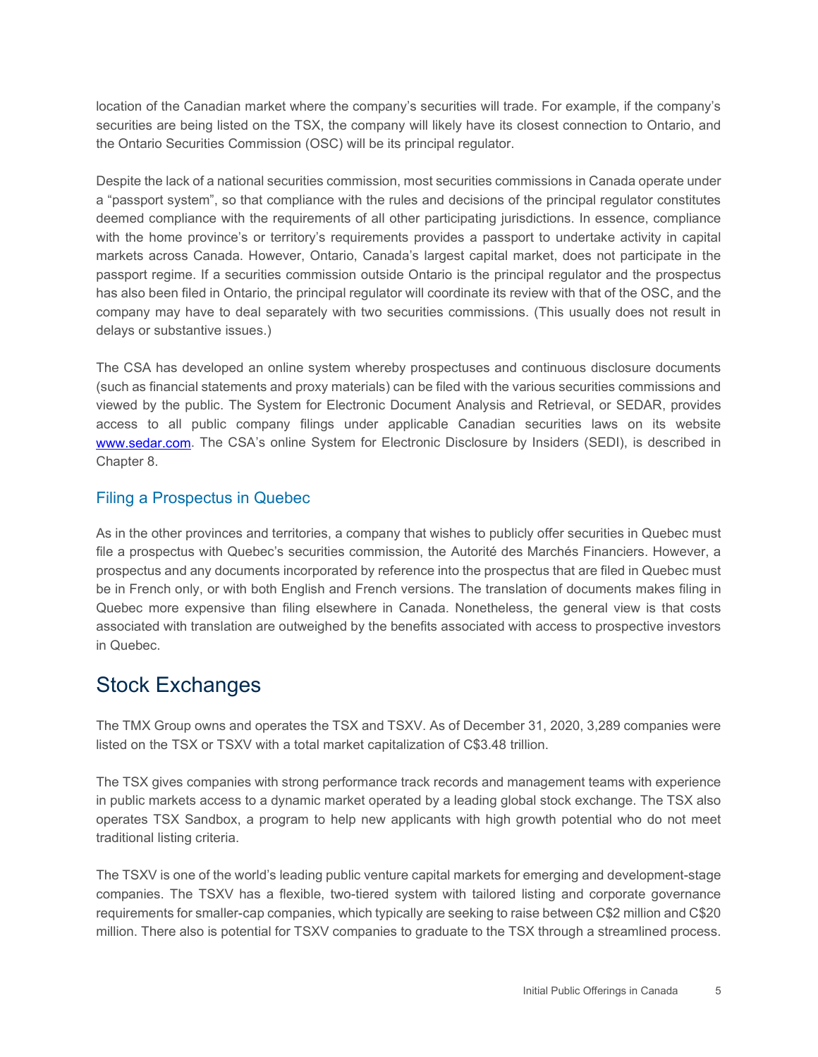location of the Canadian market where the company's securities will trade. For example, if the company's securities are being listed on the TSX, the company will likely have its closest connection to Ontario, and the Ontario Securities Commission (OSC) will be its principal regulator.

Despite the lack of a national securities commission, most securities commissions in Canada operate under a "passport system", so that compliance with the rules and decisions of the principal regulator constitutes deemed compliance with the requirements of all other participating jurisdictions. In essence, compliance with the home province's or territory's requirements provides a passport to undertake activity in capital markets across Canada. However, Ontario, Canada's largest capital market, does not participate in the passport regime. If a securities commission outside Ontario is the principal regulator and the prospectus has also been filed in Ontario, the principal regulator will coordinate its review with that of the OSC, and the company may have to deal separately with two securities commissions. (This usually does not result in delays or substantive issues.)

The CSA has developed an online system whereby prospectuses and continuous disclosure documents (such as financial statements and proxy materials) can be filed with the various securities commissions and viewed by the public. The System for Electronic Document Analysis and Retrieval, or SEDAR, provides access to all public company filings under applicable Canadian securities laws on its website [www.sedar.com](http://www.sedar.com). The CSA's online System for Electronic Disclosure by Insiders (SEDI), is described in Chapter 8.

### Filing a Prospectus in Quebec

As in the other provinces and territories, a company that wishes to publicly offer securities in Quebec must file a prospectus with Quebec's securities commission, the Autorité des Marchés Financiers. However, a prospectus and any documents incorporated by reference into the prospectus that are filed in Quebec must be in French only, or with both English and French versions. The translation of documents makes filing in Quebec more expensive than filing elsewhere in Canada. Nonetheless, the general view is that costs associated with translation are outweighed by the benefits associated with access to prospective investors in Quebec.

## Stock Exchanges

The TMX Group owns and operates the TSX and TSXV. As of December 31, 2020, 3,289 companies were listed on the TSX or TSXV with a total market capitalization of C$3.48 trillion.

The TSX gives companies with strong performance track records and management teams with experience in public markets access to a dynamic market operated by a leading global stock exchange. The TSX also operates TSX Sandbox, a program to help new applicants with high growth potential who do not meet traditional listing criteria.

The TSXV is one of the world's leading public venture capital markets for emerging and development-stage companies. The TSXV has a flexible, two-tiered system with tailored listing and corporate governance requirements for smaller-cap companies, which typically are seeking to raise between C$2 million and C$20 million. There also is potential for TSXV companies to graduate to the TSX through a streamlined process.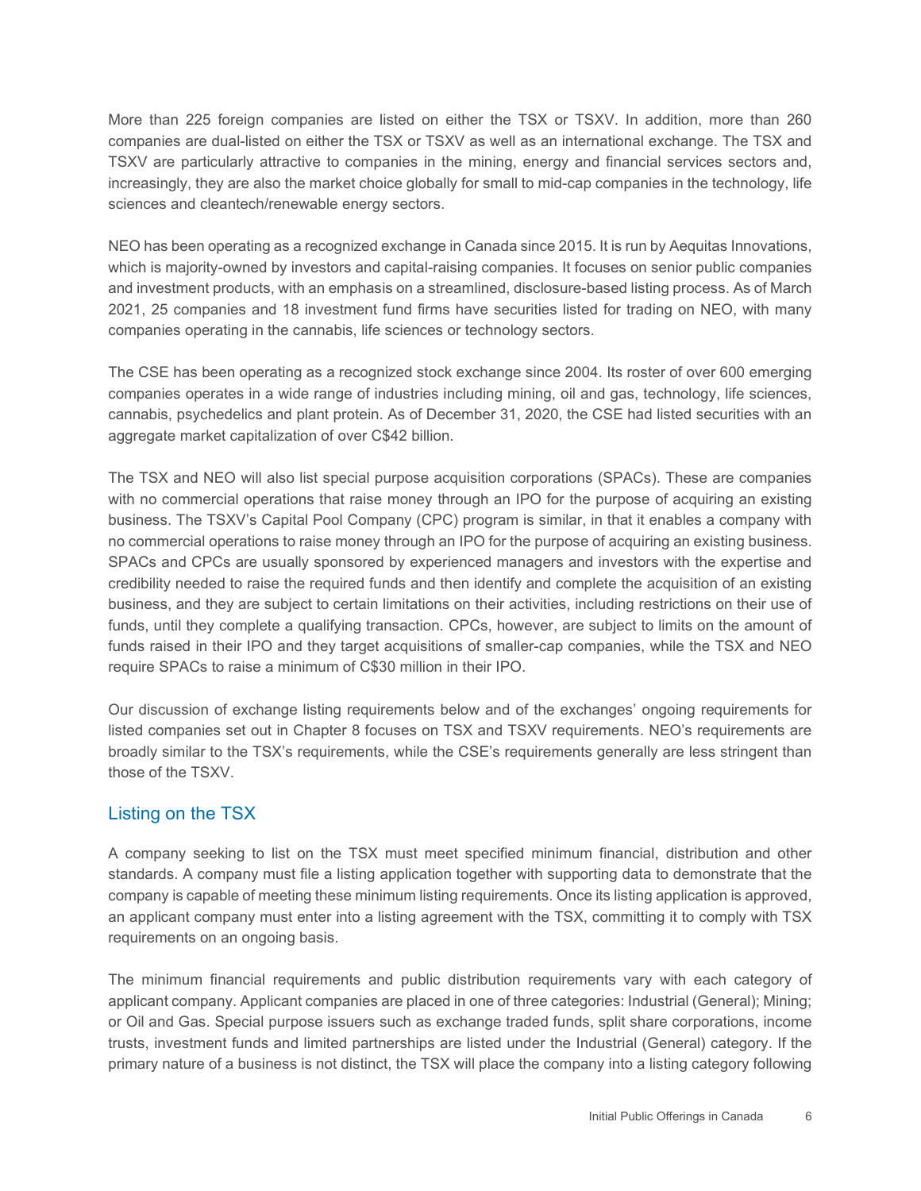More than 225 foreign companies are listed on either the TSX or TSXV. In addition, more than 260 companies are dual-listed on either the TSX or TSXV as well as an international exchange. The TSX and TSXV are particularly attractive to companies in the mining, energy and financial services sectors and, increasingly, they are also the market choice globally for small to mid-cap companies in the technology, life sciences and cleantech/renewable energy sectors.

NEO has been operating as a recognized exchange in Canada since 2015. It is run by Aequitas Innovations, which is majority-owned by investors and capital-raising companies. It focuses on senior public companies and investment products, with an emphasis on a streamlined, disclosure-based listing process. As of March 2021, 25 companies and 18 investment fund firms have securities listed for trading on NEO, with many companies operating in the cannabis, life sciences or technology sectors.

The CSE has been operating as a recognized stock exchange since 2004. Its roster of over 600 emerging companies operates in a wide range of industries including mining, oil and gas, technology, life sciences, cannabis, psychedelics and plant protein. As of December 31, 2020, the CSE had listed securities with an aggregate market capitalization of over C$42 billion.

The TSX and NEO will also list special purpose acquisition corporations (SPACs). These are companies with no commercial operations that raise money through an IPO for the purpose of acquiring an existing business. The TSXV's Capital Pool Company (CPC) program is similar, in that it enables a company with no commercial operations to raise money through an IPO for the purpose of acquiring an existing business. SPACs and CPCs are usually sponsored by experienced managers and investors with the expertise and credibility needed to raise the required funds and then identify and complete the acquisition of an existing business, and they are subject to certain limitations on their activities, including restrictions on their use of funds, until they complete a qualifying transaction. CPCs, however, are subject to limits on the amount of funds raised in their IPO and they target acquisitions of smaller-cap companies, while the TSX and NEO require SPACs to raise a minimum of C$30 million in their IPO.

Our discussion of exchange listing requirements below and of the exchanges' ongoing requirements for listed companies set out in Chapter 8 focuses on TSX and TSXV requirements. NEO's requirements are broadly similar to the TSX's requirements, while the CSE's requirements generally are less stringent than those of the TSXV.

## Listing on the TSX

A company seeking to list on the TSX must meet specified minimum financial, distribution and other standards. A company must file a listing application together with supporting data to demonstrate that the company is capable of meeting these minimum listing requirements. Once its listing application is approved, an applicant company must enter into a listing agreement with the TSX, committing it to comply with TSX requirements on an ongoing basis.

The minimum financial requirements and public distribution requirements vary with each category of applicant company. Applicant companies are placed in one of three categories: Industrial (General); Mining; or Oil and Gas. Special purpose issuers such as exchange traded funds, split share corporations, income trusts, investment funds and limited partnerships are listed under the Industrial (General) category. If the primary nature of a business is not distinct, the TSX will place the company into a listing category following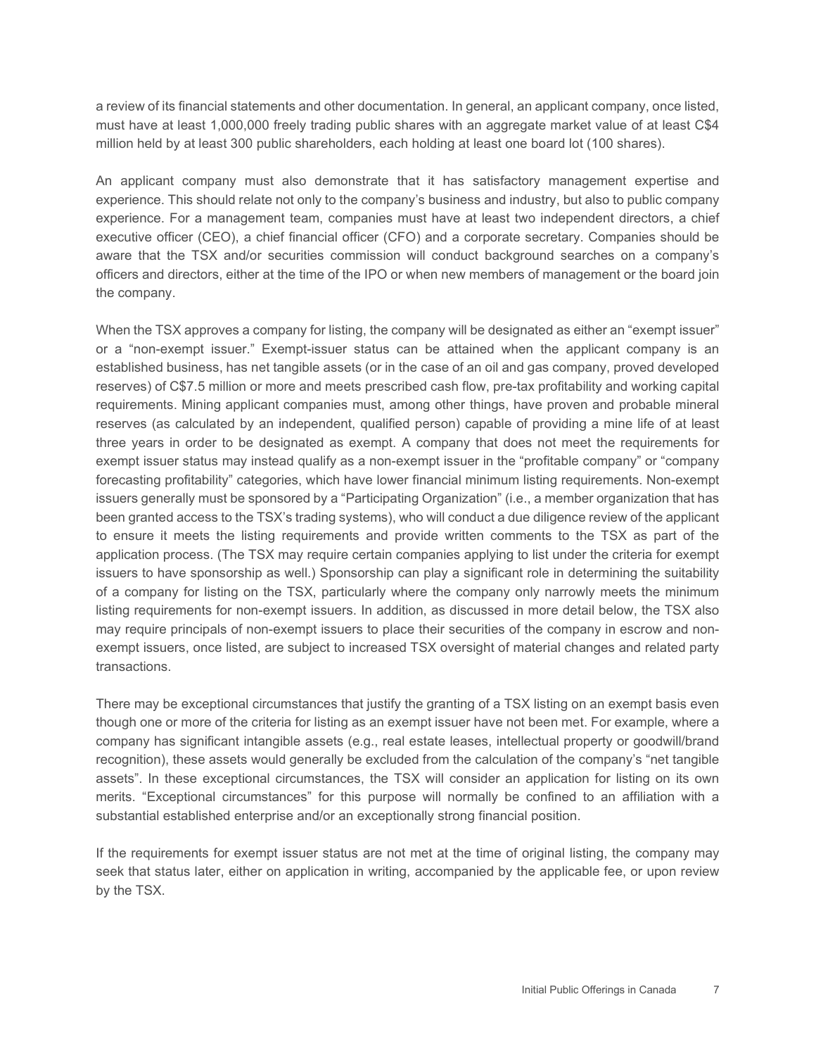a review of its financial statements and other documentation. In general, an applicant company, once listed, must have at least 1,000,000 freely trading public shares with an aggregate market value of at least C$4 million held by at least 300 public shareholders, each holding at least one board lot (100 shares).

An applicant company must also demonstrate that it has satisfactory management expertise and experience. This should relate not only to the company's business and industry, but also to public company experience. For a management team, companies must have at least two independent directors, a chief executive officer (CEO), a chief financial officer (CFO) and a corporate secretary. Companies should be aware that the TSX and/or securities commission will conduct background searches on a company's officers and directors, either at the time of the IPO or when new members of management or the board join the company.

When the TSX approves a company for listing, the company will be designated as either an "exempt issuer" or a "non-exempt issuer." Exempt-issuer status can be attained when the applicant company is an established business, has net tangible assets (or in the case of an oil and gas company, proved developed reserves) of C$7.5 million or more and meets prescribed cash flow, pre-tax profitability and working capital requirements. Mining applicant companies must, among other things, have proven and probable mineral reserves (as calculated by an independent, qualified person) capable of providing a mine life of at least three years in order to be designated as exempt. A company that does not meet the requirements for exempt issuer status may instead qualify as a non-exempt issuer in the "profitable company" or "company forecasting profitability" categories, which have lower financial minimum listing requirements. Non-exempt issuers generally must be sponsored by a "Participating Organization" (i.e., a member organization that has been granted access to the TSX's trading systems), who will conduct a due diligence review of the applicant to ensure it meets the listing requirements and provide written comments to the TSX as part of the application process. (The TSX may require certain companies applying to list under the criteria for exempt issuers to have sponsorship as well.) Sponsorship can play a significant role in determining the suitability of a company for listing on the TSX, particularly where the company only narrowly meets the minimum listing requirements for non-exempt issuers. In addition, as discussed in more detail below, the TSX also may require principals of non-exempt issuers to place their securities of the company in escrow and non-exempt issuers, once listed, are subject to increased TSX oversight of material changes and related party transactions.

There may be exceptional circumstances that justify the granting of a TSX listing on an exempt basis even though one or more of the criteria for listing as an exempt issuer have not been met. For example, where a company has significant intangible assets (e.g., real estate leases, intellectual property or goodwill/brand recognition), these assets would generally be excluded from the calculation of the company's "net tangible assets". In these exceptional circumstances, the TSX will consider an application for listing on its own merits. "Exceptional circumstances" for this purpose will normally be confined to an affiliation with a substantial established enterprise and/or an exceptionally strong financial position.

If the requirements for exempt issuer status are not met at the time of original listing, the company may seek that status later, either on application in writing, accompanied by the applicable fee, or upon review by the TSX.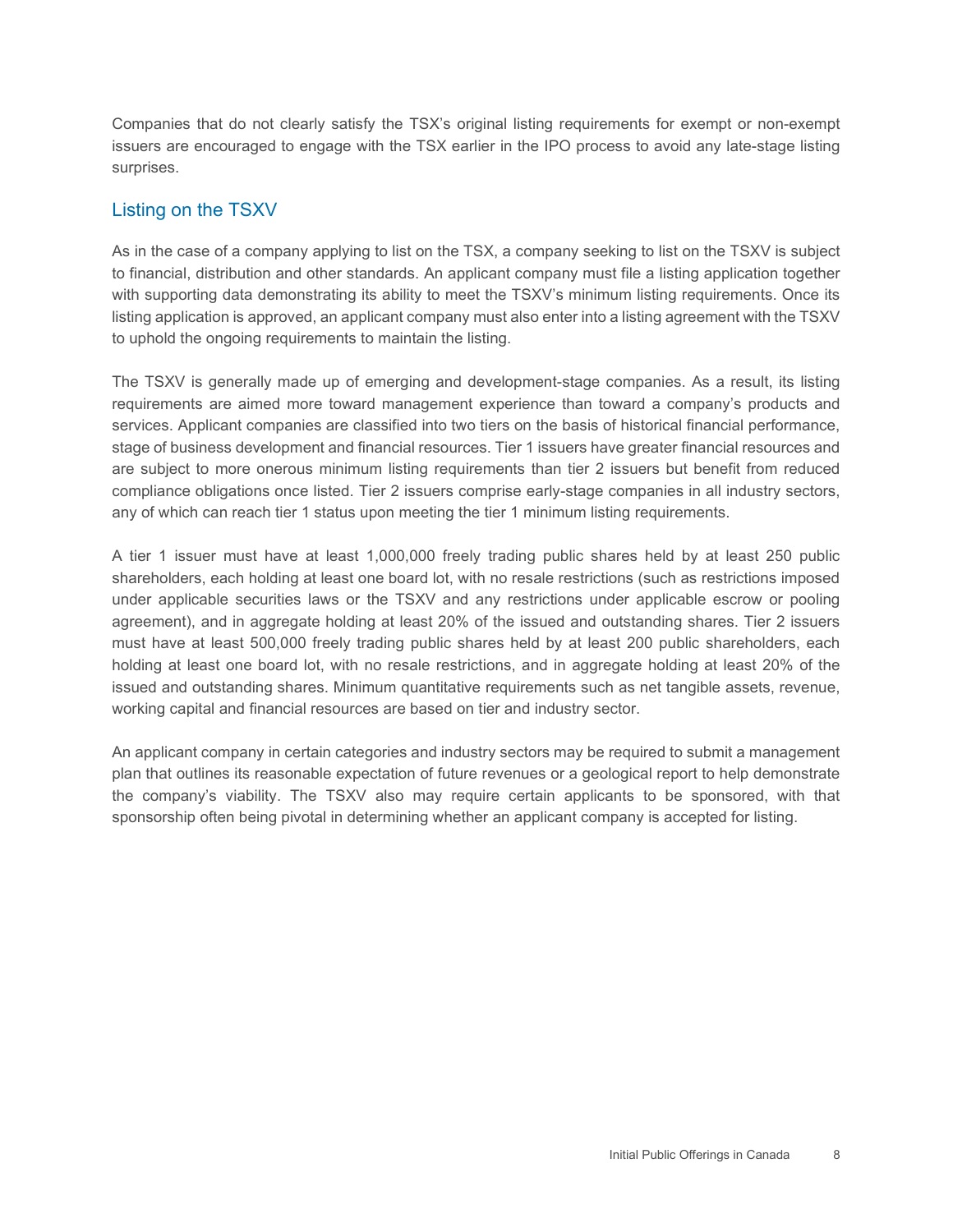Companies that do not clearly satisfy the TSX's original listing requirements for exempt or non-exempt issuers are encouraged to engage with the TSX earlier in the IPO process to avoid any late-stage listing surprises.

## Listing on the TSXV

As in the case of a company applying to list on the TSX, a company seeking to list on the TSXV is subject to financial, distribution and other standards. An applicant company must file a listing application together with supporting data demonstrating its ability to meet the TSXV's minimum listing requirements. Once its listing application is approved, an applicant company must also enter into a listing agreement with the TSXV to uphold the ongoing requirements to maintain the listing.

The TSXV is generally made up of emerging and development-stage companies. As a result, its listing requirements are aimed more toward management experience than toward a company's products and services. Applicant companies are classified into two tiers on the basis of historical financial performance, stage of business development and financial resources. Tier 1 issuers have greater financial resources and are subject to more onerous minimum listing requirements than tier 2 issuers but benefit from reduced compliance obligations once listed. Tier 2 issuers comprise early-stage companies in all industry sectors, any of which can reach tier 1 status upon meeting the tier 1 minimum listing requirements.

A tier 1 issuer must have at least 1,000,000 freely trading public shares held by at least 250 public shareholders, each holding at least one board lot, with no resale restrictions (such as restrictions imposed under applicable securities laws or the TSXV and any restrictions under applicable escrow or pooling agreement), and in aggregate holding at least 20% of the issued and outstanding shares. Tier 2 issuers must have at least 500,000 freely trading public shares held by at least 200 public shareholders, each holding at least one board lot, with no resale restrictions, and in aggregate holding at least 20% of the issued and outstanding shares. Minimum quantitative requirements such as net tangible assets, revenue, working capital and financial resources are based on tier and industry sector.

An applicant company in certain categories and industry sectors may be required to submit a management plan that outlines its reasonable expectation of future revenues or a geological report to help demonstrate the company's viability. The TSXV also may require certain applicants to be sponsored, with that sponsorship often being pivotal in determining whether an applicant company is accepted for listing.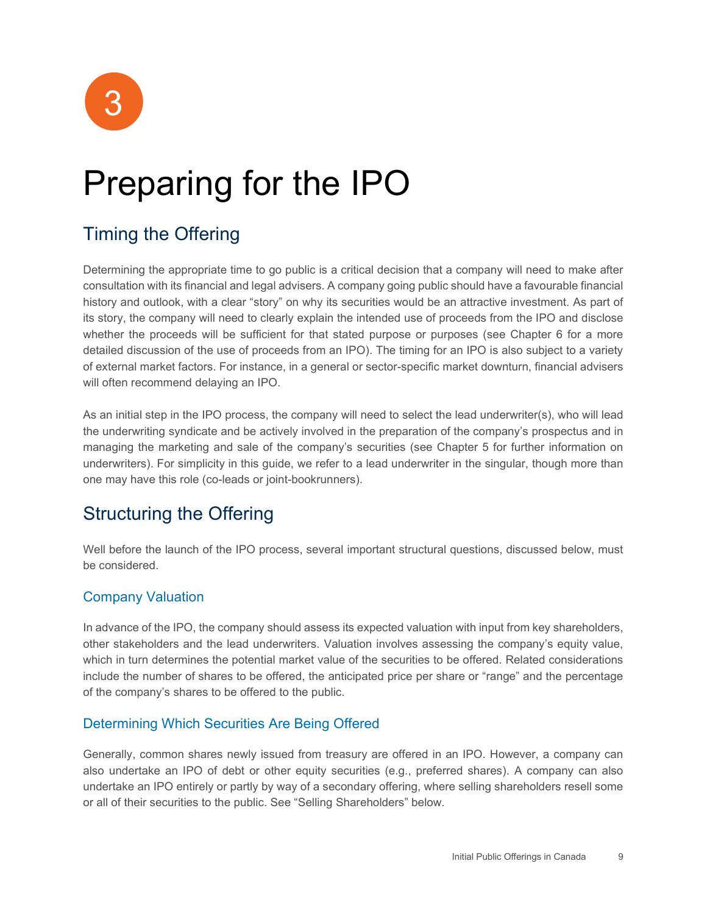# 3

# Preparing for the IPO

## Timing the Offering

Determining the appropriate time to go public is a critical decision that a company will need to make after consultation with its financial and legal advisers. A company going public should have a favourable financial history and outlook, with a clear "story" on why its securities would be an attractive investment. As part of its story, the company will need to clearly explain the intended use of proceeds from the IPO and disclose whether the proceeds will be sufficient for that stated purpose or purposes (see Chapter 6 for a more detailed discussion of the use of proceeds from an IPO). The timing for an IPO is also subject to a variety of external market factors. For instance, in a general or sector-specific market downturn, financial advisers will often recommend delaying an IPO.

As an initial step in the IPO process, the company will need to select the lead underwriter(s), who will lead the underwriting syndicate and be actively involved in the preparation of the company's prospectus and in managing the marketing and sale of the company's securities (see Chapter 5 for further information on underwriters). For simplicity in this guide, we refer to a lead underwriter in the singular, though more than one may have this role (co-leads or joint-bookrunners).

## Structuring the Offering

Well before the launch of the IPO process, several important structural questions, discussed below, must be considered.

### Company Valuation

In advance of the IPO, the company should assess its expected valuation with input from key shareholders, other stakeholders and the lead underwriters. Valuation involves assessing the company's equity value, which in turn determines the potential market value of the securities to be offered. Related considerations include the number of shares to be offered, the anticipated price per share or "range" and the percentage of the company's shares to be offered to the public.

### Determining Which Securities Are Being Offered

Generally, common shares newly issued from treasury are offered in an IPO. However, a company can also undertake an IPO of debt or other equity securities (e.g., preferred shares). A company can also undertake an IPO entirely or partly by way of a secondary offering, where selling shareholders resell some or all of their securities to the public. See "Selling Shareholders" below.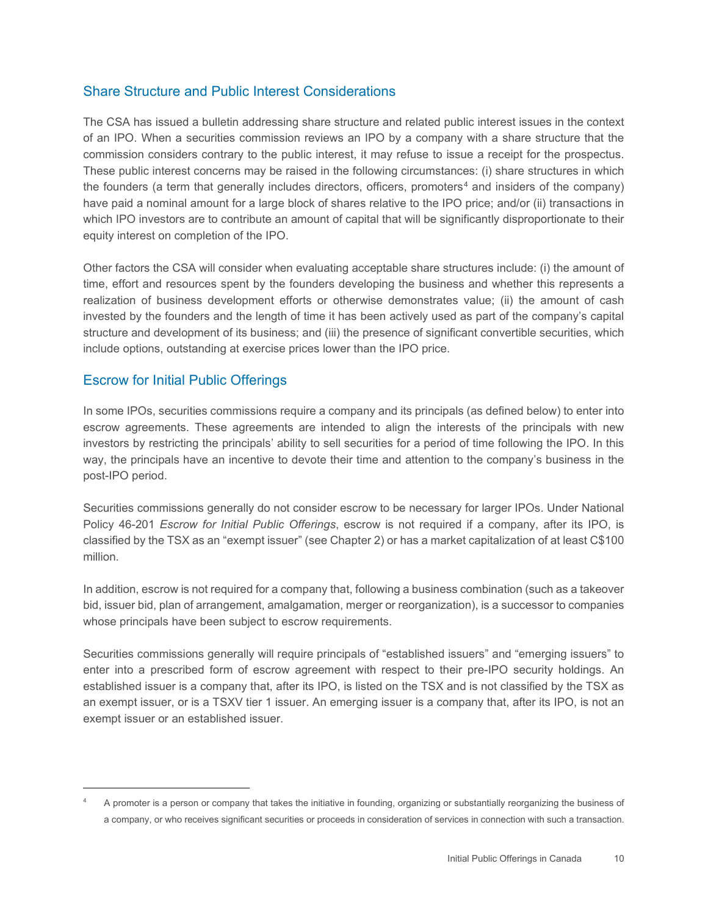## Share Structure and Public Interest Considerations

The CSA has issued a bulletin addressing share structure and related public interest issues in the context of an IPO. When a securities commission reviews an IPO by a company with a share structure that the commission considers contrary to the public interest, it may refuse to issue a receipt for the prospectus. These public interest concerns may be raised in the following circumstances: (i) share structures in which the founders (a term that generally includes directors, officers, promoters[4] and insiders of the company) have paid a nominal amount for a large block of shares relative to the IPO price; and/or (ii) transactions in which IPO investors are to contribute an amount of capital that will be significantly disproportionate to their equity interest on completion of the IPO.

Other factors the CSA will consider when evaluating acceptable share structures include: (i) the amount of time, effort and resources spent by the founders developing the business and whether this represents a realization of business development efforts or otherwise demonstrates value; (ii) the amount of cash invested by the founders and the length of time it has been actively used as part of the company's capital structure and development of its business; and (iii) the presence of significant convertible securities, which include options, outstanding at exercise prices lower than the IPO price.

## Escrow for Initial Public Offerings

In some IPOs, securities commissions require a company and its principals (as defined below) to enter into escrow agreements. These agreements are intended to align the interests of the principals with new investors by restricting the principals' ability to sell securities for a period of time following the IPO. In this way, the principals have an incentive to devote their time and attention to the company's business in the post-IPO period.

Securities commissions generally do not consider escrow to be necessary for larger IPOs. Under National Policy 46-201 *Escrow for Initial Public Offerings*, escrow is not required if a company, after its IPO, is classified by the TSX as an "exempt issuer" (see Chapter 2) or has a market capitalization of at least C$100 million.

In addition, escrow is not required for a company that, following a business combination (such as a takeover bid, issuer bid, plan of arrangement, amalgamation, merger or reorganization), is a successor to companies whose principals have been subject to escrow requirements.

Securities commissions generally will require principals of "established issuers" and "emerging issuers" to enter into a prescribed form of escrow agreement with respect to their pre-IPO security holdings. An established issuer is a company that, after its IPO, is listed on the TSX and is not classified by the TSX as an exempt issuer, or is a TSXV tier 1 issuer. An emerging issuer is a company that, after its IPO, is not an exempt issuer or an established issuer.

---

[4] A promoter is a person or company that takes the initiative in founding, organizing or substantially reorganizing the business of a company, or who receives significant securities or proceeds in consideration of services in connection with such a transaction.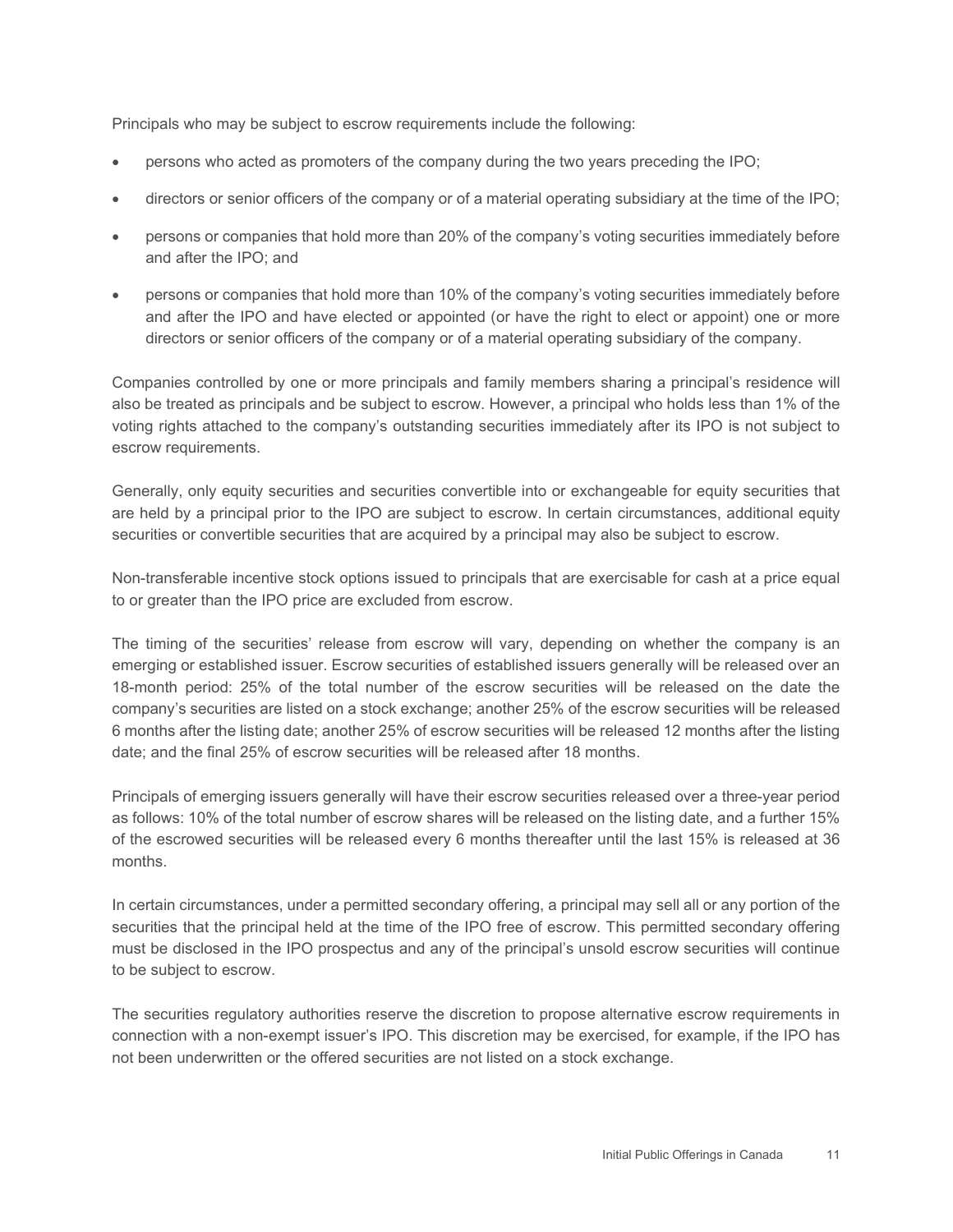Principals who may be subject to escrow requirements include the following:

- persons who acted as promoters of the company during the two years preceding the IPO;
- directors or senior officers of the company or of a material operating subsidiary at the time of the IPO;
- persons or companies that hold more than 20% of the company's voting securities immediately before and after the IPO; and
- persons or companies that hold more than 10% of the company's voting securities immediately before and after the IPO and have elected or appointed (or have the right to elect or appoint) one or more directors or senior officers of the company or of a material operating subsidiary of the company.

Companies controlled by one or more principals and family members sharing a principal's residence will also be treated as principals and be subject to escrow. However, a principal who holds less than 1% of the voting rights attached to the company's outstanding securities immediately after its IPO is not subject to escrow requirements.

Generally, only equity securities and securities convertible into or exchangeable for equity securities that are held by a principal prior to the IPO are subject to escrow. In certain circumstances, additional equity securities or convertible securities that are acquired by a principal may also be subject to escrow.

Non-transferable incentive stock options issued to principals that are exercisable for cash at a price equal to or greater than the IPO price are excluded from escrow.

The timing of the securities' release from escrow will vary, depending on whether the company is an emerging or established issuer. Escrow securities of established issuers generally will be released over an 18-month period: 25% of the total number of the escrow securities will be released on the date the company's securities are listed on a stock exchange; another 25% of the escrow securities will be released 6 months after the listing date; another 25% of escrow securities will be released 12 months after the listing date; and the final 25% of escrow securities will be released after 18 months.

Principals of emerging issuers generally will have their escrow securities released over a three-year period as follows: 10% of the total number of escrow shares will be released on the listing date, and a further 15% of the escrowed securities will be released every 6 months thereafter until the last 15% is released at 36 months.

In certain circumstances, under a permitted secondary offering, a principal may sell all or any portion of the securities that the principal held at the time of the IPO free of escrow. This permitted secondary offering must be disclosed in the IPO prospectus and any of the principal's unsold escrow securities will continue to be subject to escrow.

The securities regulatory authorities reserve the discretion to propose alternative escrow requirements in connection with a non-exempt issuer's IPO. This discretion may be exercised, for example, if the IPO has not been underwritten or the offered securities are not listed on a stock exchange.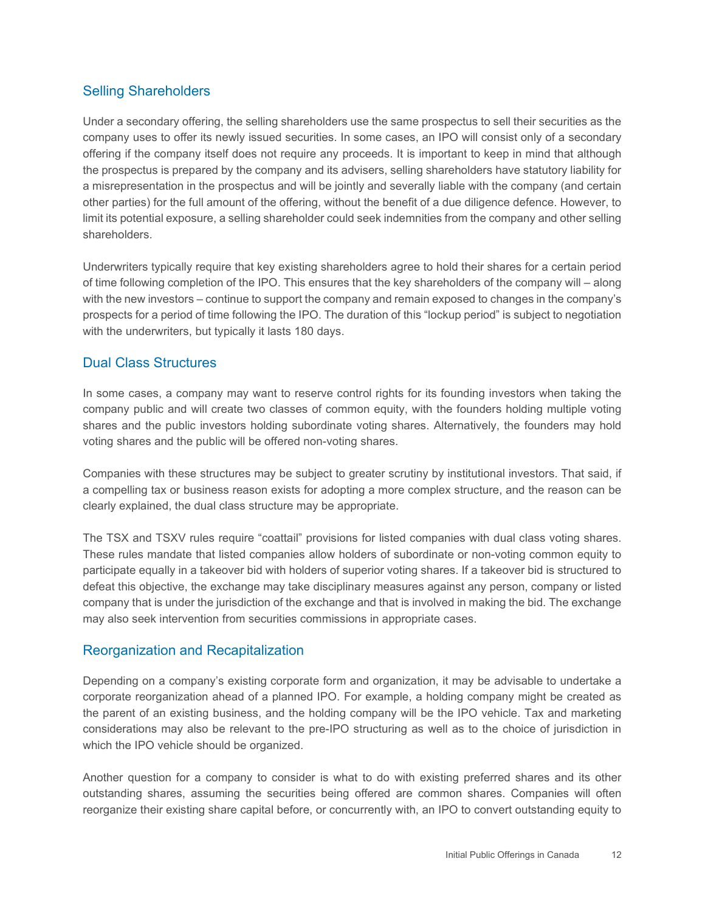## Selling Shareholders

Under a secondary offering, the selling shareholders use the same prospectus to sell their securities as the company uses to offer its newly issued securities. In some cases, an IPO will consist only of a secondary offering if the company itself does not require any proceeds. It is important to keep in mind that although the prospectus is prepared by the company and its advisers, selling shareholders have statutory liability for a misrepresentation in the prospectus and will be jointly and severally liable with the company (and certain other parties) for the full amount of the offering, without the benefit of a due diligence defence. However, to limit its potential exposure, a selling shareholder could seek indemnities from the company and other selling shareholders.

Underwriters typically require that key existing shareholders agree to hold their shares for a certain period of time following completion of the IPO. This ensures that the key shareholders of the company will – along with the new investors – continue to support the company and remain exposed to changes in the company's prospects for a period of time following the IPO. The duration of this "lockup period" is subject to negotiation with the underwriters, but typically it lasts 180 days.

## Dual Class Structures

In some cases, a company may want to reserve control rights for its founding investors when taking the company public and will create two classes of common equity, with the founders holding multiple voting shares and the public investors holding subordinate voting shares. Alternatively, the founders may hold voting shares and the public will be offered non-voting shares.

Companies with these structures may be subject to greater scrutiny by institutional investors. That said, if a compelling tax or business reason exists for adopting a more complex structure, and the reason can be clearly explained, the dual class structure may be appropriate.

The TSX and TSXV rules require "coattail" provisions for listed companies with dual class voting shares. These rules mandate that listed companies allow holders of subordinate or non-voting common equity to participate equally in a takeover bid with holders of superior voting shares. If a takeover bid is structured to defeat this objective, the exchange may take disciplinary measures against any person, company or listed company that is under the jurisdiction of the exchange and that is involved in making the bid. The exchange may also seek intervention from securities commissions in appropriate cases.

## Reorganization and Recapitalization

Depending on a company's existing corporate form and organization, it may be advisable to undertake a corporate reorganization ahead of a planned IPO. For example, a holding company might be created as the parent of an existing business, and the holding company will be the IPO vehicle. Tax and marketing considerations may also be relevant to the pre-IPO structuring as well as to the choice of jurisdiction in which the IPO vehicle should be organized.

Another question for a company to consider is what to do with existing preferred shares and its other outstanding shares, assuming the securities being offered are common shares. Companies will often reorganize their existing share capital before, or concurrently with, an IPO to convert outstanding equity to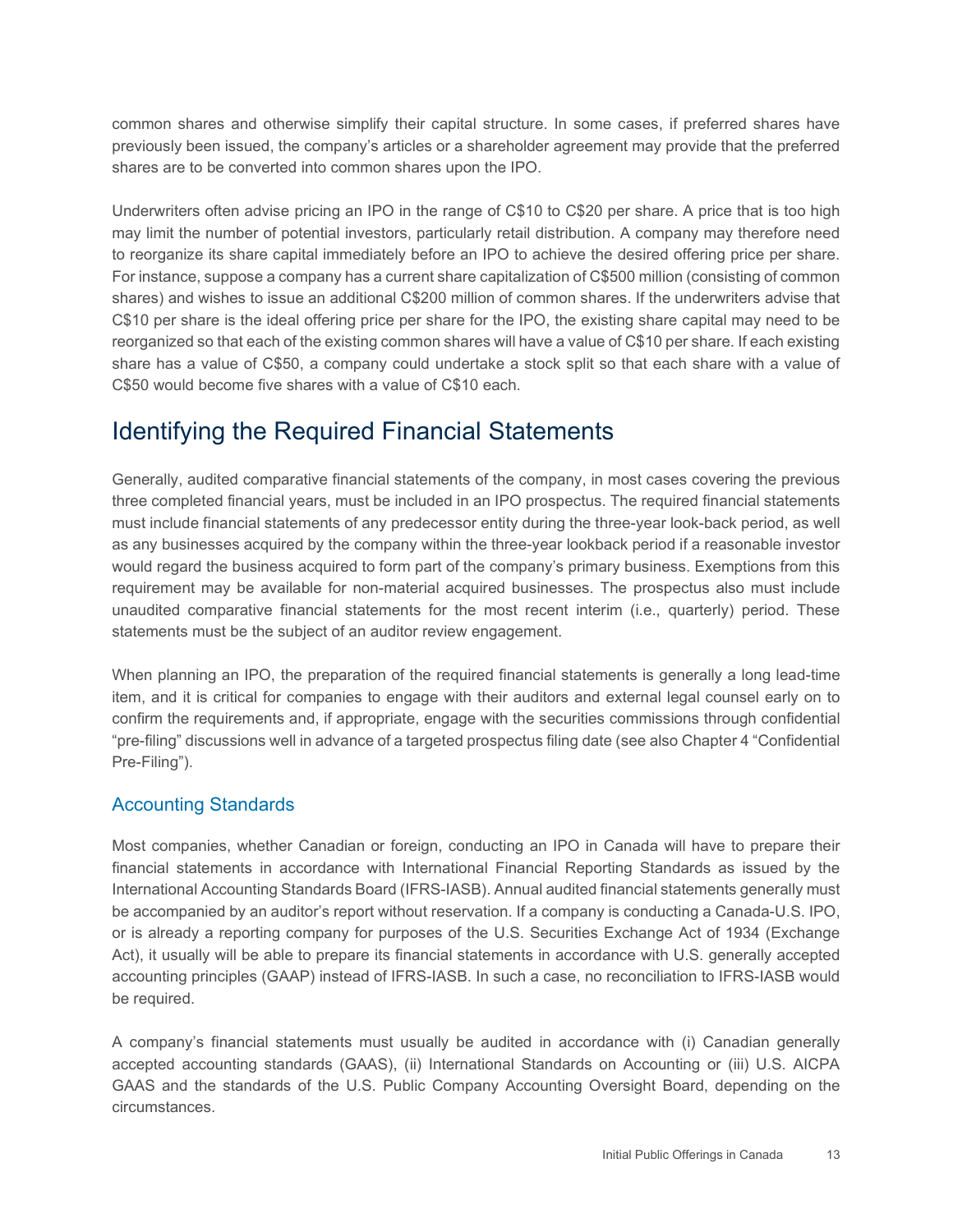common shares and otherwise simplify their capital structure. In some cases, if preferred shares have previously been issued, the company's articles or a shareholder agreement may provide that the preferred shares are to be converted into common shares upon the IPO.

Underwriters often advise pricing an IPO in the range of C$10 to C$20 per share. A price that is too high may limit the number of potential investors, particularly retail distribution. A company may therefore need to reorganize its share capital immediately before an IPO to achieve the desired offering price per share. For instance, suppose a company has a current share capitalization of C$500 million (consisting of common shares) and wishes to issue an additional C$200 million of common shares. If the underwriters advise that C$10 per share is the ideal offering price per share for the IPO, the existing share capital may need to be reorganized so that each of the existing common shares will have a value of C$10 per share. If each existing share has a value of C$50, a company could undertake a stock split so that each share with a value of C$50 would become five shares with a value of C$10 each.

# Identifying the Required Financial Statements

Generally, audited comparative financial statements of the company, in most cases covering the previous three completed financial years, must be included in an IPO prospectus. The required financial statements must include financial statements of any predecessor entity during the three-year look-back period, as well as any businesses acquired by the company within the three-year lookback period if a reasonable investor would regard the business acquired to form part of the company's primary business. Exemptions from this requirement may be available for non-material acquired businesses. The prospectus also must include unaudited comparative financial statements for the most recent interim (i.e., quarterly) period. These statements must be the subject of an auditor review engagement.

When planning an IPO, the preparation of the required financial statements is generally a long lead-time item, and it is critical for companies to engage with their auditors and external legal counsel early on to confirm the requirements and, if appropriate, engage with the securities commissions through confidential "pre-filing" discussions well in advance of a targeted prospectus filing date (see also Chapter 4 "Confidential Pre-Filing").

## Accounting Standards

Most companies, whether Canadian or foreign, conducting an IPO in Canada will have to prepare their financial statements in accordance with International Financial Reporting Standards as issued by the International Accounting Standards Board (IFRS-IASB). Annual audited financial statements generally must be accompanied by an auditor's report without reservation. If a company is conducting a Canada-U.S. IPO, or is already a reporting company for purposes of the U.S. Securities Exchange Act of 1934 (Exchange Act), it usually will be able to prepare its financial statements in accordance with U.S. generally accepted accounting principles (GAAP) instead of IFRS-IASB. In such a case, no reconciliation to IFRS-IASB would be required.

A company's financial statements must usually be audited in accordance with (i) Canadian generally accepted accounting standards (GAAS), (ii) International Standards on Accounting or (iii) U.S. AICPA GAAS and the standards of the U.S. Public Company Accounting Oversight Board, depending on the circumstances.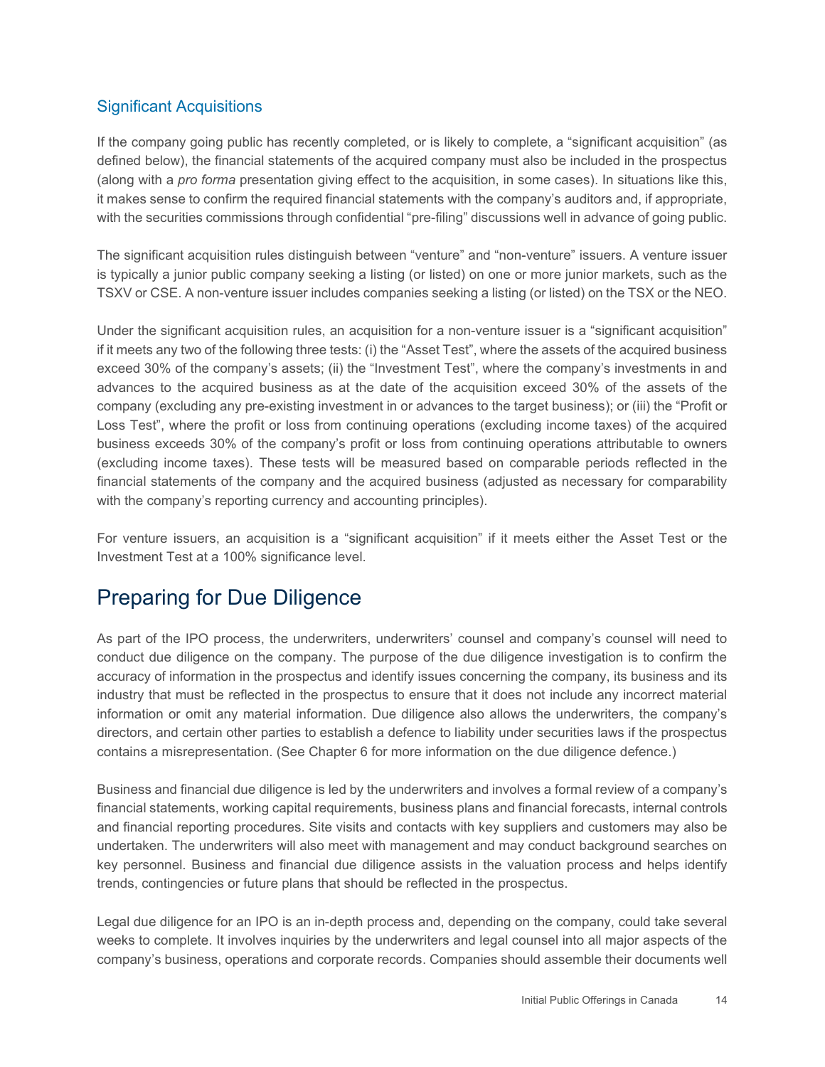### Significant Acquisitions

If the company going public has recently completed, or is likely to complete, a "significant acquisition" (as defined below), the financial statements of the acquired company must also be included in the prospectus (along with a *pro forma* presentation giving effect to the acquisition, in some cases). In situations like this, it makes sense to confirm the required financial statements with the company's auditors and, if appropriate, with the securities commissions through confidential "pre-filing" discussions well in advance of going public.

The significant acquisition rules distinguish between "venture" and "non-venture" issuers. A venture issuer is typically a junior public company seeking a listing (or listed) on one or more junior markets, such as the TSXV or CSE. A non-venture issuer includes companies seeking a listing (or listed) on the TSX or the NEO.

Under the significant acquisition rules, an acquisition for a non-venture issuer is a "significant acquisition" if it meets any two of the following three tests: (i) the "Asset Test", where the assets of the acquired business exceed 30% of the company's assets; (ii) the "Investment Test", where the company's investments in and advances to the acquired business as at the date of the acquisition exceed 30% of the assets of the company (excluding any pre-existing investment in or advances to the target business); or (iii) the "Profit or Loss Test", where the profit or loss from continuing operations (excluding income taxes) of the acquired business exceeds 30% of the company's profit or loss from continuing operations attributable to owners (excluding income taxes). These tests will be measured based on comparable periods reflected in the financial statements of the company and the acquired business (adjusted as necessary for comparability with the company's reporting currency and accounting principles).

For venture issuers, an acquisition is a "significant acquisition" if it meets either the Asset Test or the Investment Test at a 100% significance level.

## Preparing for Due Diligence

As part of the IPO process, the underwriters, underwriters' counsel and company's counsel will need to conduct due diligence on the company. The purpose of the due diligence investigation is to confirm the accuracy of information in the prospectus and identify issues concerning the company, its business and its industry that must be reflected in the prospectus to ensure that it does not include any incorrect material information or omit any material information. Due diligence also allows the underwriters, the company's directors, and certain other parties to establish a defence to liability under securities laws if the prospectus contains a misrepresentation. (See Chapter 6 for more information on the due diligence defence.)

Business and financial due diligence is led by the underwriters and involves a formal review of a company's financial statements, working capital requirements, business plans and financial forecasts, internal controls and financial reporting procedures. Site visits and contacts with key suppliers and customers may also be undertaken. The underwriters will also meet with management and may conduct background searches on key personnel. Business and financial due diligence assists in the valuation process and helps identify trends, contingencies or future plans that should be reflected in the prospectus.

Legal due diligence for an IPO is an in-depth process and, depending on the company, could take several weeks to complete. It involves inquiries by the underwriters and legal counsel into all major aspects of the company's business, operations and corporate records. Companies should assemble their documents well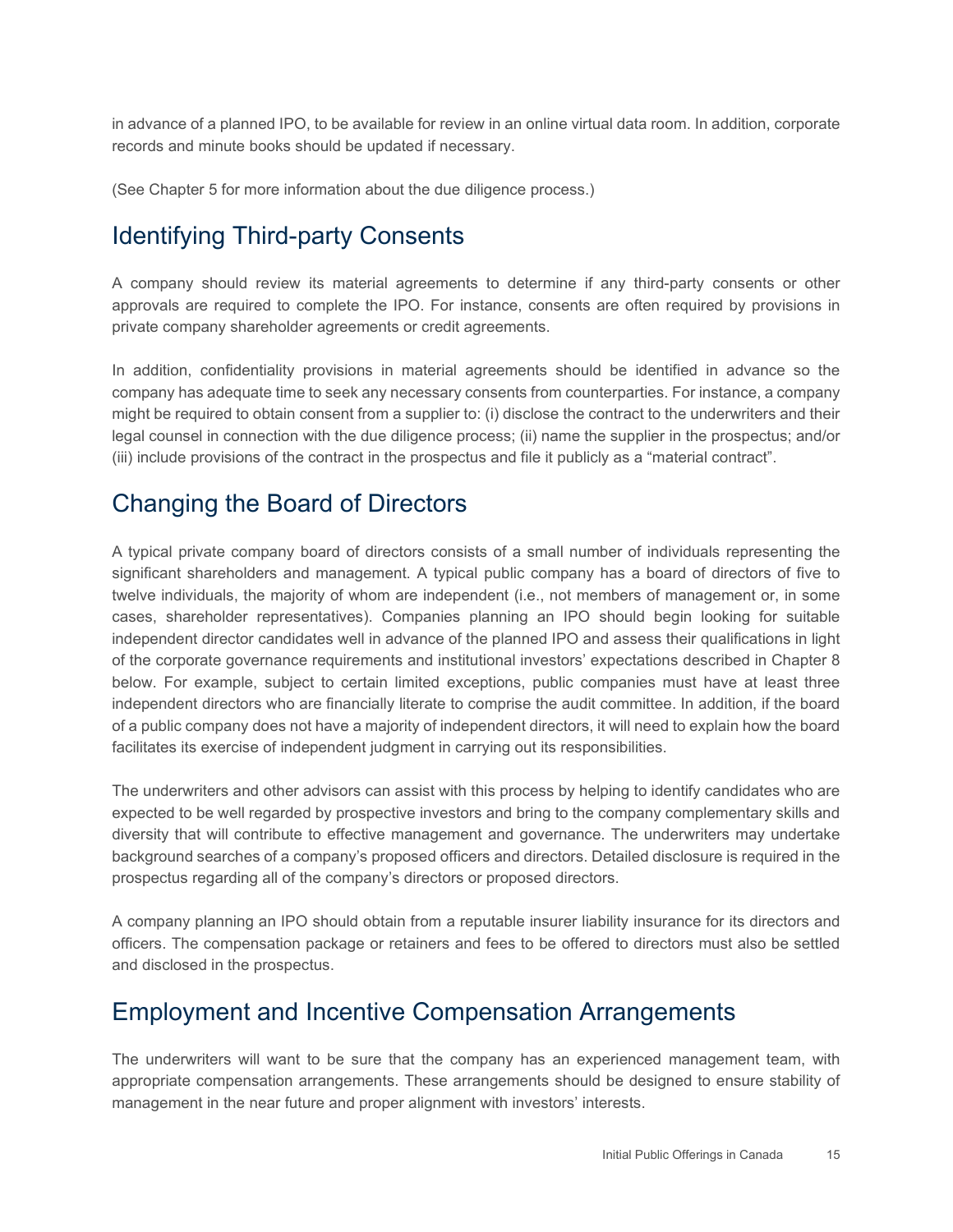in advance of a planned IPO, to be available for review in an online virtual data room. In addition, corporate records and minute books should be updated if necessary.

(See Chapter 5 for more information about the due diligence process.)

## Identifying Third-party Consents

A company should review its material agreements to determine if any third-party consents or other approvals are required to complete the IPO. For instance, consents are often required by provisions in private company shareholder agreements or credit agreements.

In addition, confidentiality provisions in material agreements should be identified in advance so the company has adequate time to seek any necessary consents from counterparties. For instance, a company might be required to obtain consent from a supplier to: (i) disclose the contract to the underwriters and their legal counsel in connection with the due diligence process; (ii) name the supplier in the prospectus; and/or (iii) include provisions of the contract in the prospectus and file it publicly as a "material contract".

## Changing the Board of Directors

A typical private company board of directors consists of a small number of individuals representing the significant shareholders and management. A typical public company has a board of directors of five to twelve individuals, the majority of whom are independent (i.e., not members of management or, in some cases, shareholder representatives). Companies planning an IPO should begin looking for suitable independent director candidates well in advance of the planned IPO and assess their qualifications in light of the corporate governance requirements and institutional investors' expectations described in Chapter 8 below. For example, subject to certain limited exceptions, public companies must have at least three independent directors who are financially literate to comprise the audit committee. In addition, if the board of a public company does not have a majority of independent directors, it will need to explain how the board facilitates its exercise of independent judgment in carrying out its responsibilities.

The underwriters and other advisors can assist with this process by helping to identify candidates who are expected to be well regarded by prospective investors and bring to the company complementary skills and diversity that will contribute to effective management and governance. The underwriters may undertake background searches of a company's proposed officers and directors. Detailed disclosure is required in the prospectus regarding all of the company's directors or proposed directors.

A company planning an IPO should obtain from a reputable insurer liability insurance for its directors and officers. The compensation package or retainers and fees to be offered to directors must also be settled and disclosed in the prospectus.

## Employment and Incentive Compensation Arrangements

The underwriters will want to be sure that the company has an experienced management team, with appropriate compensation arrangements. These arrangements should be designed to ensure stability of management in the near future and proper alignment with investors' interests.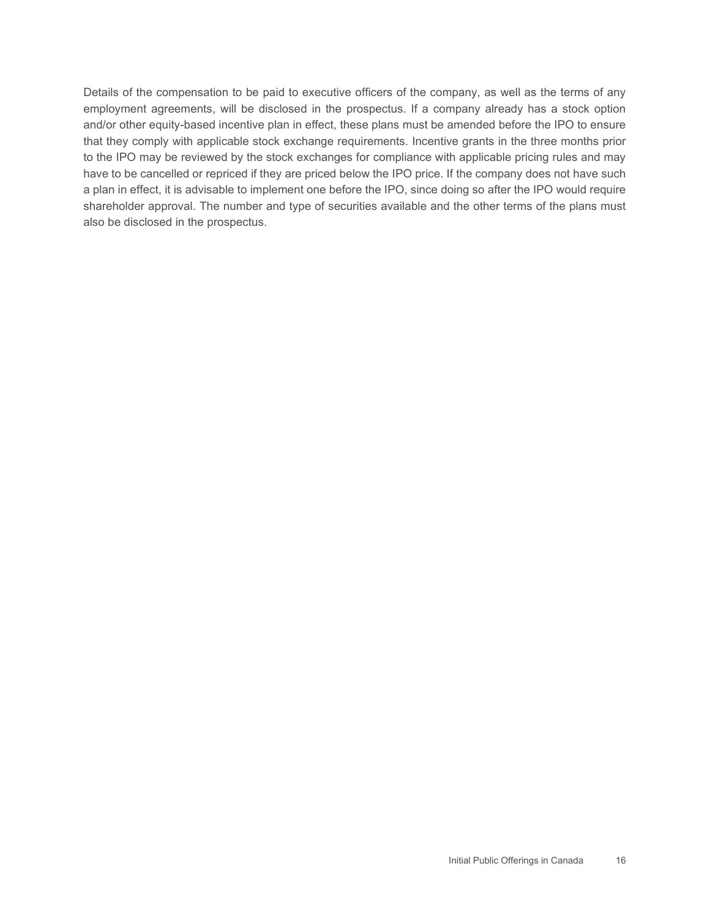Details of the compensation to be paid to executive officers of the company, as well as the terms of any employment agreements, will be disclosed in the prospectus. If a company already has a stock option and/or other equity-based incentive plan in effect, these plans must be amended before the IPO to ensure that they comply with applicable stock exchange requirements. Incentive grants in the three months prior to the IPO may be reviewed by the stock exchanges for compliance with applicable pricing rules and may have to be cancelled or repriced if they are priced below the IPO price. If the company does not have such a plan in effect, it is advisable to implement one before the IPO, since doing so after the IPO would require shareholder approval. The number and type of securities available and the other terms of the plans must also be disclosed in the prospectus.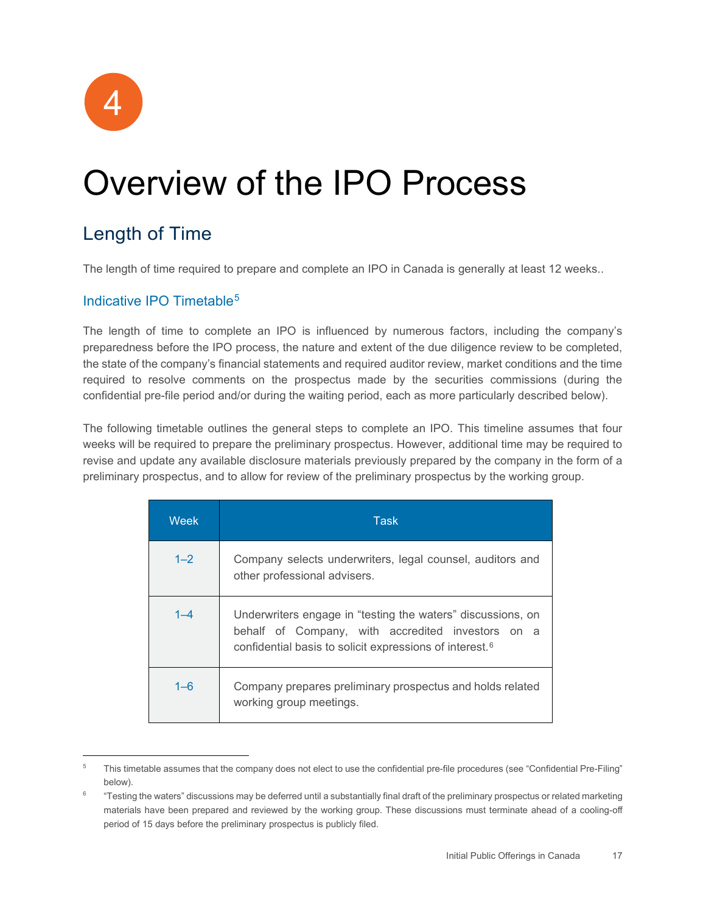# 4

# Overview of the IPO Process

## Length of Time

The length of time required to prepare and complete an IPO in Canada is generally at least 12 weeks..

### Indicative IPO Timetable[5]

The length of time to complete an IPO is influenced by numerous factors, including the company's preparedness before the IPO process, the nature and extent of the due diligence review to be completed, the state of the company's financial statements and required auditor review, market conditions and the time required to resolve comments on the prospectus made by the securities commissions (during the confidential pre-file period and/or during the waiting period, each as more particularly described below).

The following timetable outlines the general steps to complete an IPO. This timeline assumes that four weeks will be required to prepare the preliminary prospectus. However, additional time may be required to revise and update any available disclosure materials previously prepared by the company in the form of a preliminary prospectus, and to allow for review of the preliminary prospectus by the working group.

| Week | Task |
|---|---|
| 1–2 | Company selects underwriters, legal counsel, auditors and other professional advisers. |
| 1–4 | Underwriters engage in "testing the waters" discussions, on behalf of Company, with accredited investors on a confidential basis to solicit expressions of interest.[6] |
| 1–6 | Company prepares preliminary prospectus and holds related working group meetings. |

---

[5] This timetable assumes that the company does not elect to use the confidential pre-file procedures (see "Confidential Pre-Filing" below).

[6] "Testing the waters" discussions may be deferred until a substantially final draft of the preliminary prospectus or related marketing materials have been prepared and reviewed by the working group. These discussions must terminate ahead of a cooling-off period of 15 days before the preliminary prospectus is publicly filed.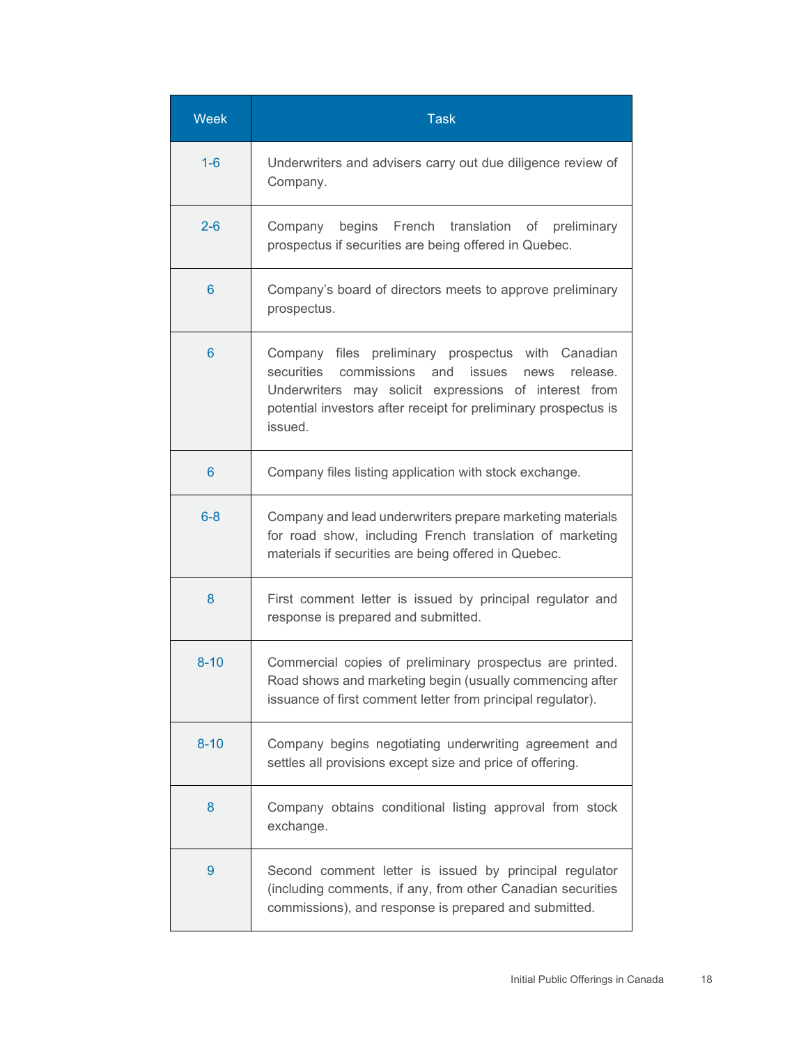| Week | Task |
| --- | --- |
| 1-6 | Underwriters and advisers carry out due diligence review of Company. |
| 2-6 | Company begins French translation of preliminary prospectus if securities are being offered in Quebec. |
| 6 | Company's board of directors meets to approve preliminary prospectus. |
| 6 | Company files preliminary prospectus with Canadian securities commissions and issues news release. Underwriters may solicit expressions of interest from potential investors after receipt for preliminary prospectus is issued. |
| 6 | Company files listing application with stock exchange. |
| 6-8 | Company and lead underwriters prepare marketing materials for road show, including French translation of marketing materials if securities are being offered in Quebec. |
| 8 | First comment letter is issued by principal regulator and response is prepared and submitted. |
| 8-10 | Commercial copies of preliminary prospectus are printed. Road shows and marketing begin (usually commencing after issuance of first comment letter from principal regulator). |
| 8-10 | Company begins negotiating underwriting agreement and settles all provisions except size and price of offering. |
| 8 | Company obtains conditional listing approval from stock exchange. |
| 9 | Second comment letter is issued by principal regulator (including comments, if any, from other Canadian securities commissions), and response is prepared and submitted. |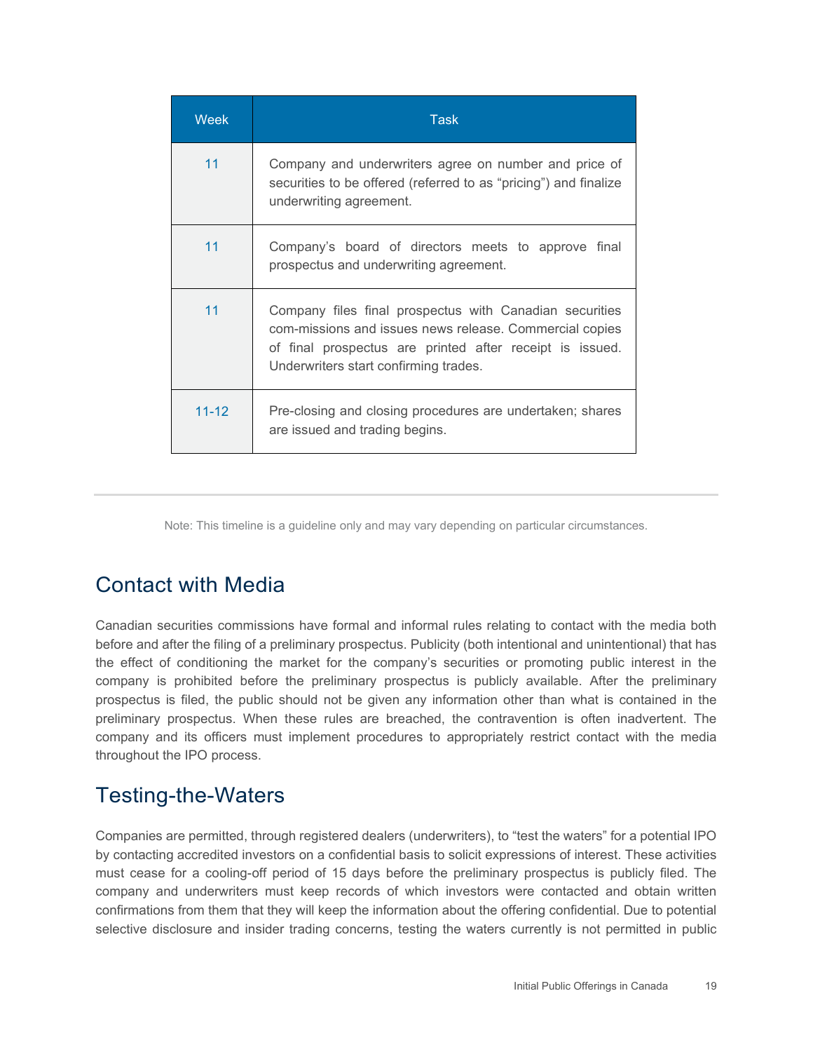| Week | Task |
|---|---|
| 11 | Company and underwriters agree on number and price of securities to be offered (referred to as "pricing") and finalize underwriting agreement. |
| 11 | Company's board of directors meets to approve final prospectus and underwriting agreement. |
| 11 | Company files final prospectus with Canadian securities com-missions and issues news release. Commercial copies of final prospectus are printed after receipt is issued. Underwriters start confirming trades. |
| 11-12 | Pre-closing and closing procedures are undertaken; shares are issued and trading begins. |

Note: This timeline is a guideline only and may vary depending on particular circumstances.

## Contact with Media

Canadian securities commissions have formal and informal rules relating to contact with the media both before and after the filing of a preliminary prospectus. Publicity (both intentional and unintentional) that has the effect of conditioning the market for the company's securities or promoting public interest in the company is prohibited before the preliminary prospectus is publicly available. After the preliminary prospectus is filed, the public should not be given any information other than what is contained in the preliminary prospectus. When these rules are breached, the contravention is often inadvertent. The company and its officers must implement procedures to appropriately restrict contact with the media throughout the IPO process.

## Testing-the-Waters

Companies are permitted, through registered dealers (underwriters), to "test the waters" for a potential IPO by contacting accredited investors on a confidential basis to solicit expressions of interest. These activities must cease for a cooling-off period of 15 days before the preliminary prospectus is publicly filed. The company and underwriters must keep records of which investors were contacted and obtain written confirmations from them that they will keep the information about the offering confidential. Due to potential selective disclosure and insider trading concerns, testing the waters currently is not permitted in public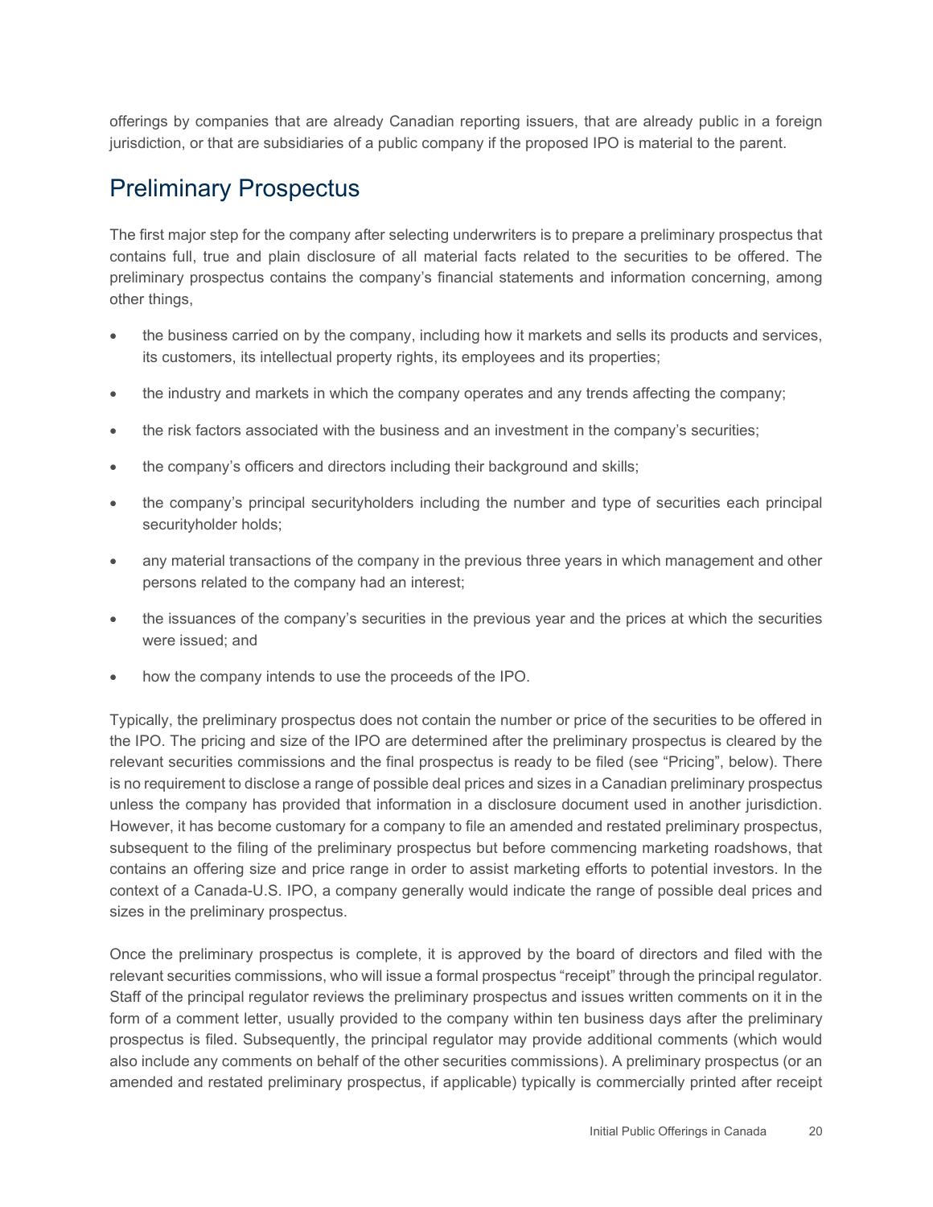offerings by companies that are already Canadian reporting issuers, that are already public in a foreign jurisdiction, or that are subsidiaries of a public company if the proposed IPO is material to the parent.

## Preliminary Prospectus

The first major step for the company after selecting underwriters is to prepare a preliminary prospectus that contains full, true and plain disclosure of all material facts related to the securities to be offered. The preliminary prospectus contains the company's financial statements and information concerning, among other things,

- the business carried on by the company, including how it markets and sells its products and services, its customers, its intellectual property rights, its employees and its properties;
- the industry and markets in which the company operates and any trends affecting the company;
- the risk factors associated with the business and an investment in the company's securities;
- the company's officers and directors including their background and skills;
- the company's principal securityholders including the number and type of securities each principal securityholder holds;
- any material transactions of the company in the previous three years in which management and other persons related to the company had an interest;
- the issuances of the company's securities in the previous year and the prices at which the securities were issued; and
- how the company intends to use the proceeds of the IPO.

Typically, the preliminary prospectus does not contain the number or price of the securities to be offered in the IPO. The pricing and size of the IPO are determined after the preliminary prospectus is cleared by the relevant securities commissions and the final prospectus is ready to be filed (see "Pricing", below). There is no requirement to disclose a range of possible deal prices and sizes in a Canadian preliminary prospectus unless the company has provided that information in a disclosure document used in another jurisdiction. However, it has become customary for a company to file an amended and restated preliminary prospectus, subsequent to the filing of the preliminary prospectus but before commencing marketing roadshows, that contains an offering size and price range in order to assist marketing efforts to potential investors. In the context of a Canada-U.S. IPO, a company generally would indicate the range of possible deal prices and sizes in the preliminary prospectus.

Once the preliminary prospectus is complete, it is approved by the board of directors and filed with the relevant securities commissions, who will issue a formal prospectus "receipt" through the principal regulator. Staff of the principal regulator reviews the preliminary prospectus and issues written comments on it in the form of a comment letter, usually provided to the company within ten business days after the preliminary prospectus is filed. Subsequently, the principal regulator may provide additional comments (which would also include any comments on behalf of the other securities commissions). A preliminary prospectus (or an amended and restated preliminary prospectus, if applicable) typically is commercially printed after receipt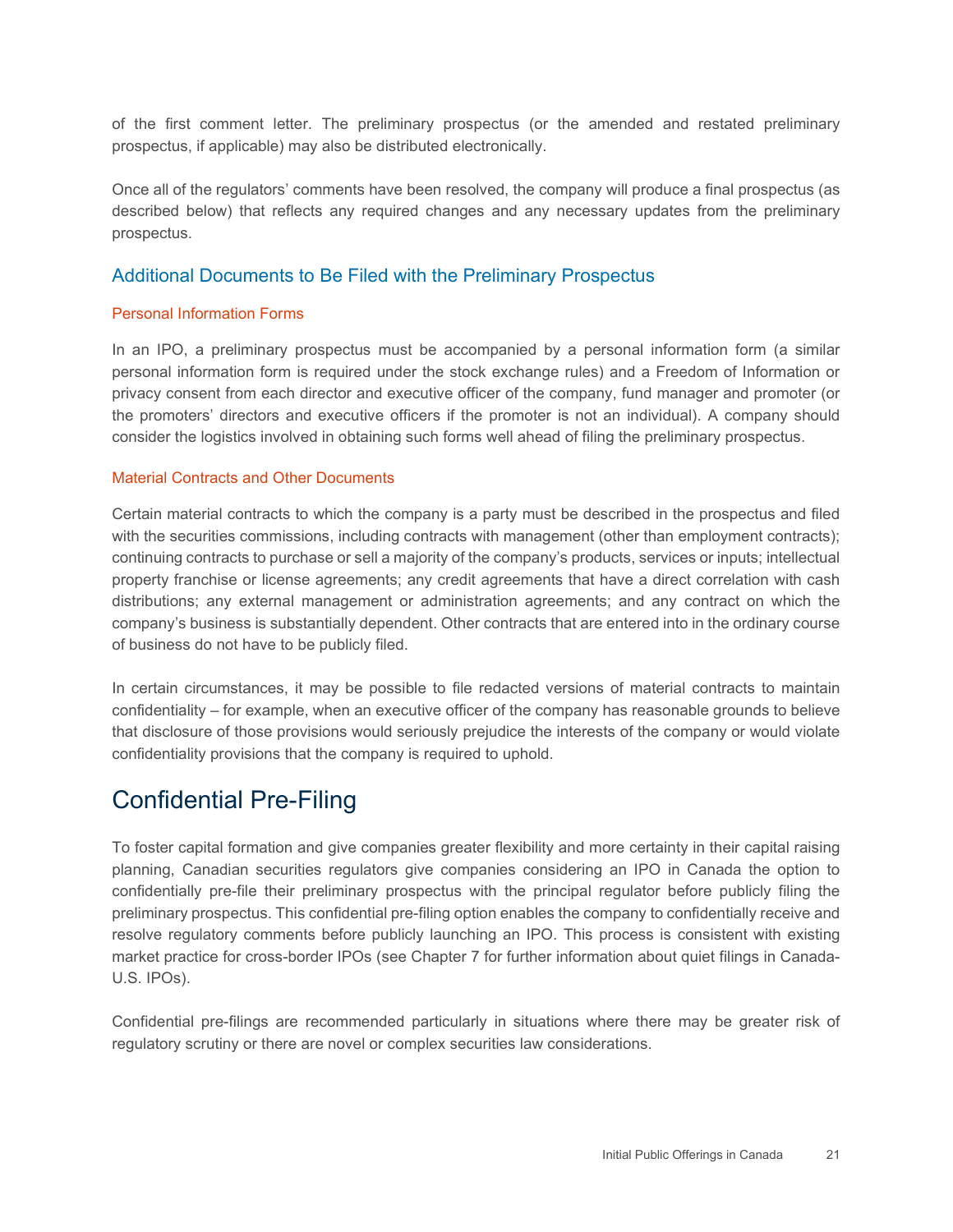of the first comment letter. The preliminary prospectus (or the amended and restated preliminary prospectus, if applicable) may also be distributed electronically.

Once all of the regulators' comments have been resolved, the company will produce a final prospectus (as described below) that reflects any required changes and any necessary updates from the preliminary prospectus.

## Additional Documents to Be Filed with the Preliminary Prospectus

### Personal Information Forms

In an IPO, a preliminary prospectus must be accompanied by a personal information form (a similar personal information form is required under the stock exchange rules) and a Freedom of Information or privacy consent from each director and executive officer of the company, fund manager and promoter (or the promoters' directors and executive officers if the promoter is not an individual). A company should consider the logistics involved in obtaining such forms well ahead of filing the preliminary prospectus.

### Material Contracts and Other Documents

Certain material contracts to which the company is a party must be described in the prospectus and filed with the securities commissions, including contracts with management (other than employment contracts); continuing contracts to purchase or sell a majority of the company's products, services or inputs; intellectual property franchise or license agreements; any credit agreements that have a direct correlation with cash distributions; any external management or administration agreements; and any contract on which the company's business is substantially dependent. Other contracts that are entered into in the ordinary course of business do not have to be publicly filed.

In certain circumstances, it may be possible to file redacted versions of material contracts to maintain confidentiality – for example, when an executive officer of the company has reasonable grounds to believe that disclosure of those provisions would seriously prejudice the interests of the company or would violate confidentiality provisions that the company is required to uphold.

# Confidential Pre-Filing

To foster capital formation and give companies greater flexibility and more certainty in their capital raising planning, Canadian securities regulators give companies considering an IPO in Canada the option to confidentially pre-file their preliminary prospectus with the principal regulator before publicly filing the preliminary prospectus. This confidential pre-filing option enables the company to confidentially receive and resolve regulatory comments before publicly launching an IPO. This process is consistent with existing market practice for cross-border IPOs (see Chapter 7 for further information about quiet filings in Canada-U.S. IPOs).

Confidential pre-filings are recommended particularly in situations where there may be greater risk of regulatory scrutiny or there are novel or complex securities law considerations.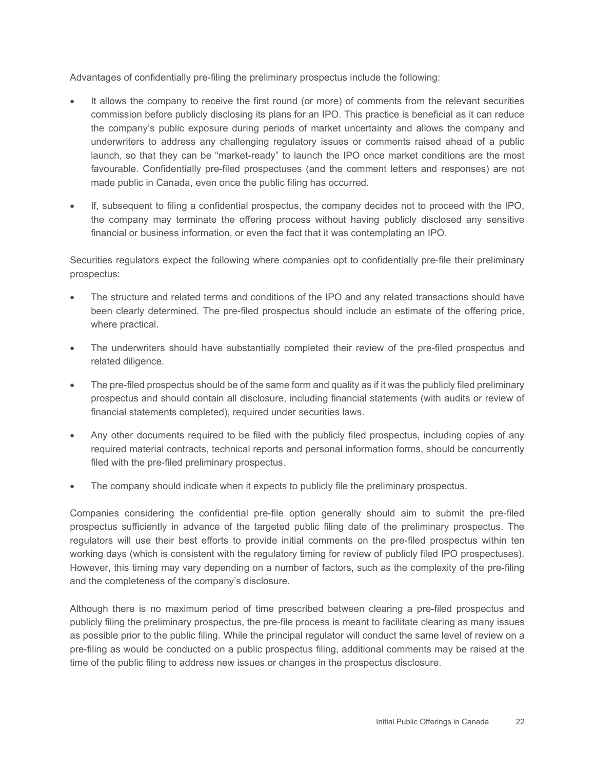Advantages of confidentially pre-filing the preliminary prospectus include the following:

- It allows the company to receive the first round (or more) of comments from the relevant securities commission before publicly disclosing its plans for an IPO. This practice is beneficial as it can reduce the company's public exposure during periods of market uncertainty and allows the company and underwriters to address any challenging regulatory issues or comments raised ahead of a public launch, so that they can be "market-ready" to launch the IPO once market conditions are the most favourable. Confidentially pre-filed prospectuses (and the comment letters and responses) are not made public in Canada, even once the public filing has occurred.

- If, subsequent to filing a confidential prospectus, the company decides not to proceed with the IPO, the company may terminate the offering process without having publicly disclosed any sensitive financial or business information, or even the fact that it was contemplating an IPO.

Securities regulators expect the following where companies opt to confidentially pre-file their preliminary prospectus:

- The structure and related terms and conditions of the IPO and any related transactions should have been clearly determined. The pre-filed prospectus should include an estimate of the offering price, where practical.

- The underwriters should have substantially completed their review of the pre-filed prospectus and related diligence.

- The pre-filed prospectus should be of the same form and quality as if it was the publicly filed preliminary prospectus and should contain all disclosure, including financial statements (with audits or review of financial statements completed), required under securities laws.

- Any other documents required to be filed with the publicly filed prospectus, including copies of any required material contracts, technical reports and personal information forms, should be concurrently filed with the pre-filed preliminary prospectus.

- The company should indicate when it expects to publicly file the preliminary prospectus.

Companies considering the confidential pre-file option generally should aim to submit the pre-filed prospectus sufficiently in advance of the targeted public filing date of the preliminary prospectus. The regulators will use their best efforts to provide initial comments on the pre-filed prospectus within ten working days (which is consistent with the regulatory timing for review of publicly filed IPO prospectuses). However, this timing may vary depending on a number of factors, such as the complexity of the pre-filing and the completeness of the company's disclosure.

Although there is no maximum period of time prescribed between clearing a pre-filed prospectus and publicly filing the preliminary prospectus, the pre-file process is meant to facilitate clearing as many issues as possible prior to the public filing. While the principal regulator will conduct the same level of review on a pre-filing as would be conducted on a public prospectus filing, additional comments may be raised at the time of the public filing to address new issues or changes in the prospectus disclosure.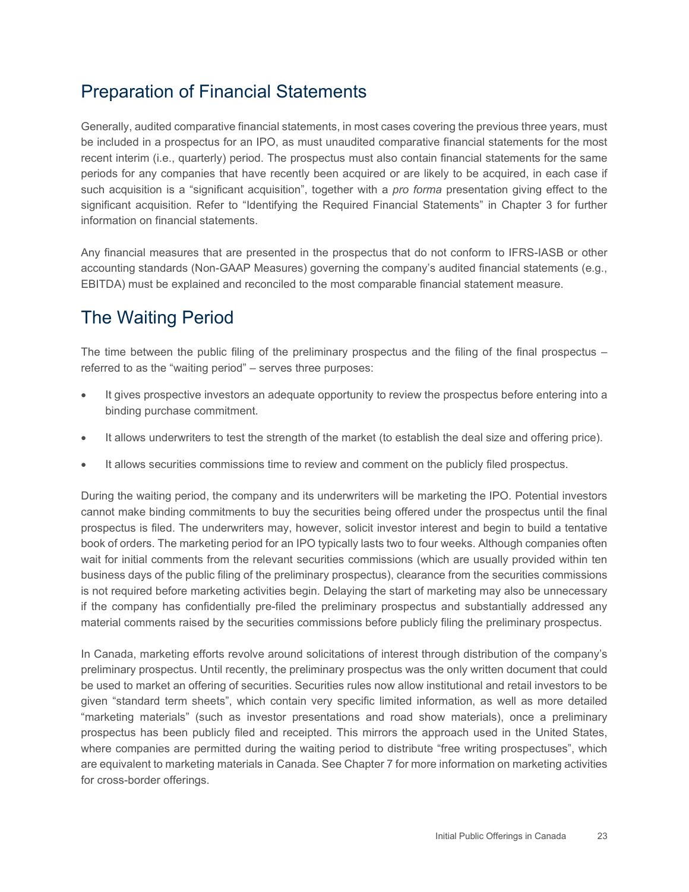## Preparation of Financial Statements

Generally, audited comparative financial statements, in most cases covering the previous three years, must be included in a prospectus for an IPO, as must unaudited comparative financial statements for the most recent interim (i.e., quarterly) period. The prospectus must also contain financial statements for the same periods for any companies that have recently been acquired or are likely to be acquired, in each case if such acquisition is a "significant acquisition", together with a *pro forma* presentation giving effect to the significant acquisition. Refer to "Identifying the Required Financial Statements" in Chapter 3 for further information on financial statements.

Any financial measures that are presented in the prospectus that do not conform to IFRS-IASB or other accounting standards (Non-GAAP Measures) governing the company's audited financial statements (e.g., EBITDA) must be explained and reconciled to the most comparable financial statement measure.

## The Waiting Period

The time between the public filing of the preliminary prospectus and the filing of the final prospectus – referred to as the "waiting period" – serves three purposes:

- It gives prospective investors an adequate opportunity to review the prospectus before entering into a binding purchase commitment.
- It allows underwriters to test the strength of the market (to establish the deal size and offering price).
- It allows securities commissions time to review and comment on the publicly filed prospectus.

During the waiting period, the company and its underwriters will be marketing the IPO. Potential investors cannot make binding commitments to buy the securities being offered under the prospectus until the final prospectus is filed. The underwriters may, however, solicit investor interest and begin to build a tentative book of orders. The marketing period for an IPO typically lasts two to four weeks. Although companies often wait for initial comments from the relevant securities commissions (which are usually provided within ten business days of the public filing of the preliminary prospectus), clearance from the securities commissions is not required before marketing activities begin. Delaying the start of marketing may also be unnecessary if the company has confidentially pre-filed the preliminary prospectus and substantially addressed any material comments raised by the securities commissions before publicly filing the preliminary prospectus.

In Canada, marketing efforts revolve around solicitations of interest through distribution of the company's preliminary prospectus. Until recently, the preliminary prospectus was the only written document that could be used to market an offering of securities. Securities rules now allow institutional and retail investors to be given "standard term sheets", which contain very specific limited information, as well as more detailed "marketing materials" (such as investor presentations and road show materials), once a preliminary prospectus has been publicly filed and receipted. This mirrors the approach used in the United States, where companies are permitted during the waiting period to distribute "free writing prospectuses", which are equivalent to marketing materials in Canada. See Chapter 7 for more information on marketing activities for cross-border offerings.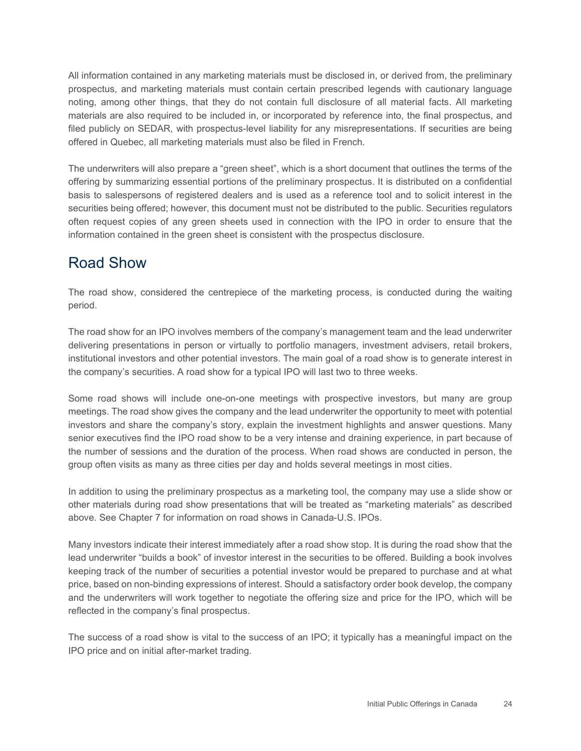All information contained in any marketing materials must be disclosed in, or derived from, the preliminary prospectus, and marketing materials must contain certain prescribed legends with cautionary language noting, among other things, that they do not contain full disclosure of all material facts. All marketing materials are also required to be included in, or incorporated by reference into, the final prospectus, and filed publicly on SEDAR, with prospectus-level liability for any misrepresentations. If securities are being offered in Quebec, all marketing materials must also be filed in French.

The underwriters will also prepare a "green sheet", which is a short document that outlines the terms of the offering by summarizing essential portions of the preliminary prospectus. It is distributed on a confidential basis to salespersons of registered dealers and is used as a reference tool and to solicit interest in the securities being offered; however, this document must not be distributed to the public. Securities regulators often request copies of any green sheets used in connection with the IPO in order to ensure that the information contained in the green sheet is consistent with the prospectus disclosure.

## Road Show

The road show, considered the centrepiece of the marketing process, is conducted during the waiting period.

The road show for an IPO involves members of the company's management team and the lead underwriter delivering presentations in person or virtually to portfolio managers, investment advisers, retail brokers, institutional investors and other potential investors. The main goal of a road show is to generate interest in the company's securities. A road show for a typical IPO will last two to three weeks.

Some road shows will include one-on-one meetings with prospective investors, but many are group meetings. The road show gives the company and the lead underwriter the opportunity to meet with potential investors and share the company's story, explain the investment highlights and answer questions. Many senior executives find the IPO road show to be a very intense and draining experience, in part because of the number of sessions and the duration of the process. When road shows are conducted in person, the group often visits as many as three cities per day and holds several meetings in most cities.

In addition to using the preliminary prospectus as a marketing tool, the company may use a slide show or other materials during road show presentations that will be treated as "marketing materials" as described above. See Chapter 7 for information on road shows in Canada-U.S. IPOs.

Many investors indicate their interest immediately after a road show stop. It is during the road show that the lead underwriter "builds a book" of investor interest in the securities to be offered. Building a book involves keeping track of the number of securities a potential investor would be prepared to purchase and at what price, based on non-binding expressions of interest. Should a satisfactory order book develop, the company and the underwriters will work together to negotiate the offering size and price for the IPO, which will be reflected in the company's final prospectus.

The success of a road show is vital to the success of an IPO; it typically has a meaningful impact on the IPO price and on initial after-market trading.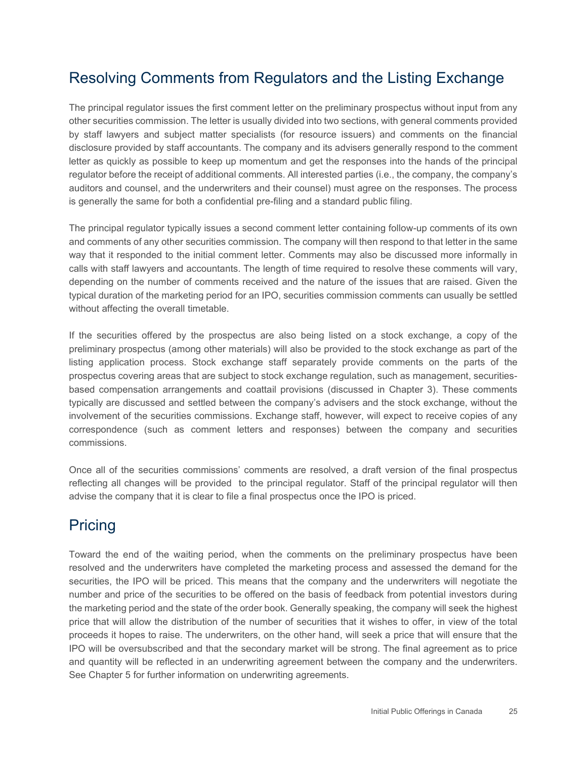## Resolving Comments from Regulators and the Listing Exchange

The principal regulator issues the first comment letter on the preliminary prospectus without input from any other securities commission. The letter is usually divided into two sections, with general comments provided by staff lawyers and subject matter specialists (for resource issuers) and comments on the financial disclosure provided by staff accountants. The company and its advisers generally respond to the comment letter as quickly as possible to keep up momentum and get the responses into the hands of the principal regulator before the receipt of additional comments. All interested parties (i.e., the company, the company's auditors and counsel, and the underwriters and their counsel) must agree on the responses. The process is generally the same for both a confidential pre-filing and a standard public filing.

The principal regulator typically issues a second comment letter containing follow-up comments of its own and comments of any other securities commission. The company will then respond to that letter in the same way that it responded to the initial comment letter. Comments may also be discussed more informally in calls with staff lawyers and accountants. The length of time required to resolve these comments will vary, depending on the number of comments received and the nature of the issues that are raised. Given the typical duration of the marketing period for an IPO, securities commission comments can usually be settled without affecting the overall timetable.

If the securities offered by the prospectus are also being listed on a stock exchange, a copy of the preliminary prospectus (among other materials) will also be provided to the stock exchange as part of the listing application process. Stock exchange staff separately provide comments on the parts of the prospectus covering areas that are subject to stock exchange regulation, such as management, securities-based compensation arrangements and coattail provisions (discussed in Chapter 3). These comments typically are discussed and settled between the company's advisers and the stock exchange, without the involvement of the securities commissions. Exchange staff, however, will expect to receive copies of any correspondence (such as comment letters and responses) between the company and securities commissions.

Once all of the securities commissions' comments are resolved, a draft version of the final prospectus reflecting all changes will be provided to the principal regulator. Staff of the principal regulator will then advise the company that it is clear to file a final prospectus once the IPO is priced.

## Pricing

Toward the end of the waiting period, when the comments on the preliminary prospectus have been resolved and the underwriters have completed the marketing process and assessed the demand for the securities, the IPO will be priced. This means that the company and the underwriters will negotiate the number and price of the securities to be offered on the basis of feedback from potential investors during the marketing period and the state of the order book. Generally speaking, the company will seek the highest price that will allow the distribution of the number of securities that it wishes to offer, in view of the total proceeds it hopes to raise. The underwriters, on the other hand, will seek a price that will ensure that the IPO will be oversubscribed and that the secondary market will be strong. The final agreement as to price and quantity will be reflected in an underwriting agreement between the company and the underwriters. See Chapter 5 for further information on underwriting agreements.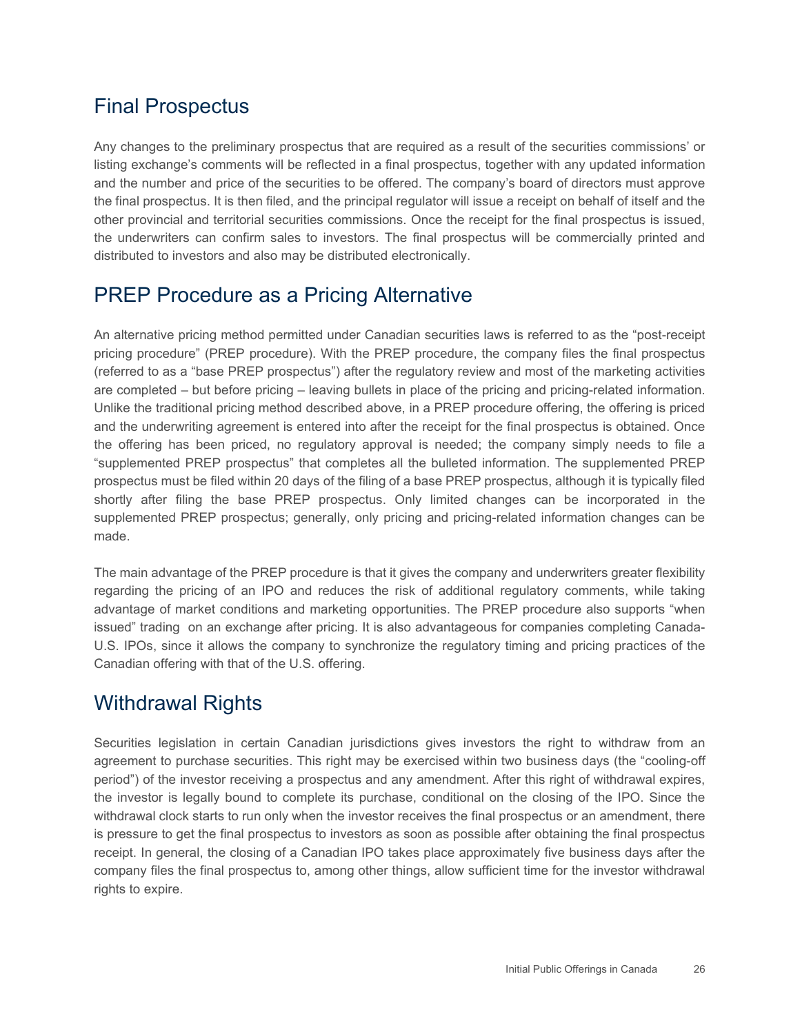## Final Prospectus

Any changes to the preliminary prospectus that are required as a result of the securities commissions' or listing exchange's comments will be reflected in a final prospectus, together with any updated information and the number and price of the securities to be offered. The company's board of directors must approve the final prospectus. It is then filed, and the principal regulator will issue a receipt on behalf of itself and the other provincial and territorial securities commissions. Once the receipt for the final prospectus is issued, the underwriters can confirm sales to investors. The final prospectus will be commercially printed and distributed to investors and also may be distributed electronically.

## PREP Procedure as a Pricing Alternative

An alternative pricing method permitted under Canadian securities laws is referred to as the "post-receipt pricing procedure" (PREP procedure). With the PREP procedure, the company files the final prospectus (referred to as a "base PREP prospectus") after the regulatory review and most of the marketing activities are completed – but before pricing – leaving bullets in place of the pricing and pricing-related information. Unlike the traditional pricing method described above, in a PREP procedure offering, the offering is priced and the underwriting agreement is entered into after the receipt for the final prospectus is obtained. Once the offering has been priced, no regulatory approval is needed; the company simply needs to file a "supplemented PREP prospectus" that completes all the bulleted information. The supplemented PREP prospectus must be filed within 20 days of the filing of a base PREP prospectus, although it is typically filed shortly after filing the base PREP prospectus. Only limited changes can be incorporated in the supplemented PREP prospectus; generally, only pricing and pricing-related information changes can be made.

The main advantage of the PREP procedure is that it gives the company and underwriters greater flexibility regarding the pricing of an IPO and reduces the risk of additional regulatory comments, while taking advantage of market conditions and marketing opportunities. The PREP procedure also supports "when issued" trading on an exchange after pricing. It is also advantageous for companies completing Canada-U.S. IPOs, since it allows the company to synchronize the regulatory timing and pricing practices of the Canadian offering with that of the U.S. offering.

## Withdrawal Rights

Securities legislation in certain Canadian jurisdictions gives investors the right to withdraw from an agreement to purchase securities. This right may be exercised within two business days (the "cooling-off period") of the investor receiving a prospectus and any amendment. After this right of withdrawal expires, the investor is legally bound to complete its purchase, conditional on the closing of the IPO. Since the withdrawal clock starts to run only when the investor receives the final prospectus or an amendment, there is pressure to get the final prospectus to investors as soon as possible after obtaining the final prospectus receipt. In general, the closing of a Canadian IPO takes place approximately five business days after the company files the final prospectus to, among other things, allow sufficient time for the investor withdrawal rights to expire.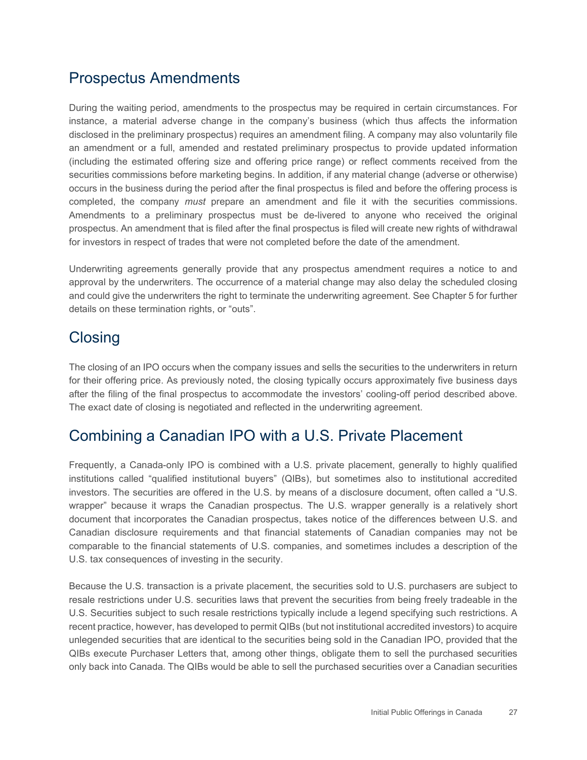## Prospectus Amendments

During the waiting period, amendments to the prospectus may be required in certain circumstances. For instance, a material adverse change in the company's business (which thus affects the information disclosed in the preliminary prospectus) requires an amendment filing. A company may also voluntarily file an amendment or a full, amended and restated preliminary prospectus to provide updated information (including the estimated offering size and offering price range) or reflect comments received from the securities commissions before marketing begins. In addition, if any material change (adverse or otherwise) occurs in the business during the period after the final prospectus is filed and before the offering process is completed, the company *must* prepare an amendment and file it with the securities commissions. Amendments to a preliminary prospectus must be de-livered to anyone who received the original prospectus. An amendment that is filed after the final prospectus is filed will create new rights of withdrawal for investors in respect of trades that were not completed before the date of the amendment.

Underwriting agreements generally provide that any prospectus amendment requires a notice to and approval by the underwriters. The occurrence of a material change may also delay the scheduled closing and could give the underwriters the right to terminate the underwriting agreement. See Chapter 5 for further details on these termination rights, or "outs".

## Closing

The closing of an IPO occurs when the company issues and sells the securities to the underwriters in return for their offering price. As previously noted, the closing typically occurs approximately five business days after the filing of the final prospectus to accommodate the investors' cooling-off period described above. The exact date of closing is negotiated and reflected in the underwriting agreement.

## Combining a Canadian IPO with a U.S. Private Placement

Frequently, a Canada-only IPO is combined with a U.S. private placement, generally to highly qualified institutions called "qualified institutional buyers" (QIBs), but sometimes also to institutional accredited investors. The securities are offered in the U.S. by means of a disclosure document, often called a "U.S. wrapper" because it wraps the Canadian prospectus. The U.S. wrapper generally is a relatively short document that incorporates the Canadian prospectus, takes notice of the differences between U.S. and Canadian disclosure requirements and that financial statements of Canadian companies may not be comparable to the financial statements of U.S. companies, and sometimes includes a description of the U.S. tax consequences of investing in the security.

Because the U.S. transaction is a private placement, the securities sold to U.S. purchasers are subject to resale restrictions under U.S. securities laws that prevent the securities from being freely tradeable in the U.S. Securities subject to such resale restrictions typically include a legend specifying such restrictions. A recent practice, however, has developed to permit QIBs (but not institutional accredited investors) to acquire unlegended securities that are identical to the securities being sold in the Canadian IPO, provided that the QIBs execute Purchaser Letters that, among other things, obligate them to sell the purchased securities only back into Canada. The QIBs would be able to sell the purchased securities over a Canadian securities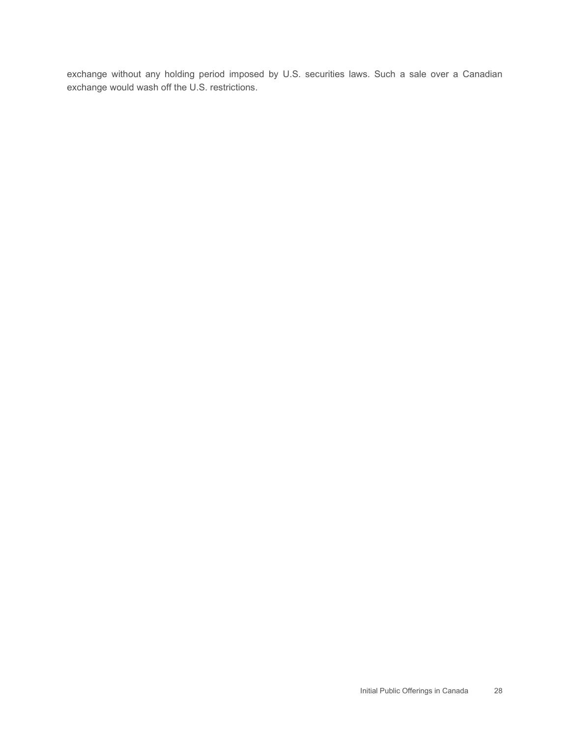exchange without any holding period imposed by U.S. securities laws. Such a sale over a Canadian exchange would wash off the U.S. restrictions.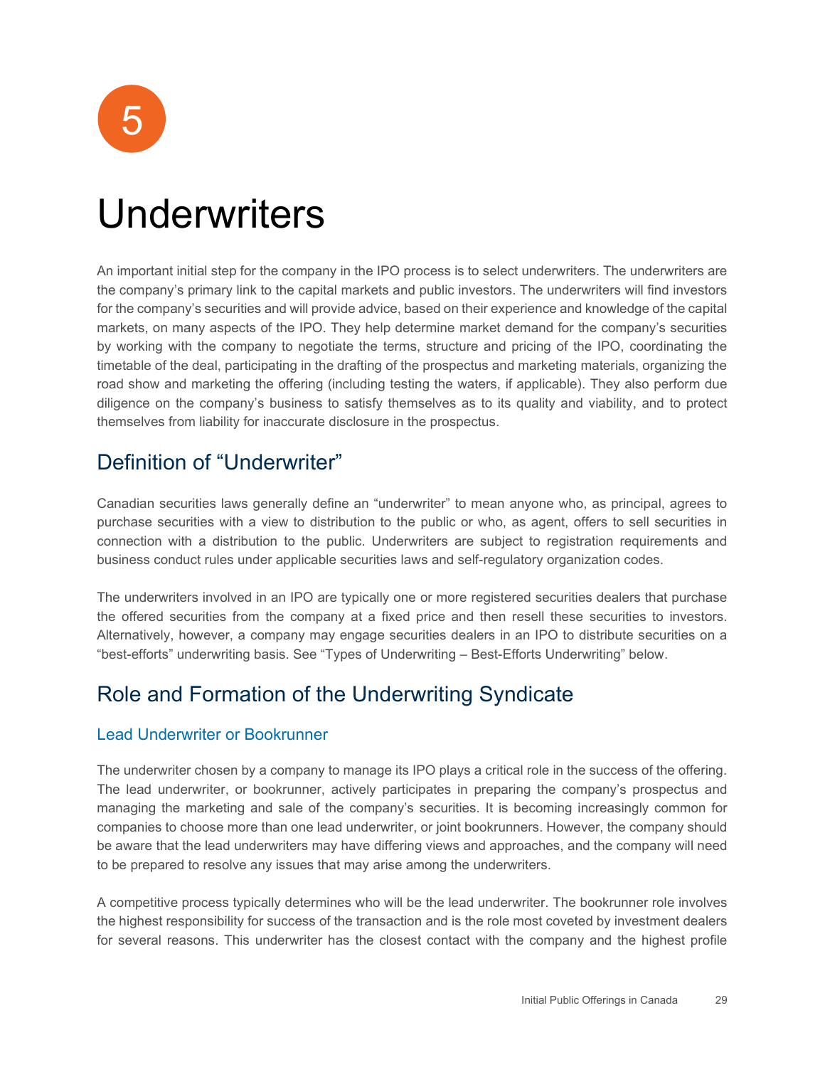5

# Underwriters

An important initial step for the company in the IPO process is to select underwriters. The underwriters are the company's primary link to the capital markets and public investors. The underwriters will find investors for the company's securities and will provide advice, based on their experience and knowledge of the capital markets, on many aspects of the IPO. They help determine market demand for the company's securities by working with the company to negotiate the terms, structure and pricing of the IPO, coordinating the timetable of the deal, participating in the drafting of the prospectus and marketing materials, organizing the road show and marketing the offering (including testing the waters, if applicable). They also perform due diligence on the company's business to satisfy themselves as to its quality and viability, and to protect themselves from liability for inaccurate disclosure in the prospectus.

## Definition of "Underwriter"

Canadian securities laws generally define an "underwriter" to mean anyone who, as principal, agrees to purchase securities with a view to distribution to the public or who, as agent, offers to sell securities in connection with a distribution to the public. Underwriters are subject to registration requirements and business conduct rules under applicable securities laws and self-regulatory organization codes.

The underwriters involved in an IPO are typically one or more registered securities dealers that purchase the offered securities from the company at a fixed price and then resell these securities to investors. Alternatively, however, a company may engage securities dealers in an IPO to distribute securities on a "best-efforts" underwriting basis. See "Types of Underwriting – Best-Efforts Underwriting" below.

## Role and Formation of the Underwriting Syndicate

### Lead Underwriter or Bookrunner

The underwriter chosen by a company to manage its IPO plays a critical role in the success of the offering. The lead underwriter, or bookrunner, actively participates in preparing the company's prospectus and managing the marketing and sale of the company's securities. It is becoming increasingly common for companies to choose more than one lead underwriter, or joint bookrunners. However, the company should be aware that the lead underwriters may have differing views and approaches, and the company will need to be prepared to resolve any issues that may arise among the underwriters.

A competitive process typically determines who will be the lead underwriter. The bookrunner role involves the highest responsibility for success of the transaction and is the role most coveted by investment dealers for several reasons. This underwriter has the closest contact with the company and the highest profile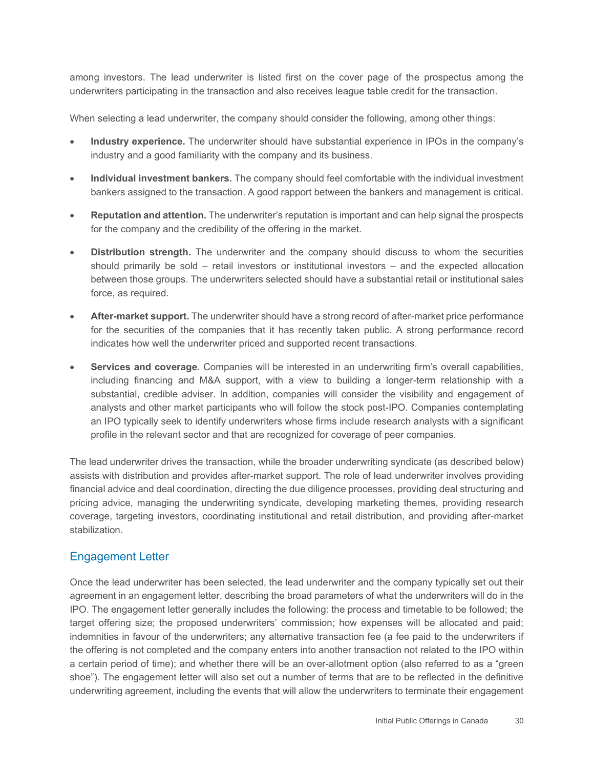among investors. The lead underwriter is listed first on the cover page of the prospectus among the underwriters participating in the transaction and also receives league table credit for the transaction.

When selecting a lead underwriter, the company should consider the following, among other things:

- **Industry experience.** The underwriter should have substantial experience in IPOs in the company's industry and a good familiarity with the company and its business.
- **Individual investment bankers.** The company should feel comfortable with the individual investment bankers assigned to the transaction. A good rapport between the bankers and management is critical.
- **Reputation and attention.** The underwriter's reputation is important and can help signal the prospects for the company and the credibility of the offering in the market.
- **Distribution strength.** The underwriter and the company should discuss to whom the securities should primarily be sold – retail investors or institutional investors – and the expected allocation between those groups. The underwriters selected should have a substantial retail or institutional sales force, as required.
- **After-market support.** The underwriter should have a strong record of after-market price performance for the securities of the companies that it has recently taken public. A strong performance record indicates how well the underwriter priced and supported recent transactions.
- **Services and coverage.** Companies will be interested in an underwriting firm's overall capabilities, including financing and M&A support, with a view to building a longer-term relationship with a substantial, credible adviser. In addition, companies will consider the visibility and engagement of analysts and other market participants who will follow the stock post-IPO. Companies contemplating an IPO typically seek to identify underwriters whose firms include research analysts with a significant profile in the relevant sector and that are recognized for coverage of peer companies.

The lead underwriter drives the transaction, while the broader underwriting syndicate (as described below) assists with distribution and provides after-market support. The role of lead underwriter involves providing financial advice and deal coordination, directing the due diligence processes, providing deal structuring and pricing advice, managing the underwriting syndicate, developing marketing themes, providing research coverage, targeting investors, coordinating institutional and retail distribution, and providing after-market stabilization.

## Engagement Letter

Once the lead underwriter has been selected, the lead underwriter and the company typically set out their agreement in an engagement letter, describing the broad parameters of what the underwriters will do in the IPO. The engagement letter generally includes the following: the process and timetable to be followed; the target offering size; the proposed underwriters' commission; how expenses will be allocated and paid; indemnities in favour of the underwriters; any alternative transaction fee (a fee paid to the underwriters if the offering is not completed and the company enters into another transaction not related to the IPO within a certain period of time); and whether there will be an over-allotment option (also referred to as a "green shoe"). The engagement letter will also set out a number of terms that are to be reflected in the definitive underwriting agreement, including the events that will allow the underwriters to terminate their engagement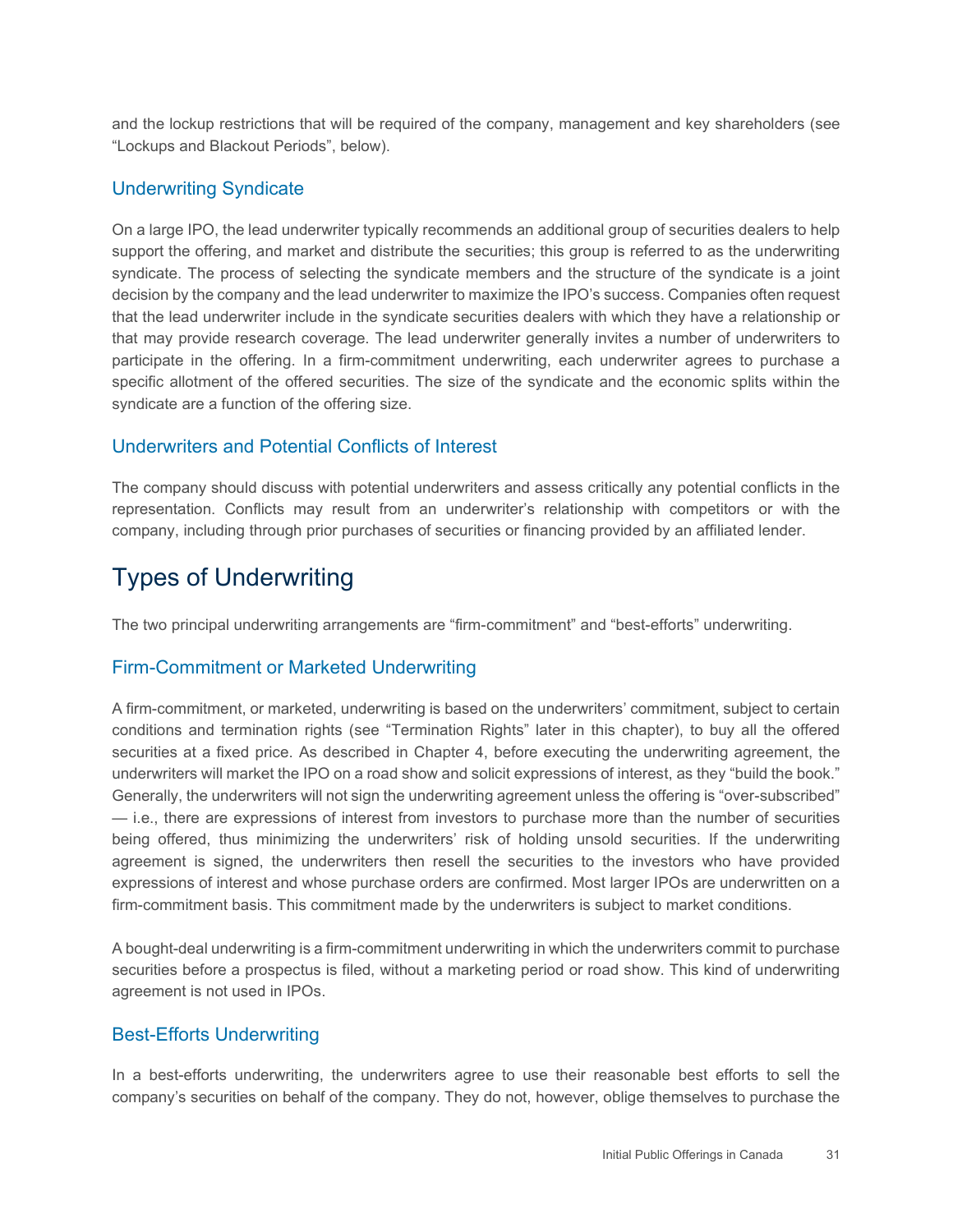and the lockup restrictions that will be required of the company, management and key shareholders (see "Lockups and Blackout Periods", below).

### Underwriting Syndicate

On a large IPO, the lead underwriter typically recommends an additional group of securities dealers to help support the offering, and market and distribute the securities; this group is referred to as the underwriting syndicate. The process of selecting the syndicate members and the structure of the syndicate is a joint decision by the company and the lead underwriter to maximize the IPO's success. Companies often request that the lead underwriter include in the syndicate securities dealers with which they have a relationship or that may provide research coverage. The lead underwriter generally invites a number of underwriters to participate in the offering. In a firm-commitment underwriting, each underwriter agrees to purchase a specific allotment of the offered securities. The size of the syndicate and the economic splits within the syndicate are a function of the offering size.

### Underwriters and Potential Conflicts of Interest

The company should discuss with potential underwriters and assess critically any potential conflicts in the representation. Conflicts may result from an underwriter's relationship with competitors or with the company, including through prior purchases of securities or financing provided by an affiliated lender.

## Types of Underwriting

The two principal underwriting arrangements are "firm-commitment" and "best-efforts" underwriting.

### Firm-Commitment or Marketed Underwriting

A firm-commitment, or marketed, underwriting is based on the underwriters' commitment, subject to certain conditions and termination rights (see "Termination Rights" later in this chapter), to buy all the offered securities at a fixed price. As described in Chapter 4, before executing the underwriting agreement, the underwriters will market the IPO on a road show and solicit expressions of interest, as they "build the book." Generally, the underwriters will not sign the underwriting agreement unless the offering is "over-subscribed" — i.e., there are expressions of interest from investors to purchase more than the number of securities being offered, thus minimizing the underwriters' risk of holding unsold securities. If the underwriting agreement is signed, the underwriters then resell the securities to the investors who have provided expressions of interest and whose purchase orders are confirmed. Most larger IPOs are underwritten on a firm-commitment basis. This commitment made by the underwriters is subject to market conditions.

A bought-deal underwriting is a firm-commitment underwriting in which the underwriters commit to purchase securities before a prospectus is filed, without a marketing period or road show. This kind of underwriting agreement is not used in IPOs.

### Best-Efforts Underwriting

In a best-efforts underwriting, the underwriters agree to use their reasonable best efforts to sell the company's securities on behalf of the company. They do not, however, oblige themselves to purchase the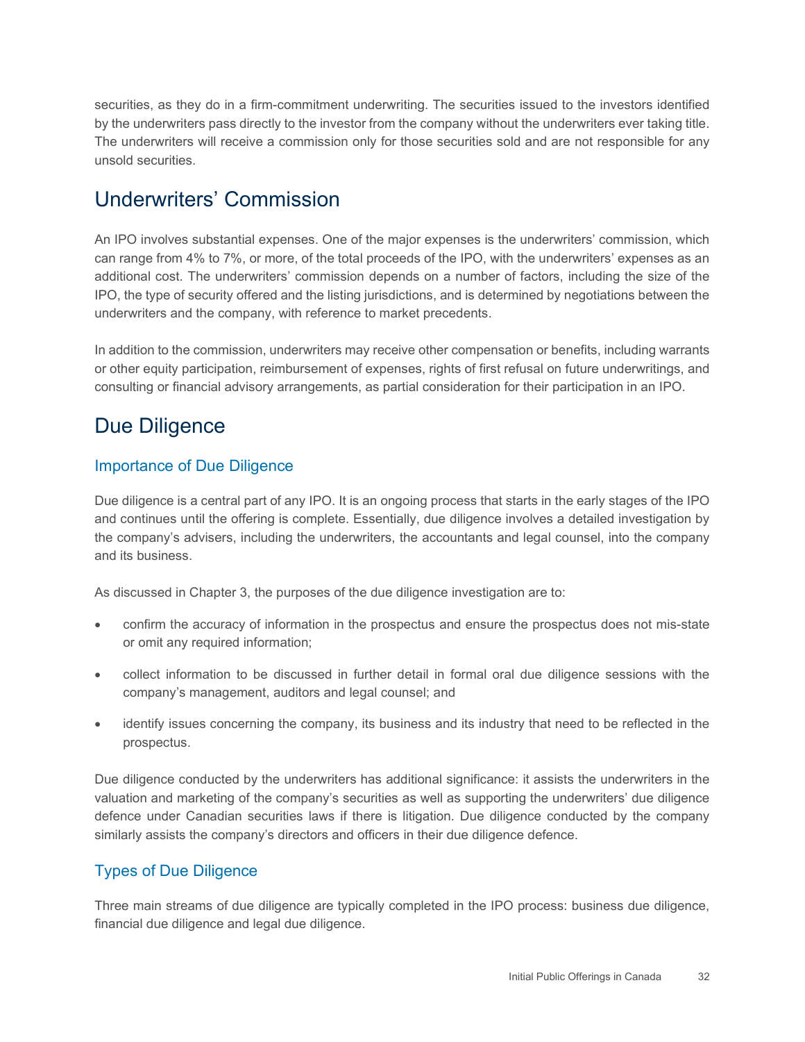securities, as they do in a firm-commitment underwriting. The securities issued to the investors identified by the underwriters pass directly to the investor from the company without the underwriters ever taking title. The underwriters will receive a commission only for those securities sold and are not responsible for any unsold securities.

## Underwriters' Commission

An IPO involves substantial expenses. One of the major expenses is the underwriters' commission, which can range from 4% to 7%, or more, of the total proceeds of the IPO, with the underwriters' expenses as an additional cost. The underwriters' commission depends on a number of factors, including the size of the IPO, the type of security offered and the listing jurisdictions, and is determined by negotiations between the underwriters and the company, with reference to market precedents.

In addition to the commission, underwriters may receive other compensation or benefits, including warrants or other equity participation, reimbursement of expenses, rights of first refusal on future underwritings, and consulting or financial advisory arrangements, as partial consideration for their participation in an IPO.

## Due Diligence

### Importance of Due Diligence

Due diligence is a central part of any IPO. It is an ongoing process that starts in the early stages of the IPO and continues until the offering is complete. Essentially, due diligence involves a detailed investigation by the company's advisers, including the underwriters, the accountants and legal counsel, into the company and its business.

As discussed in Chapter 3, the purposes of the due diligence investigation are to:

- confirm the accuracy of information in the prospectus and ensure the prospectus does not mis-state or omit any required information;
- collect information to be discussed in further detail in formal oral due diligence sessions with the company's management, auditors and legal counsel; and
- identify issues concerning the company, its business and its industry that need to be reflected in the prospectus.

Due diligence conducted by the underwriters has additional significance: it assists the underwriters in the valuation and marketing of the company's securities as well as supporting the underwriters' due diligence defence under Canadian securities laws if there is litigation. Due diligence conducted by the company similarly assists the company's directors and officers in their due diligence defence.

### Types of Due Diligence

Three main streams of due diligence are typically completed in the IPO process: business due diligence, financial due diligence and legal due diligence.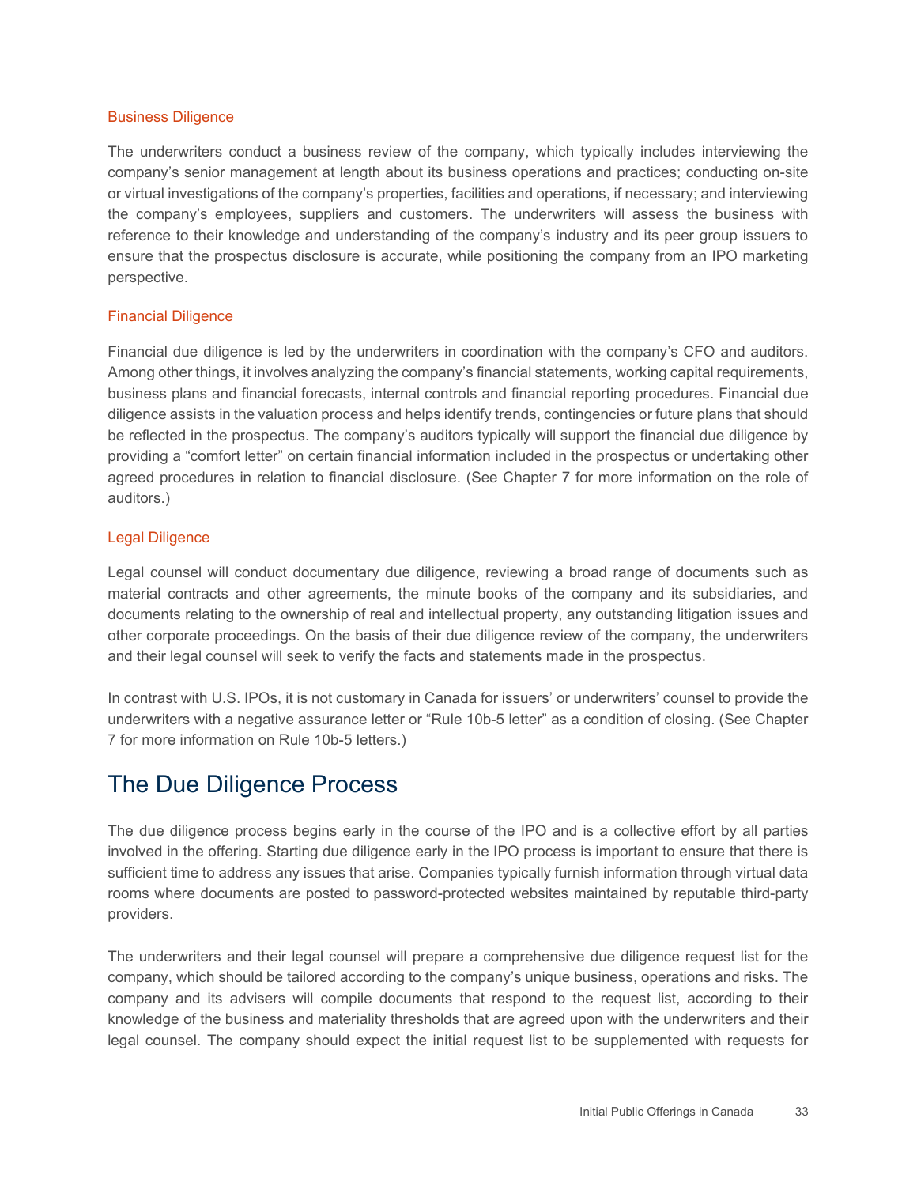### Business Diligence

The underwriters conduct a business review of the company, which typically includes interviewing the company's senior management at length about its business operations and practices; conducting on-site or virtual investigations of the company's properties, facilities and operations, if necessary; and interviewing the company's employees, suppliers and customers. The underwriters will assess the business with reference to their knowledge and understanding of the company's industry and its peer group issuers to ensure that the prospectus disclosure is accurate, while positioning the company from an IPO marketing perspective.

### Financial Diligence

Financial due diligence is led by the underwriters in coordination with the company's CFO and auditors. Among other things, it involves analyzing the company's financial statements, working capital requirements, business plans and financial forecasts, internal controls and financial reporting procedures. Financial due diligence assists in the valuation process and helps identify trends, contingencies or future plans that should be reflected in the prospectus. The company's auditors typically will support the financial due diligence by providing a "comfort letter" on certain financial information included in the prospectus or undertaking other agreed procedures in relation to financial disclosure. (See Chapter 7 for more information on the role of auditors.)

### Legal Diligence

Legal counsel will conduct documentary due diligence, reviewing a broad range of documents such as material contracts and other agreements, the minute books of the company and its subsidiaries, and documents relating to the ownership of real and intellectual property, any outstanding litigation issues and other corporate proceedings. On the basis of their due diligence review of the company, the underwriters and their legal counsel will seek to verify the facts and statements made in the prospectus.

In contrast with U.S. IPOs, it is not customary in Canada for issuers' or underwriters' counsel to provide the underwriters with a negative assurance letter or "Rule 10b-5 letter" as a condition of closing. (See Chapter 7 for more information on Rule 10b-5 letters.)

## The Due Diligence Process

The due diligence process begins early in the course of the IPO and is a collective effort by all parties involved in the offering. Starting due diligence early in the IPO process is important to ensure that there is sufficient time to address any issues that arise. Companies typically furnish information through virtual data rooms where documents are posted to password-protected websites maintained by reputable third-party providers.

The underwriters and their legal counsel will prepare a comprehensive due diligence request list for the company, which should be tailored according to the company's unique business, operations and risks. The company and its advisers will compile documents that respond to the request list, according to their knowledge of the business and materiality thresholds that are agreed upon with the underwriters and their legal counsel. The company should expect the initial request list to be supplemented with requests for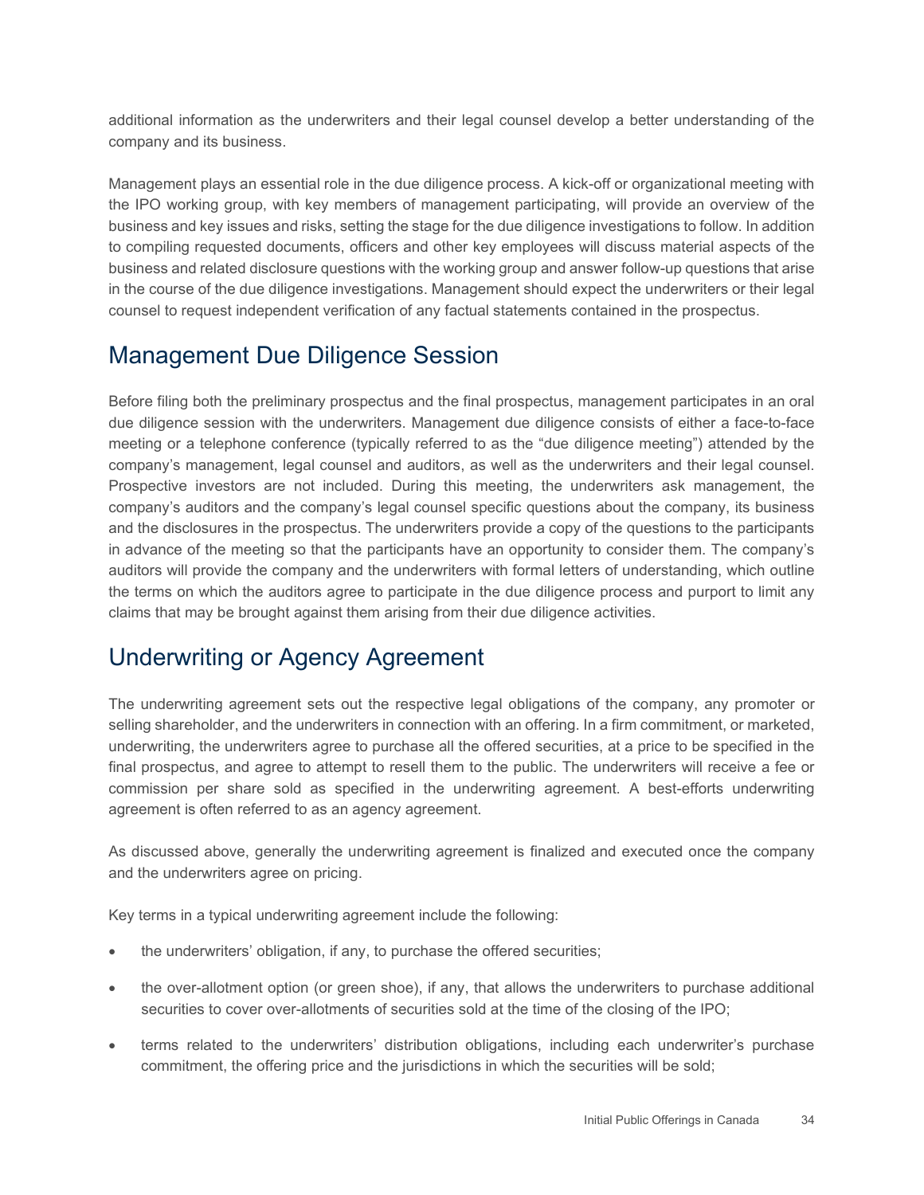additional information as the underwriters and their legal counsel develop a better understanding of the company and its business.

Management plays an essential role in the due diligence process. A kick-off or organizational meeting with the IPO working group, with key members of management participating, will provide an overview of the business and key issues and risks, setting the stage for the due diligence investigations to follow. In addition to compiling requested documents, officers and other key employees will discuss material aspects of the business and related disclosure questions with the working group and answer follow-up questions that arise in the course of the due diligence investigations. Management should expect the underwriters or their legal counsel to request independent verification of any factual statements contained in the prospectus.

## Management Due Diligence Session

Before filing both the preliminary prospectus and the final prospectus, management participates in an oral due diligence session with the underwriters. Management due diligence consists of either a face-to-face meeting or a telephone conference (typically referred to as the "due diligence meeting") attended by the company's management, legal counsel and auditors, as well as the underwriters and their legal counsel. Prospective investors are not included. During this meeting, the underwriters ask management, the company's auditors and the company's legal counsel specific questions about the company, its business and the disclosures in the prospectus. The underwriters provide a copy of the questions to the participants in advance of the meeting so that the participants have an opportunity to consider them. The company's auditors will provide the company and the underwriters with formal letters of understanding, which outline the terms on which the auditors agree to participate in the due diligence process and purport to limit any claims that may be brought against them arising from their due diligence activities.

## Underwriting or Agency Agreement

The underwriting agreement sets out the respective legal obligations of the company, any promoter or selling shareholder, and the underwriters in connection with an offering. In a firm commitment, or marketed, underwriting, the underwriters agree to purchase all the offered securities, at a price to be specified in the final prospectus, and agree to attempt to resell them to the public. The underwriters will receive a fee or commission per share sold as specified in the underwriting agreement. A best-efforts underwriting agreement is often referred to as an agency agreement.

As discussed above, generally the underwriting agreement is finalized and executed once the company and the underwriters agree on pricing.

Key terms in a typical underwriting agreement include the following:

- the underwriters' obligation, if any, to purchase the offered securities;
- the over-allotment option (or green shoe), if any, that allows the underwriters to purchase additional securities to cover over-allotments of securities sold at the time of the closing of the IPO;
- terms related to the underwriters' distribution obligations, including each underwriter's purchase commitment, the offering price and the jurisdictions in which the securities will be sold;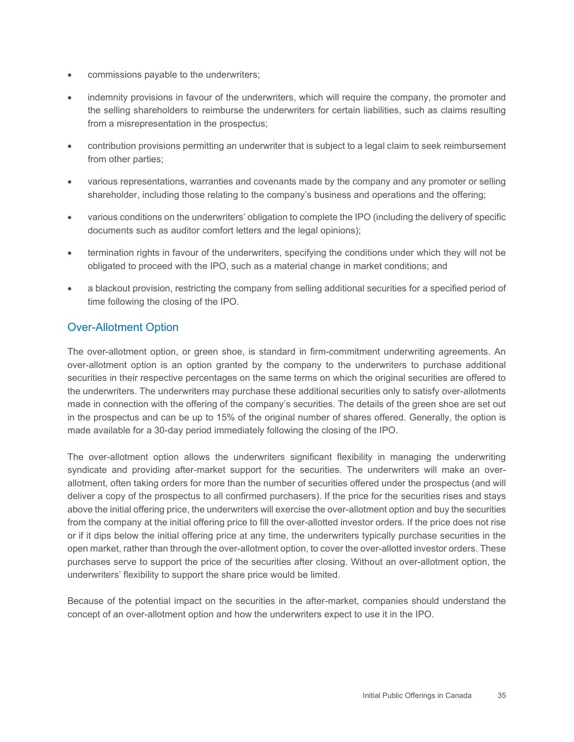- commissions payable to the underwriters;
- indemnity provisions in favour of the underwriters, which will require the company, the promoter and the selling shareholders to reimburse the underwriters for certain liabilities, such as claims resulting from a misrepresentation in the prospectus;
- contribution provisions permitting an underwriter that is subject to a legal claim to seek reimbursement from other parties;
- various representations, warranties and covenants made by the company and any promoter or selling shareholder, including those relating to the company's business and operations and the offering;
- various conditions on the underwriters' obligation to complete the IPO (including the delivery of specific documents such as auditor comfort letters and the legal opinions);
- termination rights in favour of the underwriters, specifying the conditions under which they will not be obligated to proceed with the IPO, such as a material change in market conditions; and
- a blackout provision, restricting the company from selling additional securities for a specified period of time following the closing of the IPO.

## Over-Allotment Option

The over-allotment option, or green shoe, is standard in firm-commitment underwriting agreements. An over-allotment option is an option granted by the company to the underwriters to purchase additional securities in their respective percentages on the same terms on which the original securities are offered to the underwriters. The underwriters may purchase these additional securities only to satisfy over-allotments made in connection with the offering of the company's securities. The details of the green shoe are set out in the prospectus and can be up to 15% of the original number of shares offered. Generally, the option is made available for a 30-day period immediately following the closing of the IPO.

The over-allotment option allows the underwriters significant flexibility in managing the underwriting syndicate and providing after-market support for the securities. The underwriters will make an over-allotment, often taking orders for more than the number of securities offered under the prospectus (and will deliver a copy of the prospectus to all confirmed purchasers). If the price for the securities rises and stays above the initial offering price, the underwriters will exercise the over-allotment option and buy the securities from the company at the initial offering price to fill the over-allotted investor orders. If the price does not rise or if it dips below the initial offering price at any time, the underwriters typically purchase securities in the open market, rather than through the over-allotment option, to cover the over-allotted investor orders. These purchases serve to support the price of the securities after closing. Without an over-allotment option, the underwriters' flexibility to support the share price would be limited.

Because of the potential impact on the securities in the after-market, companies should understand the concept of an over-allotment option and how the underwriters expect to use it in the IPO.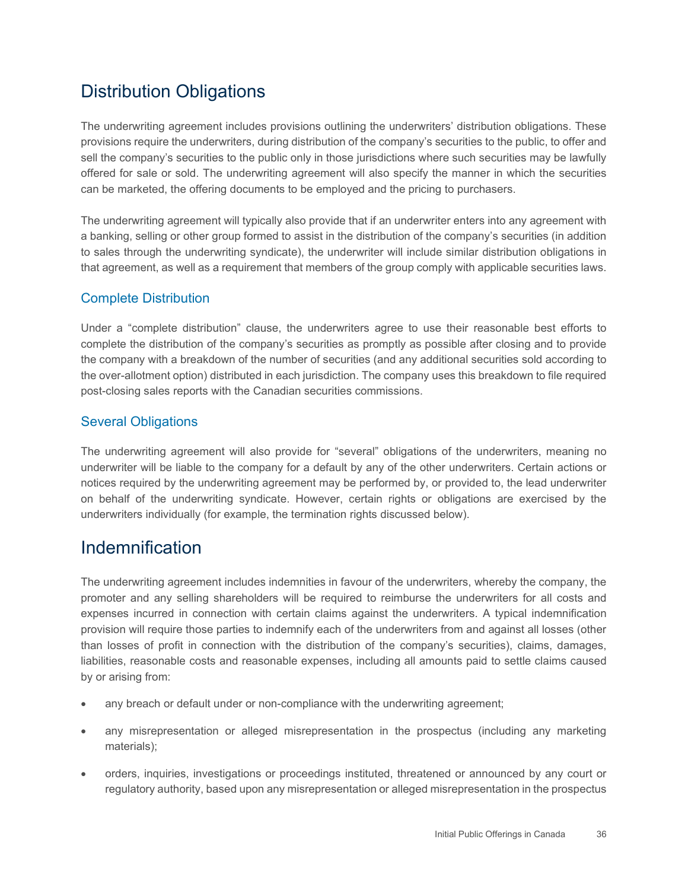## Distribution Obligations

The underwriting agreement includes provisions outlining the underwriters' distribution obligations. These provisions require the underwriters, during distribution of the company's securities to the public, to offer and sell the company's securities to the public only in those jurisdictions where such securities may be lawfully offered for sale or sold. The underwriting agreement will also specify the manner in which the securities can be marketed, the offering documents to be employed and the pricing to purchasers.

The underwriting agreement will typically also provide that if an underwriter enters into any agreement with a banking, selling or other group formed to assist in the distribution of the company's securities (in addition to sales through the underwriting syndicate), the underwriter will include similar distribution obligations in that agreement, as well as a requirement that members of the group comply with applicable securities laws.

### Complete Distribution

Under a "complete distribution" clause, the underwriters agree to use their reasonable best efforts to complete the distribution of the company's securities as promptly as possible after closing and to provide the company with a breakdown of the number of securities (and any additional securities sold according to the over-allotment option) distributed in each jurisdiction. The company uses this breakdown to file required post-closing sales reports with the Canadian securities commissions.

### Several Obligations

The underwriting agreement will also provide for "several" obligations of the underwriters, meaning no underwriter will be liable to the company for a default by any of the other underwriters. Certain actions or notices required by the underwriting agreement may be performed by, or provided to, the lead underwriter on behalf of the underwriting syndicate. However, certain rights or obligations are exercised by the underwriters individually (for example, the termination rights discussed below).

## Indemnification

The underwriting agreement includes indemnities in favour of the underwriters, whereby the company, the promoter and any selling shareholders will be required to reimburse the underwriters for all costs and expenses incurred in connection with certain claims against the underwriters. A typical indemnification provision will require those parties to indemnify each of the underwriters from and against all losses (other than losses of profit in connection with the distribution of the company's securities), claims, damages, liabilities, reasonable costs and reasonable expenses, including all amounts paid to settle claims caused by or arising from:

- any breach or default under or non-compliance with the underwriting agreement;
- any misrepresentation or alleged misrepresentation in the prospectus (including any marketing materials);
- orders, inquiries, investigations or proceedings instituted, threatened or announced by any court or regulatory authority, based upon any misrepresentation or alleged misrepresentation in the prospectus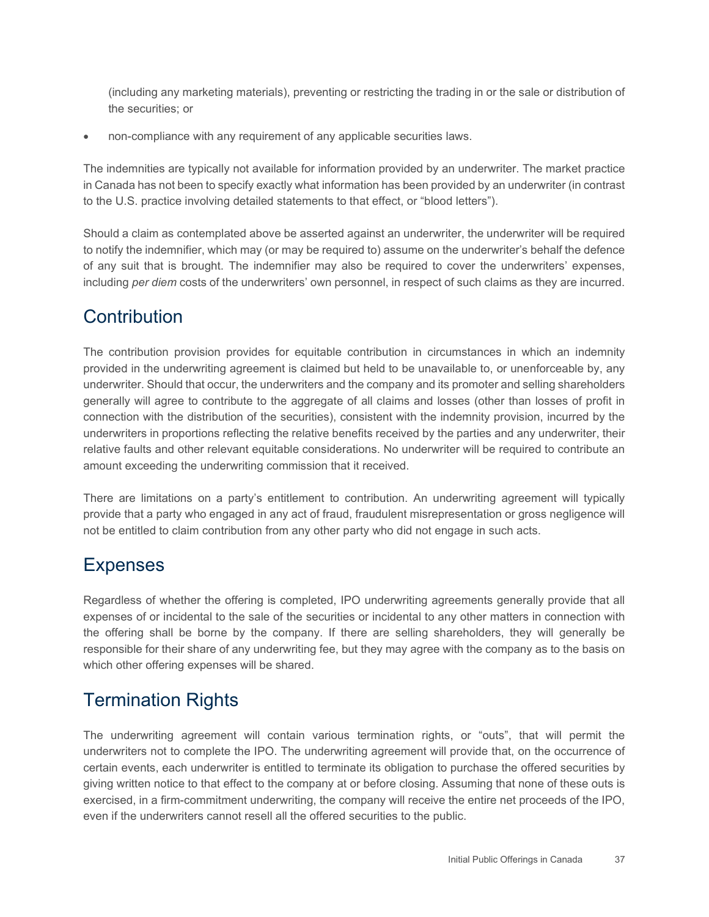(including any marketing materials), preventing or restricting the trading in or the sale or distribution of the securities; or

- non-compliance with any requirement of any applicable securities laws.

The indemnities are typically not available for information provided by an underwriter. The market practice in Canada has not been to specify exactly what information has been provided by an underwriter (in contrast to the U.S. practice involving detailed statements to that effect, or "blood letters").

Should a claim as contemplated above be asserted against an underwriter, the underwriter will be required to notify the indemnifier, which may (or may be required to) assume on the underwriter's behalf the defence of any suit that is brought. The indemnifier may also be required to cover the underwriters' expenses, including *per diem* costs of the underwriters' own personnel, in respect of such claims as they are incurred.

## Contribution

The contribution provision provides for equitable contribution in circumstances in which an indemnity provided in the underwriting agreement is claimed but held to be unavailable to, or unenforceable by, any underwriter. Should that occur, the underwriters and the company and its promoter and selling shareholders generally will agree to contribute to the aggregate of all claims and losses (other than losses of profit in connection with the distribution of the securities), consistent with the indemnity provision, incurred by the underwriters in proportions reflecting the relative benefits received by the parties and any underwriter, their relative faults and other relevant equitable considerations. No underwriter will be required to contribute an amount exceeding the underwriting commission that it received.

There are limitations on a party's entitlement to contribution. An underwriting agreement will typically provide that a party who engaged in any act of fraud, fraudulent misrepresentation or gross negligence will not be entitled to claim contribution from any other party who did not engage in such acts.

## Expenses

Regardless of whether the offering is completed, IPO underwriting agreements generally provide that all expenses of or incidental to the sale of the securities or incidental to any other matters in connection with the offering shall be borne by the company. If there are selling shareholders, they will generally be responsible for their share of any underwriting fee, but they may agree with the company as to the basis on which other offering expenses will be shared.

## Termination Rights

The underwriting agreement will contain various termination rights, or "outs", that will permit the underwriters not to complete the IPO. The underwriting agreement will provide that, on the occurrence of certain events, each underwriter is entitled to terminate its obligation to purchase the offered securities by giving written notice to that effect to the company at or before closing. Assuming that none of these outs is exercised, in a firm-commitment underwriting, the company will receive the entire net proceeds of the IPO, even if the underwriters cannot resell all the offered securities to the public.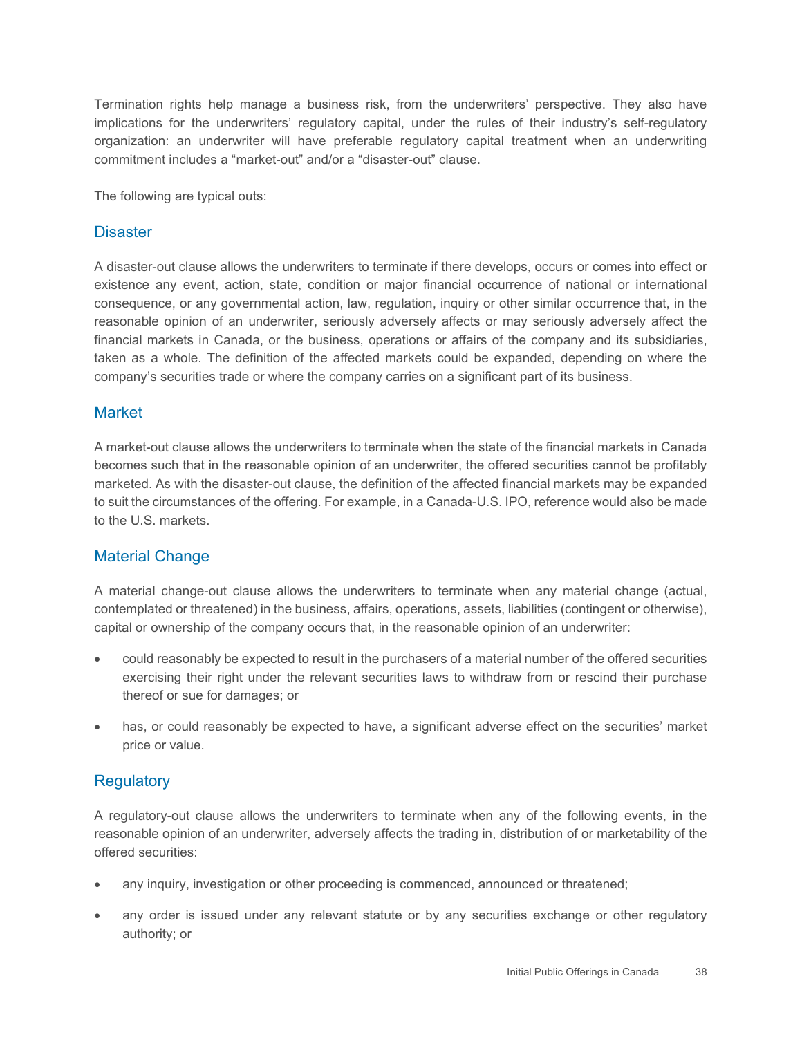Termination rights help manage a business risk, from the underwriters' perspective. They also have implications for the underwriters' regulatory capital, under the rules of their industry's self-regulatory organization: an underwriter will have preferable regulatory capital treatment when an underwriting commitment includes a "market-out" and/or a "disaster-out" clause.

The following are typical outs:

### Disaster

A disaster-out clause allows the underwriters to terminate if there develops, occurs or comes into effect or existence any event, action, state, condition or major financial occurrence of national or international consequence, or any governmental action, law, regulation, inquiry or other similar occurrence that, in the reasonable opinion of an underwriter, seriously adversely affects or may seriously adversely affect the financial markets in Canada, or the business, operations or affairs of the company and its subsidiaries, taken as a whole. The definition of the affected markets could be expanded, depending on where the company's securities trade or where the company carries on a significant part of its business.

### Market

A market-out clause allows the underwriters to terminate when the state of the financial markets in Canada becomes such that in the reasonable opinion of an underwriter, the offered securities cannot be profitably marketed. As with the disaster-out clause, the definition of the affected financial markets may be expanded to suit the circumstances of the offering. For example, in a Canada-U.S. IPO, reference would also be made to the U.S. markets.

### Material Change

A material change-out clause allows the underwriters to terminate when any material change (actual, contemplated or threatened) in the business, affairs, operations, assets, liabilities (contingent or otherwise), capital or ownership of the company occurs that, in the reasonable opinion of an underwriter:

- could reasonably be expected to result in the purchasers of a material number of the offered securities exercising their right under the relevant securities laws to withdraw from or rescind their purchase thereof or sue for damages; or
- has, or could reasonably be expected to have, a significant adverse effect on the securities' market price or value.

### Regulatory

A regulatory-out clause allows the underwriters to terminate when any of the following events, in the reasonable opinion of an underwriter, adversely affects the trading in, distribution of or marketability of the offered securities:

- any inquiry, investigation or other proceeding is commenced, announced or threatened;
- any order is issued under any relevant statute or by any securities exchange or other regulatory authority; or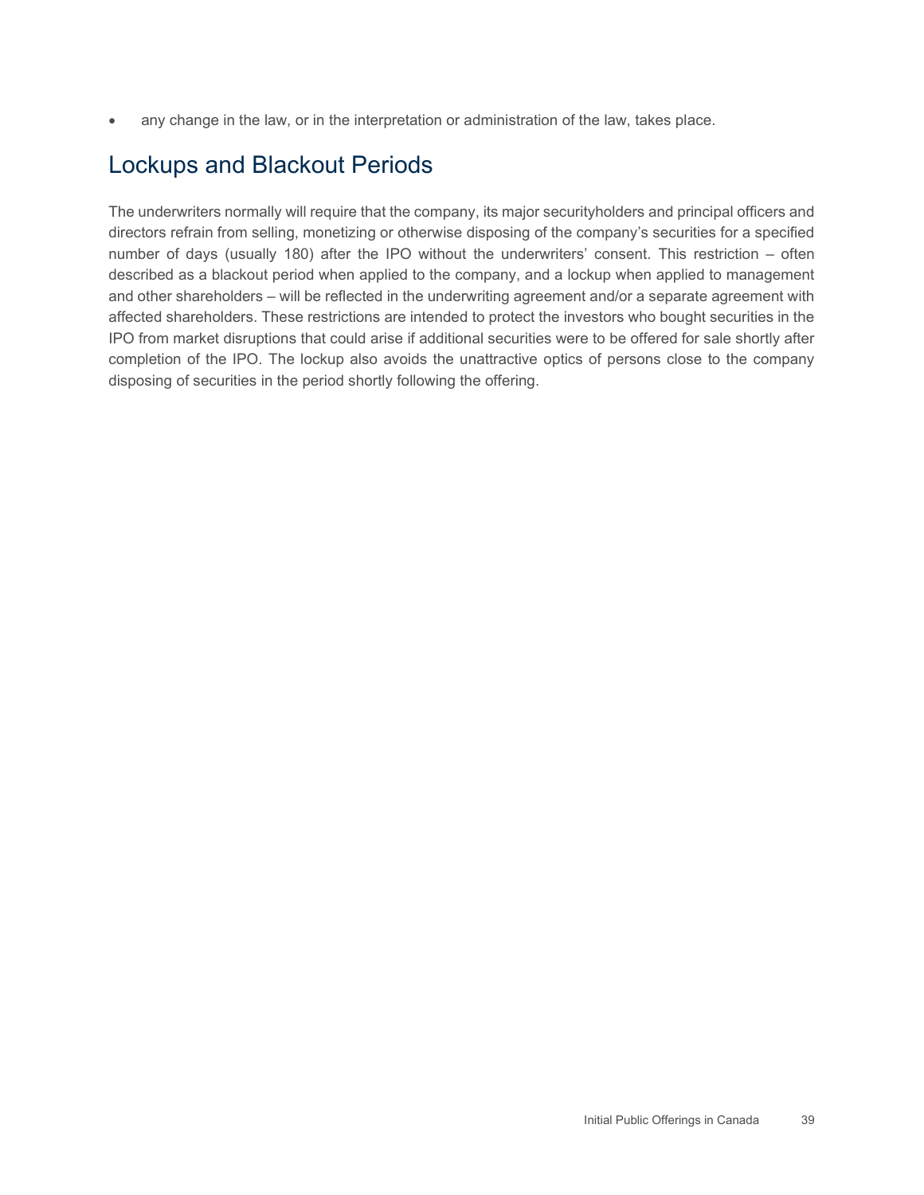- any change in the law, or in the interpretation or administration of the law, takes place.

## Lockups and Blackout Periods

The underwriters normally will require that the company, its major securityholders and principal officers and directors refrain from selling, monetizing or otherwise disposing of the company's securities for a specified number of days (usually 180) after the IPO without the underwriters' consent. This restriction – often described as a blackout period when applied to the company, and a lockup when applied to management and other shareholders – will be reflected in the underwriting agreement and/or a separate agreement with affected shareholders. These restrictions are intended to protect the investors who bought securities in the IPO from market disruptions that could arise if additional securities were to be offered for sale shortly after completion of the IPO. The lockup also avoids the unattractive optics of persons close to the company disposing of securities in the period shortly following the offering.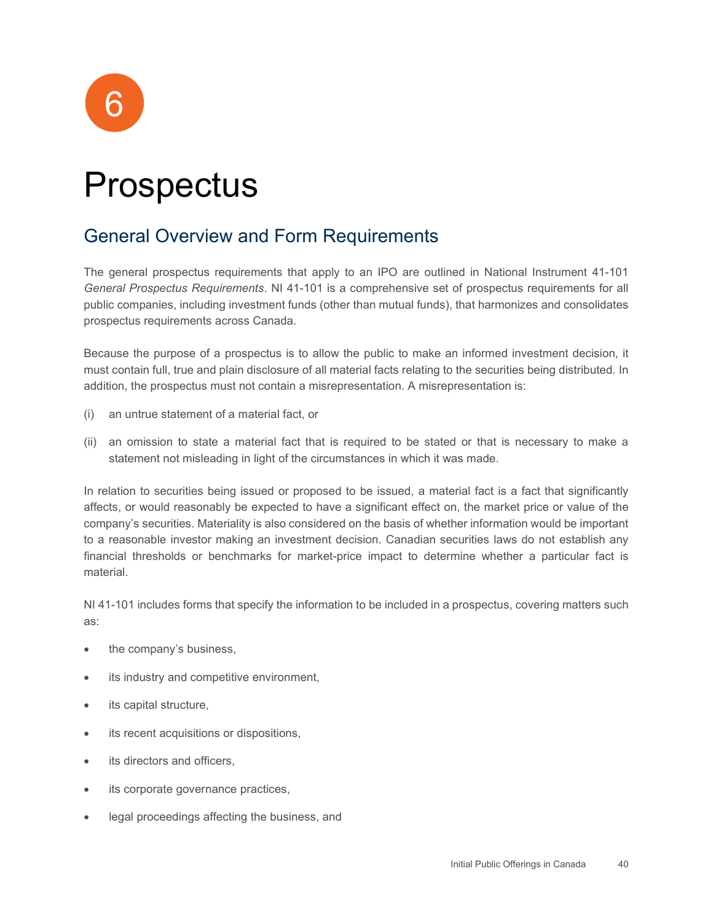6

# Prospectus

## General Overview and Form Requirements

The general prospectus requirements that apply to an IPO are outlined in National Instrument 41-101 *General Prospectus Requirements*. NI 41-101 is a comprehensive set of prospectus requirements for all public companies, including investment funds (other than mutual funds), that harmonizes and consolidates prospectus requirements across Canada.

Because the purpose of a prospectus is to allow the public to make an informed investment decision, it must contain full, true and plain disclosure of all material facts relating to the securities being distributed. In addition, the prospectus must not contain a misrepresentation. A misrepresentation is:

(i) an untrue statement of a material fact, or

(ii) an omission to state a material fact that is required to be stated or that is necessary to make a statement not misleading in light of the circumstances in which it was made.

In relation to securities being issued or proposed to be issued, a material fact is a fact that significantly affects, or would reasonably be expected to have a significant effect on, the market price or value of the company's securities. Materiality is also considered on the basis of whether information would be important to a reasonable investor making an investment decision. Canadian securities laws do not establish any financial thresholds or benchmarks for market-price impact to determine whether a particular fact is material.

NI 41-101 includes forms that specify the information to be included in a prospectus, covering matters such as:

- the company's business,
- its industry and competitive environment,
- its capital structure,
- its recent acquisitions or dispositions,
- its directors and officers,
- its corporate governance practices,
- legal proceedings affecting the business, and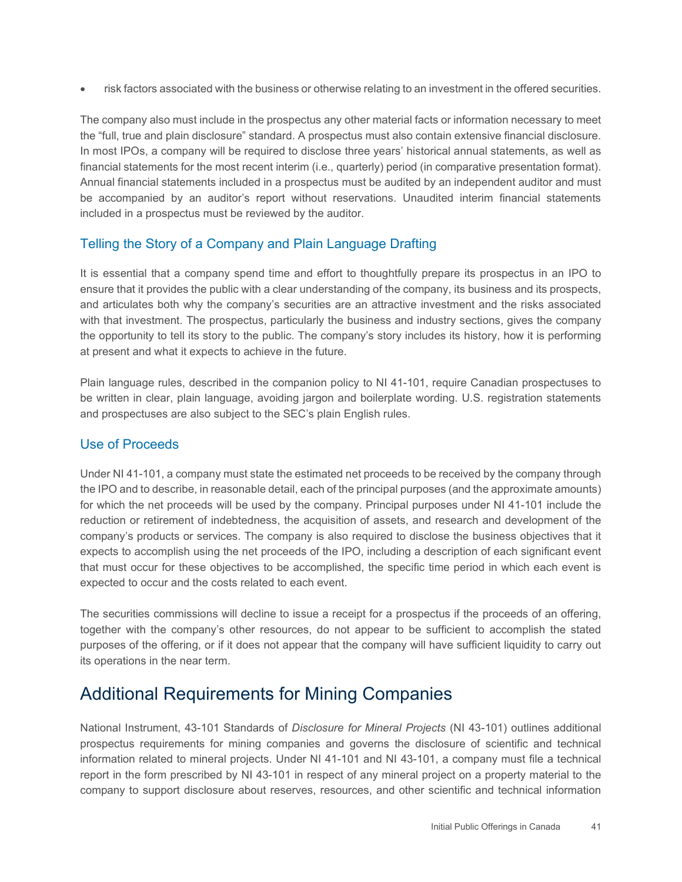- risk factors associated with the business or otherwise relating to an investment in the offered securities.

The company also must include in the prospectus any other material facts or information necessary to meet the "full, true and plain disclosure" standard. A prospectus must also contain extensive financial disclosure. In most IPOs, a company will be required to disclose three years' historical annual statements, as well as financial statements for the most recent interim (i.e., quarterly) period (in comparative presentation format). Annual financial statements included in a prospectus must be audited by an independent auditor and must be accompanied by an auditor's report without reservations. Unaudited interim financial statements included in a prospectus must be reviewed by the auditor.

### Telling the Story of a Company and Plain Language Drafting

It is essential that a company spend time and effort to thoughtfully prepare its prospectus in an IPO to ensure that it provides the public with a clear understanding of the company, its business and its prospects, and articulates both why the company's securities are an attractive investment and the risks associated with that investment. The prospectus, particularly the business and industry sections, gives the company the opportunity to tell its story to the public. The company's story includes its history, how it is performing at present and what it expects to achieve in the future.

Plain language rules, described in the companion policy to NI 41-101, require Canadian prospectuses to be written in clear, plain language, avoiding jargon and boilerplate wording. U.S. registration statements and prospectuses are also subject to the SEC's plain English rules.

### Use of Proceeds

Under NI 41-101, a company must state the estimated net proceeds to be received by the company through the IPO and to describe, in reasonable detail, each of the principal purposes (and the approximate amounts) for which the net proceeds will be used by the company. Principal purposes under NI 41-101 include the reduction or retirement of indebtedness, the acquisition of assets, and research and development of the company's products or services. The company is also required to disclose the business objectives that it expects to accomplish using the net proceeds of the IPO, including a description of each significant event that must occur for these objectives to be accomplished, the specific time period in which each event is expected to occur and the costs related to each event.

The securities commissions will decline to issue a receipt for a prospectus if the proceeds of an offering, together with the company's other resources, do not appear to be sufficient to accomplish the stated purposes of the offering, or if it does not appear that the company will have sufficient liquidity to carry out its operations in the near term.

## Additional Requirements for Mining Companies

National Instrument, 43-101 Standards of *Disclosure for Mineral Projects* (NI 43-101) outlines additional prospectus requirements for mining companies and governs the disclosure of scientific and technical information related to mineral projects. Under NI 41-101 and NI 43-101, a company must file a technical report in the form prescribed by NI 43-101 in respect of any mineral project on a property material to the company to support disclosure about reserves, resources, and other scientific and technical information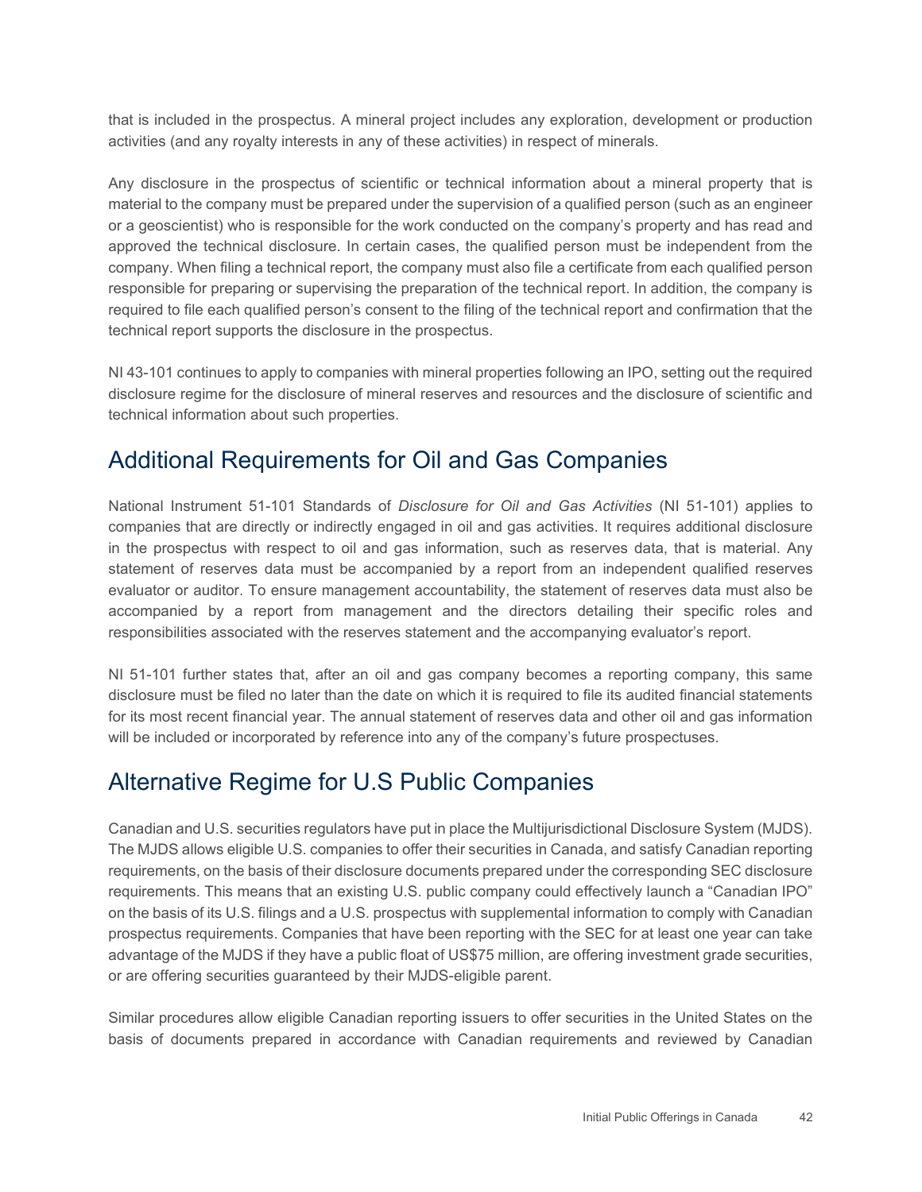that is included in the prospectus. A mineral project includes any exploration, development or production activities (and any royalty interests in any of these activities) in respect of minerals.

Any disclosure in the prospectus of scientific or technical information about a mineral property that is material to the company must be prepared under the supervision of a qualified person (such as an engineer or a geoscientist) who is responsible for the work conducted on the company's property and has read and approved the technical disclosure. In certain cases, the qualified person must be independent from the company. When filing a technical report, the company must also file a certificate from each qualified person responsible for preparing or supervising the preparation of the technical report. In addition, the company is required to file each qualified person's consent to the filing of the technical report and confirmation that the technical report supports the disclosure in the prospectus.

NI 43-101 continues to apply to companies with mineral properties following an IPO, setting out the required disclosure regime for the disclosure of mineral reserves and resources and the disclosure of scientific and technical information about such properties.

## Additional Requirements for Oil and Gas Companies

National Instrument 51-101 Standards of *Disclosure for Oil and Gas Activities* (NI 51-101) applies to companies that are directly or indirectly engaged in oil and gas activities. It requires additional disclosure in the prospectus with respect to oil and gas information, such as reserves data, that is material. Any statement of reserves data must be accompanied by a report from an independent qualified reserves evaluator or auditor. To ensure management accountability, the statement of reserves data must also be accompanied by a report from management and the directors detailing their specific roles and responsibilities associated with the reserves statement and the accompanying evaluator's report.

NI 51-101 further states that, after an oil and gas company becomes a reporting company, this same disclosure must be filed no later than the date on which it is required to file its audited financial statements for its most recent financial year. The annual statement of reserves data and other oil and gas information will be included or incorporated by reference into any of the company's future prospectuses.

## Alternative Regime for U.S Public Companies

Canadian and U.S. securities regulators have put in place the Multijurisdictional Disclosure System (MJDS). The MJDS allows eligible U.S. companies to offer their securities in Canada, and satisfy Canadian reporting requirements, on the basis of their disclosure documents prepared under the corresponding SEC disclosure requirements. This means that an existing U.S. public company could effectively launch a "Canadian IPO" on the basis of its U.S. filings and a U.S. prospectus with supplemental information to comply with Canadian prospectus requirements. Companies that have been reporting with the SEC for at least one year can take advantage of the MJDS if they have a public float of US$75 million, are offering investment grade securities, or are offering securities guaranteed by their MJDS-eligible parent.

Similar procedures allow eligible Canadian reporting issuers to offer securities in the United States on the basis of documents prepared in accordance with Canadian requirements and reviewed by Canadian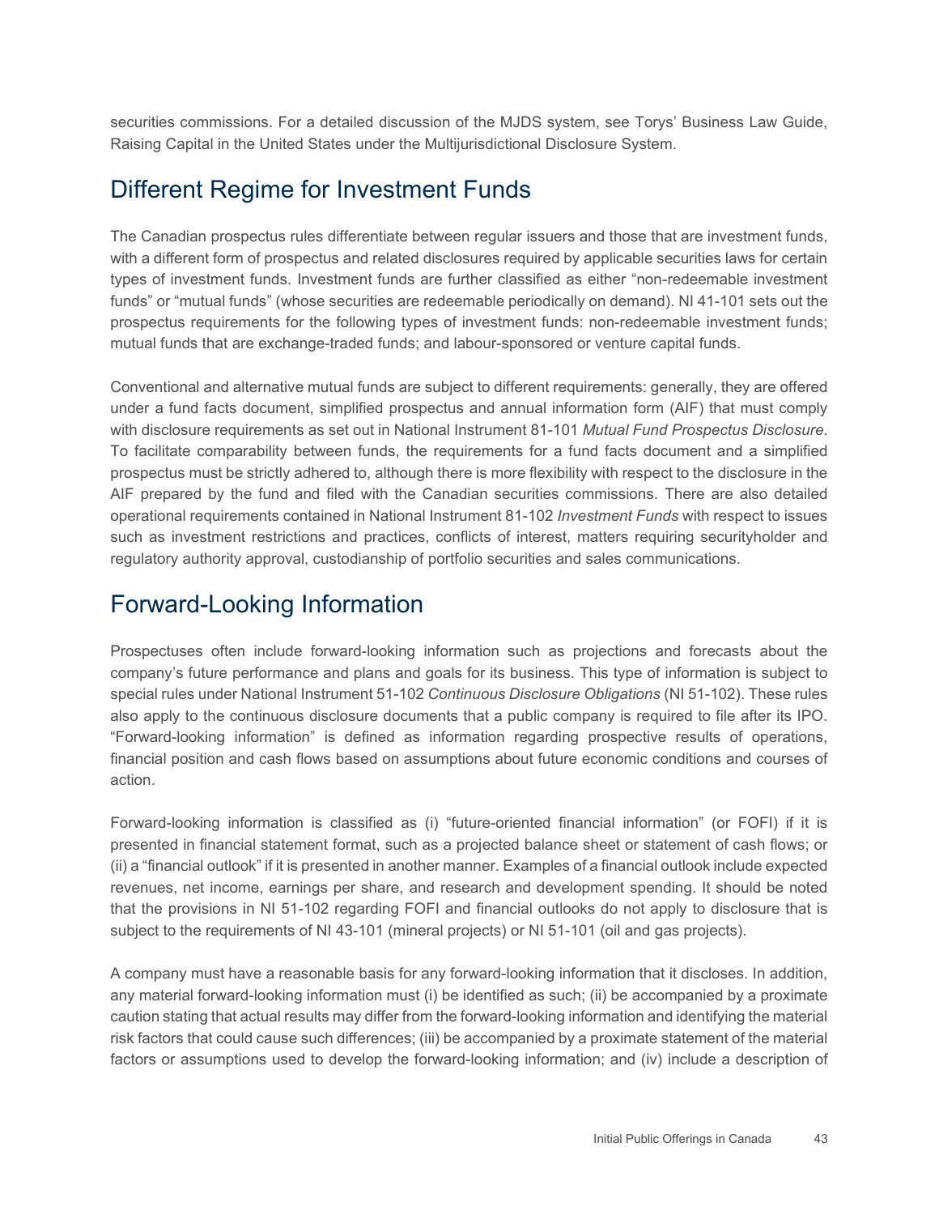securities commissions. For a detailed discussion of the MJDS system, see Torys' Business Law Guide, Raising Capital in the United States under the Multijurisdictional Disclosure System.

## Different Regime for Investment Funds

The Canadian prospectus rules differentiate between regular issuers and those that are investment funds, with a different form of prospectus and related disclosures required by applicable securities laws for certain types of investment funds. Investment funds are further classified as either "non-redeemable investment funds" or "mutual funds" (whose securities are redeemable periodically on demand). NI 41-101 sets out the prospectus requirements for the following types of investment funds: non-redeemable investment funds; mutual funds that are exchange-traded funds; and labour-sponsored or venture capital funds.

Conventional and alternative mutual funds are subject to different requirements: generally, they are offered under a fund facts document, simplified prospectus and annual information form (AIF) that must comply with disclosure requirements as set out in National Instrument 81-101 *Mutual Fund Prospectus Disclosure*. To facilitate comparability between funds, the requirements for a fund facts document and a simplified prospectus must be strictly adhered to, although there is more flexibility with respect to the disclosure in the AIF prepared by the fund and filed with the Canadian securities commissions. There are also detailed operational requirements contained in National Instrument 81-102 *Investment Funds* with respect to issues such as investment restrictions and practices, conflicts of interest, matters requiring securityholder and regulatory authority approval, custodianship of portfolio securities and sales communications.

## Forward-Looking Information

Prospectuses often include forward-looking information such as projections and forecasts about the company's future performance and plans and goals for its business. This type of information is subject to special rules under National Instrument 51-102 *Continuous Disclosure Obligations* (NI 51-102). These rules also apply to the continuous disclosure documents that a public company is required to file after its IPO. "Forward-looking information" is defined as information regarding prospective results of operations, financial position and cash flows based on assumptions about future economic conditions and courses of action.

Forward-looking information is classified as (i) "future-oriented financial information" (or FOFI) if it is presented in financial statement format, such as a projected balance sheet or statement of cash flows; or (ii) a "financial outlook" if it is presented in another manner. Examples of a financial outlook include expected revenues, net income, earnings per share, and research and development spending. It should be noted that the provisions in NI 51-102 regarding FOFI and financial outlooks do not apply to disclosure that is subject to the requirements of NI 43-101 (mineral projects) or NI 51-101 (oil and gas projects).

A company must have a reasonable basis for any forward-looking information that it discloses. In addition, any material forward-looking information must (i) be identified as such; (ii) be accompanied by a proximate caution stating that actual results may differ from the forward-looking information and identifying the material risk factors that could cause such differences; (iii) be accompanied by a proximate statement of the material factors or assumptions used to develop the forward-looking information; and (iv) include a description of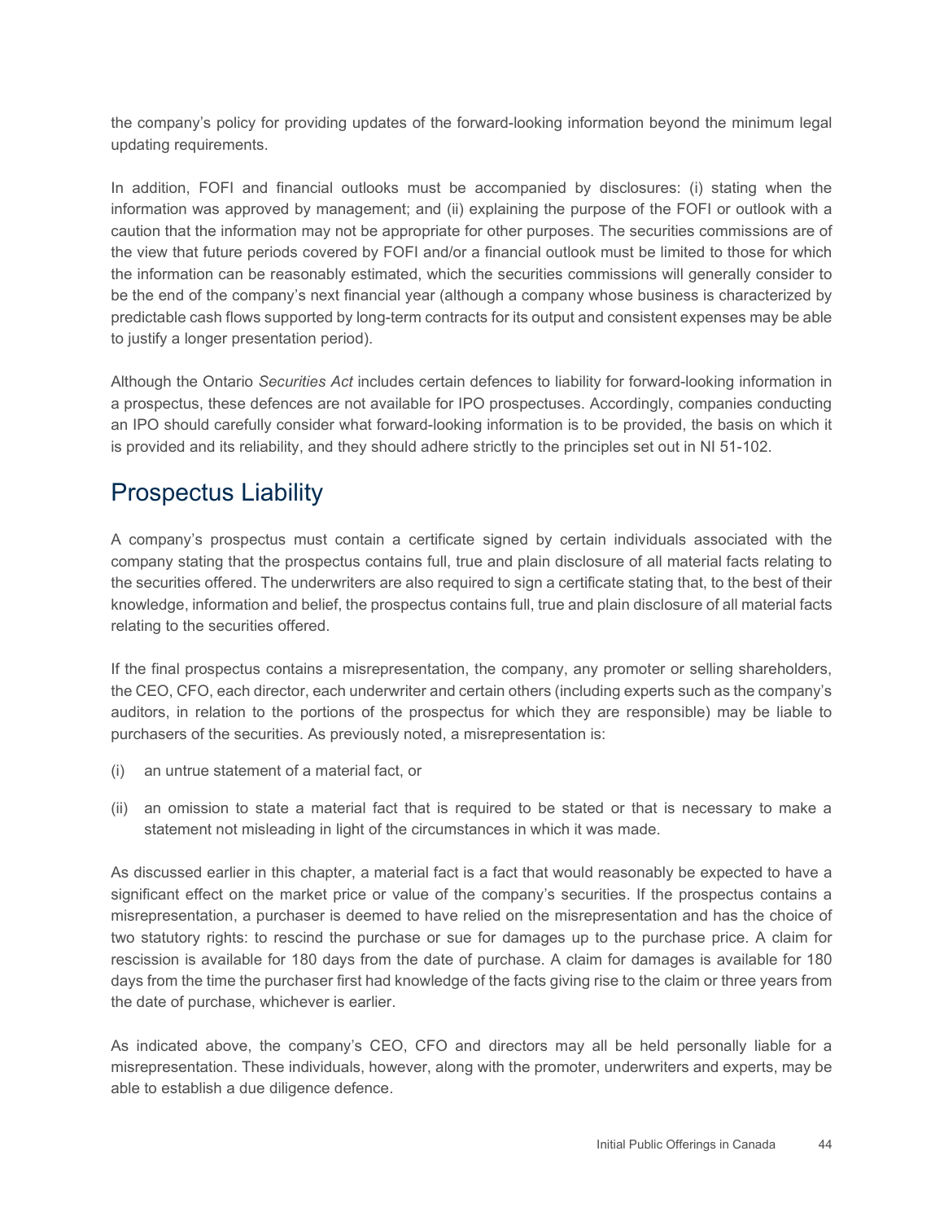the company's policy for providing updates of the forward-looking information beyond the minimum legal updating requirements.

In addition, FOFI and financial outlooks must be accompanied by disclosures: (i) stating when the information was approved by management; and (ii) explaining the purpose of the FOFI or outlook with a caution that the information may not be appropriate for other purposes. The securities commissions are of the view that future periods covered by FOFI and/or a financial outlook must be limited to those for which the information can be reasonably estimated, which the securities commissions will generally consider to be the end of the company's next financial year (although a company whose business is characterized by predictable cash flows supported by long-term contracts for its output and consistent expenses may be able to justify a longer presentation period).

Although the Ontario *Securities Act* includes certain defences to liability for forward-looking information in a prospectus, these defences are not available for IPO prospectuses. Accordingly, companies conducting an IPO should carefully consider what forward-looking information is to be provided, the basis on which it is provided and its reliability, and they should adhere strictly to the principles set out in NI 51-102.

## Prospectus Liability

A company's prospectus must contain a certificate signed by certain individuals associated with the company stating that the prospectus contains full, true and plain disclosure of all material facts relating to the securities offered. The underwriters are also required to sign a certificate stating that, to the best of their knowledge, information and belief, the prospectus contains full, true and plain disclosure of all material facts relating to the securities offered.

If the final prospectus contains a misrepresentation, the company, any promoter or selling shareholders, the CEO, CFO, each director, each underwriter and certain others (including experts such as the company's auditors, in relation to the portions of the prospectus for which they are responsible) may be liable to purchasers of the securities. As previously noted, a misrepresentation is:

(i) an untrue statement of a material fact, or

(ii) an omission to state a material fact that is required to be stated or that is necessary to make a statement not misleading in light of the circumstances in which it was made.

As discussed earlier in this chapter, a material fact is a fact that would reasonably be expected to have a significant effect on the market price or value of the company's securities. If the prospectus contains a misrepresentation, a purchaser is deemed to have relied on the misrepresentation and has the choice of two statutory rights: to rescind the purchase or sue for damages up to the purchase price. A claim for rescission is available for 180 days from the date of purchase. A claim for damages is available for 180 days from the time the purchaser first had knowledge of the facts giving rise to the claim or three years from the date of purchase, whichever is earlier.

As indicated above, the company's CEO, CFO and directors may all be held personally liable for a misrepresentation. These individuals, however, along with the promoter, underwriters and experts, may be able to establish a due diligence defence.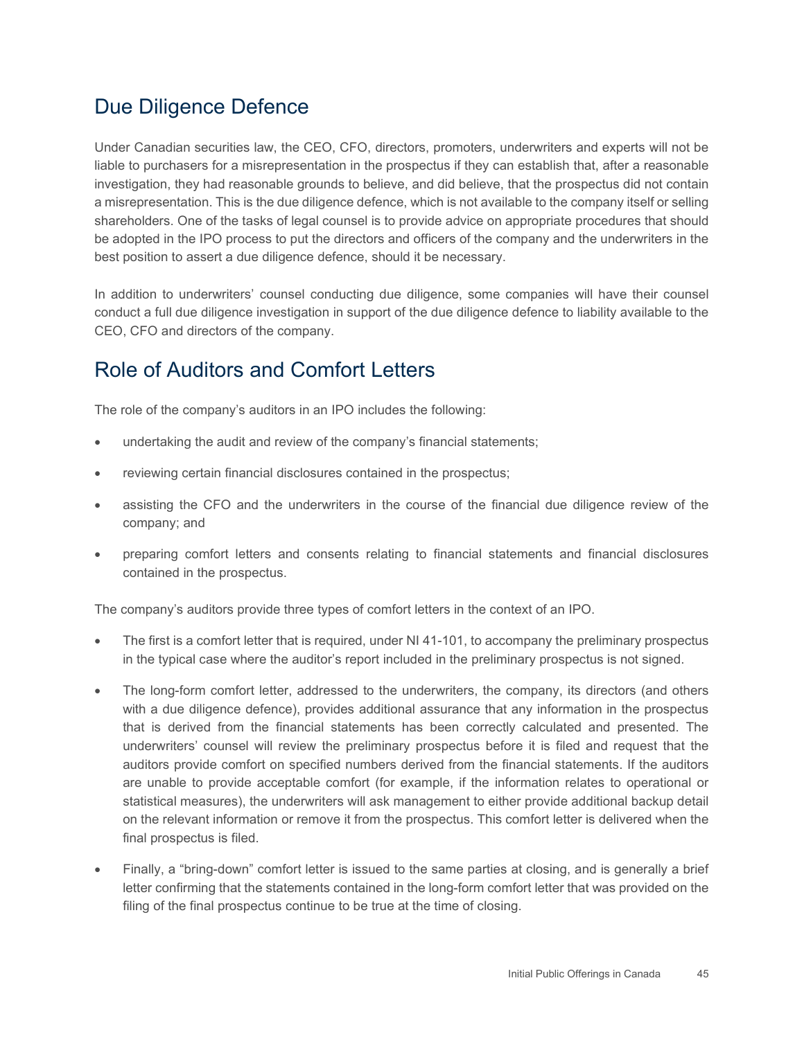## Due Diligence Defence

Under Canadian securities law, the CEO, CFO, directors, promoters, underwriters and experts will not be liable to purchasers for a misrepresentation in the prospectus if they can establish that, after a reasonable investigation, they had reasonable grounds to believe, and did believe, that the prospectus did not contain a misrepresentation. This is the due diligence defence, which is not available to the company itself or selling shareholders. One of the tasks of legal counsel is to provide advice on appropriate procedures that should be adopted in the IPO process to put the directors and officers of the company and the underwriters in the best position to assert a due diligence defence, should it be necessary.

In addition to underwriters' counsel conducting due diligence, some companies will have their counsel conduct a full due diligence investigation in support of the due diligence defence to liability available to the CEO, CFO and directors of the company.

## Role of Auditors and Comfort Letters

The role of the company's auditors in an IPO includes the following:

- undertaking the audit and review of the company's financial statements;
- reviewing certain financial disclosures contained in the prospectus;
- assisting the CFO and the underwriters in the course of the financial due diligence review of the company; and
- preparing comfort letters and consents relating to financial statements and financial disclosures contained in the prospectus.

The company's auditors provide three types of comfort letters in the context of an IPO.

- The first is a comfort letter that is required, under NI 41-101, to accompany the preliminary prospectus in the typical case where the auditor's report included in the preliminary prospectus is not signed.
- The long-form comfort letter, addressed to the underwriters, the company, its directors (and others with a due diligence defence), provides additional assurance that any information in the prospectus that is derived from the financial statements has been correctly calculated and presented. The underwriters' counsel will review the preliminary prospectus before it is filed and request that the auditors provide comfort on specified numbers derived from the financial statements. If the auditors are unable to provide acceptable comfort (for example, if the information relates to operational or statistical measures), the underwriters will ask management to either provide additional backup detail on the relevant information or remove it from the prospectus. This comfort letter is delivered when the final prospectus is filed.
- Finally, a "bring-down" comfort letter is issued to the same parties at closing, and is generally a brief letter confirming that the statements contained in the long-form comfort letter that was provided on the filing of the final prospectus continue to be true at the time of closing.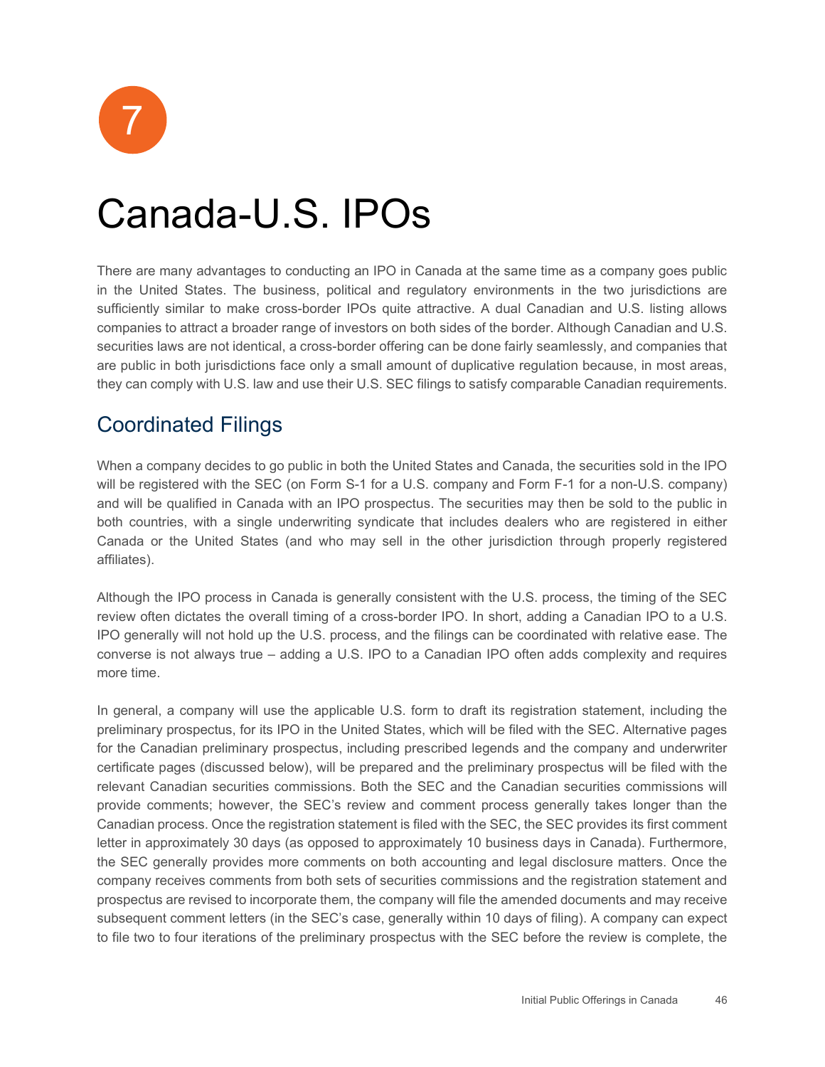7

# Canada-U.S. IPOs

There are many advantages to conducting an IPO in Canada at the same time as a company goes public in the United States. The business, political and regulatory environments in the two jurisdictions are sufficiently similar to make cross-border IPOs quite attractive. A dual Canadian and U.S. listing allows companies to attract a broader range of investors on both sides of the border. Although Canadian and U.S. securities laws are not identical, a cross-border offering can be done fairly seamlessly, and companies that are public in both jurisdictions face only a small amount of duplicative regulation because, in most areas, they can comply with U.S. law and use their U.S. SEC filings to satisfy comparable Canadian requirements.

## Coordinated Filings

When a company decides to go public in both the United States and Canada, the securities sold in the IPO will be registered with the SEC (on Form S-1 for a U.S. company and Form F-1 for a non-U.S. company) and will be qualified in Canada with an IPO prospectus. The securities may then be sold to the public in both countries, with a single underwriting syndicate that includes dealers who are registered in either Canada or the United States (and who may sell in the other jurisdiction through properly registered affiliates).

Although the IPO process in Canada is generally consistent with the U.S. process, the timing of the SEC review often dictates the overall timing of a cross-border IPO. In short, adding a Canadian IPO to a U.S. IPO generally will not hold up the U.S. process, and the filings can be coordinated with relative ease. The converse is not always true – adding a U.S. IPO to a Canadian IPO often adds complexity and requires more time.

In general, a company will use the applicable U.S. form to draft its registration statement, including the preliminary prospectus, for its IPO in the United States, which will be filed with the SEC. Alternative pages for the Canadian preliminary prospectus, including prescribed legends and the company and underwriter certificate pages (discussed below), will be prepared and the preliminary prospectus will be filed with the relevant Canadian securities commissions. Both the SEC and the Canadian securities commissions will provide comments; however, the SEC's review and comment process generally takes longer than the Canadian process. Once the registration statement is filed with the SEC, the SEC provides its first comment letter in approximately 30 days (as opposed to approximately 10 business days in Canada). Furthermore, the SEC generally provides more comments on both accounting and legal disclosure matters. Once the company receives comments from both sets of securities commissions and the registration statement and prospectus are revised to incorporate them, the company will file the amended documents and may receive subsequent comment letters (in the SEC's case, generally within 10 days of filing). A company can expect to file two to four iterations of the preliminary prospectus with the SEC before the review is complete, the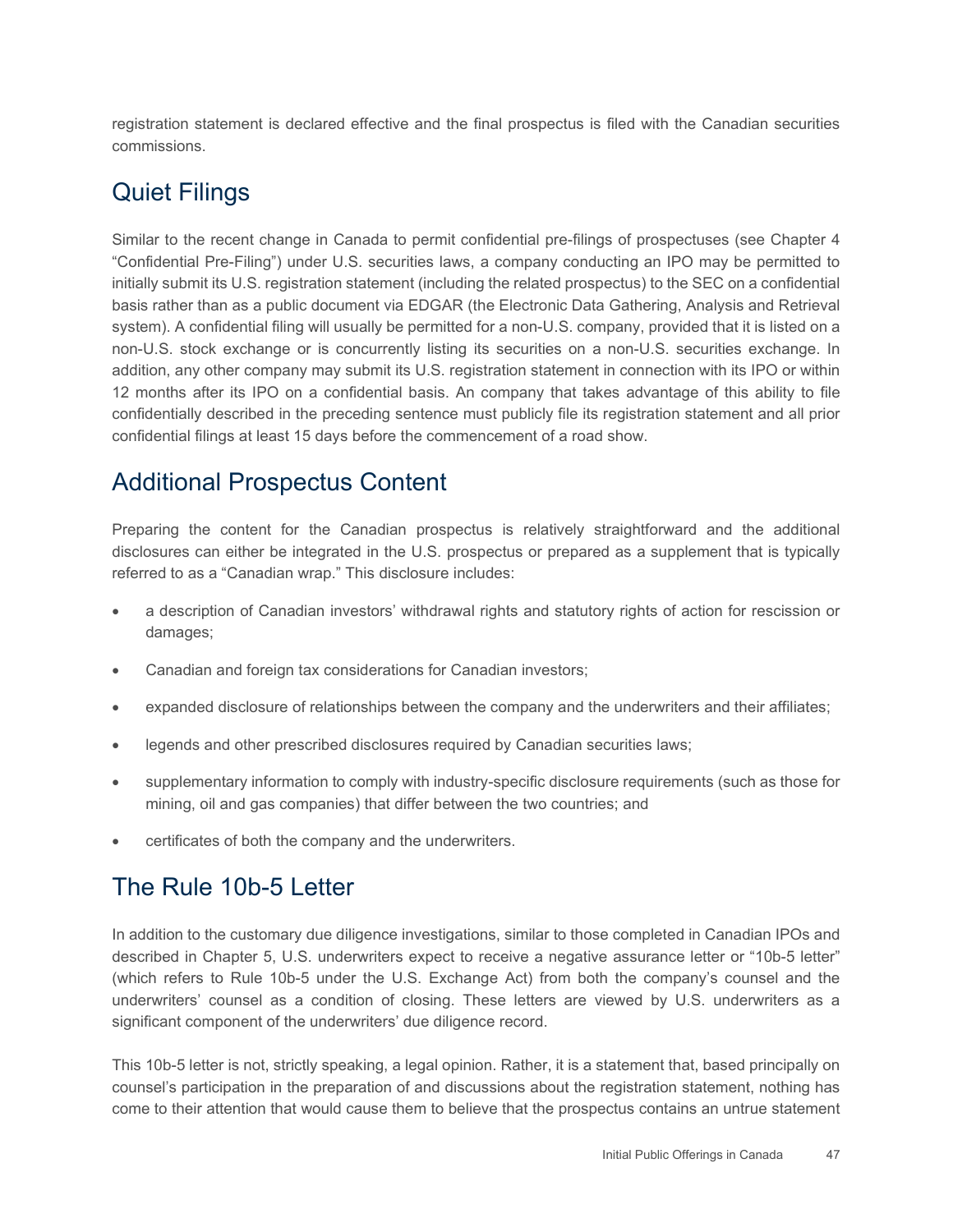registration statement is declared effective and the final prospectus is filed with the Canadian securities commissions.

## Quiet Filings

Similar to the recent change in Canada to permit confidential pre-filings of prospectuses (see Chapter 4 "Confidential Pre-Filing") under U.S. securities laws, a company conducting an IPO may be permitted to initially submit its U.S. registration statement (including the related prospectus) to the SEC on a confidential basis rather than as a public document via EDGAR (the Electronic Data Gathering, Analysis and Retrieval system). A confidential filing will usually be permitted for a non-U.S. company, provided that it is listed on a non-U.S. stock exchange or is concurrently listing its securities on a non-U.S. securities exchange. In addition, any other company may submit its U.S. registration statement in connection with its IPO or within 12 months after its IPO on a confidential basis. An company that takes advantage of this ability to file confidentially described in the preceding sentence must publicly file its registration statement and all prior confidential filings at least 15 days before the commencement of a road show.

## Additional Prospectus Content

Preparing the content for the Canadian prospectus is relatively straightforward and the additional disclosures can either be integrated in the U.S. prospectus or prepared as a supplement that is typically referred to as a "Canadian wrap." This disclosure includes:

- a description of Canadian investors' withdrawal rights and statutory rights of action for rescission or damages;
- Canadian and foreign tax considerations for Canadian investors;
- expanded disclosure of relationships between the company and the underwriters and their affiliates;
- legends and other prescribed disclosures required by Canadian securities laws;
- supplementary information to comply with industry-specific disclosure requirements (such as those for mining, oil and gas companies) that differ between the two countries; and
- certificates of both the company and the underwriters.

## The Rule 10b-5 Letter

In addition to the customary due diligence investigations, similar to those completed in Canadian IPOs and described in Chapter 5, U.S. underwriters expect to receive a negative assurance letter or "10b-5 letter" (which refers to Rule 10b-5 under the U.S. Exchange Act) from both the company's counsel and the underwriters' counsel as a condition of closing. These letters are viewed by U.S. underwriters as a significant component of the underwriters' due diligence record.

This 10b-5 letter is not, strictly speaking, a legal opinion. Rather, it is a statement that, based principally on counsel's participation in the preparation of and discussions about the registration statement, nothing has come to their attention that would cause them to believe that the prospectus contains an untrue statement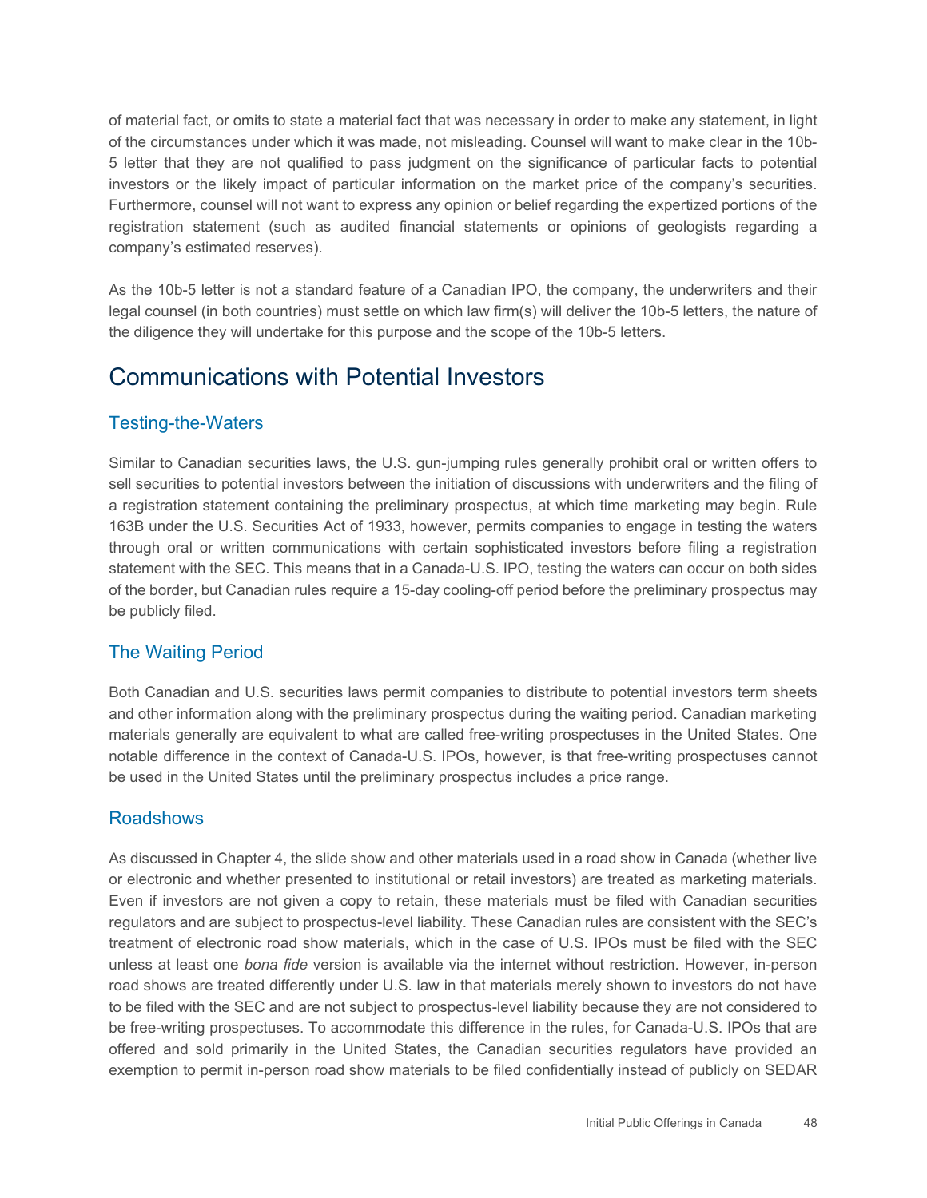of material fact, or omits to state a material fact that was necessary in order to make any statement, in light of the circumstances under which it was made, not misleading. Counsel will want to make clear in the 10b-5 letter that they are not qualified to pass judgment on the significance of particular facts to potential investors or the likely impact of particular information on the market price of the company's securities. Furthermore, counsel will not want to express any opinion or belief regarding the expertized portions of the registration statement (such as audited financial statements or opinions of geologists regarding a company's estimated reserves).

As the 10b-5 letter is not a standard feature of a Canadian IPO, the company, the underwriters and their legal counsel (in both countries) must settle on which law firm(s) will deliver the 10b-5 letters, the nature of the diligence they will undertake for this purpose and the scope of the 10b-5 letters.

## Communications with Potential Investors

### Testing-the-Waters

Similar to Canadian securities laws, the U.S. gun-jumping rules generally prohibit oral or written offers to sell securities to potential investors between the initiation of discussions with underwriters and the filing of a registration statement containing the preliminary prospectus, at which time marketing may begin. Rule 163B under the U.S. Securities Act of 1933, however, permits companies to engage in testing the waters through oral or written communications with certain sophisticated investors before filing a registration statement with the SEC. This means that in a Canada-U.S. IPO, testing the waters can occur on both sides of the border, but Canadian rules require a 15-day cooling-off period before the preliminary prospectus may be publicly filed.

### The Waiting Period

Both Canadian and U.S. securities laws permit companies to distribute to potential investors term sheets and other information along with the preliminary prospectus during the waiting period. Canadian marketing materials generally are equivalent to what are called free-writing prospectuses in the United States. One notable difference in the context of Canada-U.S. IPOs, however, is that free-writing prospectuses cannot be used in the United States until the preliminary prospectus includes a price range.

### Roadshows

As discussed in Chapter 4, the slide show and other materials used in a road show in Canada (whether live or electronic and whether presented to institutional or retail investors) are treated as marketing materials. Even if investors are not given a copy to retain, these materials must be filed with Canadian securities regulators and are subject to prospectus-level liability. These Canadian rules are consistent with the SEC's treatment of electronic road show materials, which in the case of U.S. IPOs must be filed with the SEC unless at least one *bona fide* version is available via the internet without restriction. However, in-person road shows are treated differently under U.S. law in that materials merely shown to investors do not have to be filed with the SEC and are not subject to prospectus-level liability because they are not considered to be free-writing prospectuses. To accommodate this difference in the rules, for Canada-U.S. IPOs that are offered and sold primarily in the United States, the Canadian securities regulators have provided an exemption to permit in-person road show materials to be filed confidentially instead of publicly on SEDAR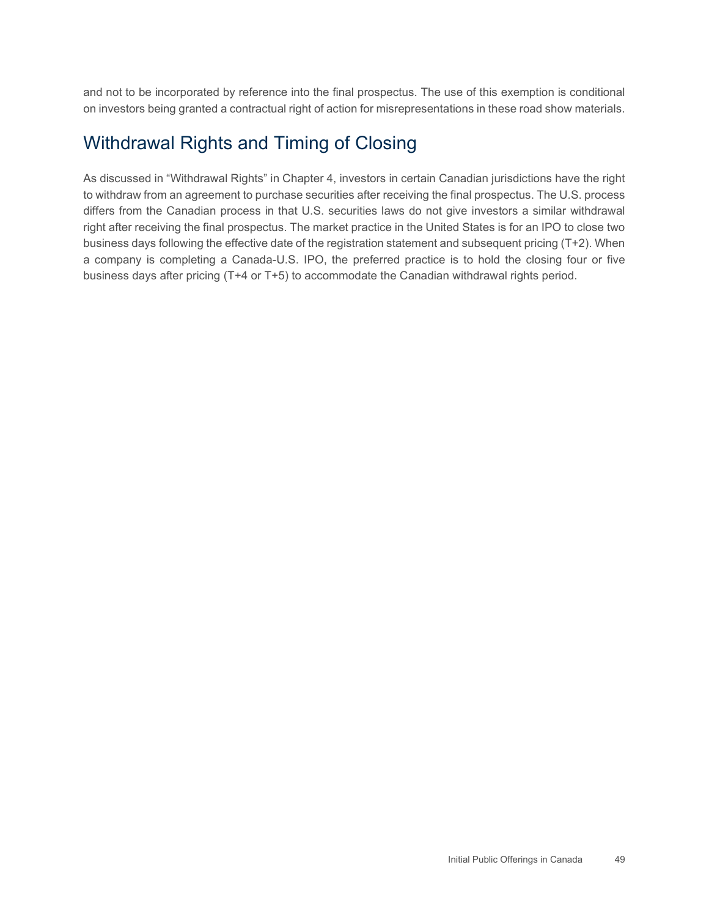and not to be incorporated by reference into the final prospectus. The use of this exemption is conditional on investors being granted a contractual right of action for misrepresentations in these road show materials.

## Withdrawal Rights and Timing of Closing

As discussed in "Withdrawal Rights" in Chapter 4, investors in certain Canadian jurisdictions have the right to withdraw from an agreement to purchase securities after receiving the final prospectus. The U.S. process differs from the Canadian process in that U.S. securities laws do not give investors a similar withdrawal right after receiving the final prospectus. The market practice in the United States is for an IPO to close two business days following the effective date of the registration statement and subsequent pricing (T+2). When a company is completing a Canada-U.S. IPO, the preferred practice is to hold the closing four or five business days after pricing (T+4 or T+5) to accommodate the Canadian withdrawal rights period.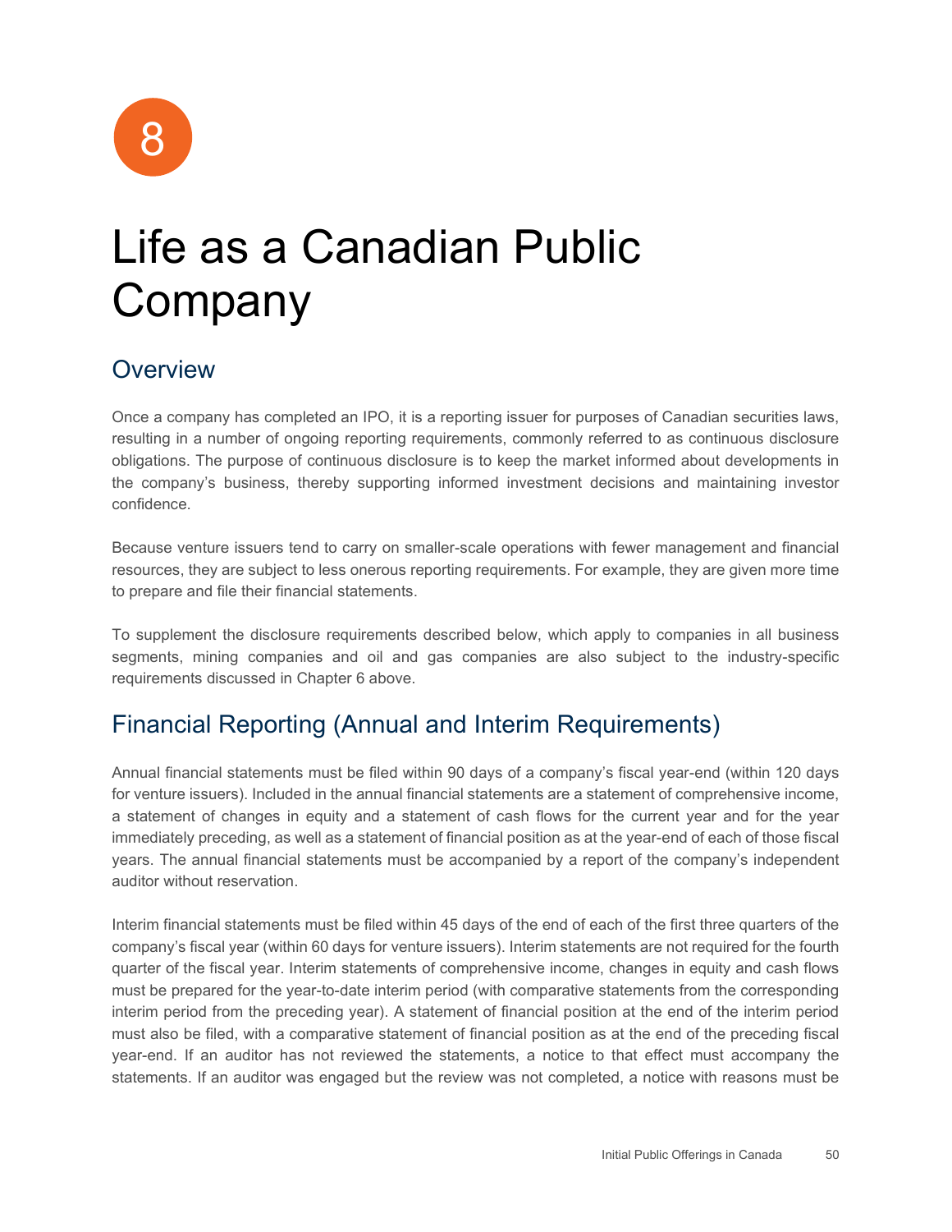8

# Life as a Canadian Public Company

## Overview

Once a company has completed an IPO, it is a reporting issuer for purposes of Canadian securities laws, resulting in a number of ongoing reporting requirements, commonly referred to as continuous disclosure obligations. The purpose of continuous disclosure is to keep the market informed about developments in the company's business, thereby supporting informed investment decisions and maintaining investor confidence.

Because venture issuers tend to carry on smaller-scale operations with fewer management and financial resources, they are subject to less onerous reporting requirements. For example, they are given more time to prepare and file their financial statements.

To supplement the disclosure requirements described below, which apply to companies in all business segments, mining companies and oil and gas companies are also subject to the industry-specific requirements discussed in Chapter 6 above.

## Financial Reporting (Annual and Interim Requirements)

Annual financial statements must be filed within 90 days of a company's fiscal year-end (within 120 days for venture issuers). Included in the annual financial statements are a statement of comprehensive income, a statement of changes in equity and a statement of cash flows for the current year and for the year immediately preceding, as well as a statement of financial position as at the year-end of each of those fiscal years. The annual financial statements must be accompanied by a report of the company's independent auditor without reservation.

Interim financial statements must be filed within 45 days of the end of each of the first three quarters of the company's fiscal year (within 60 days for venture issuers). Interim statements are not required for the fourth quarter of the fiscal year. Interim statements of comprehensive income, changes in equity and cash flows must be prepared for the year-to-date interim period (with comparative statements from the corresponding interim period from the preceding year). A statement of financial position at the end of the interim period must also be filed, with a comparative statement of financial position as at the end of the preceding fiscal year-end. If an auditor has not reviewed the statements, a notice to that effect must accompany the statements. If an auditor was engaged but the review was not completed, a notice with reasons must be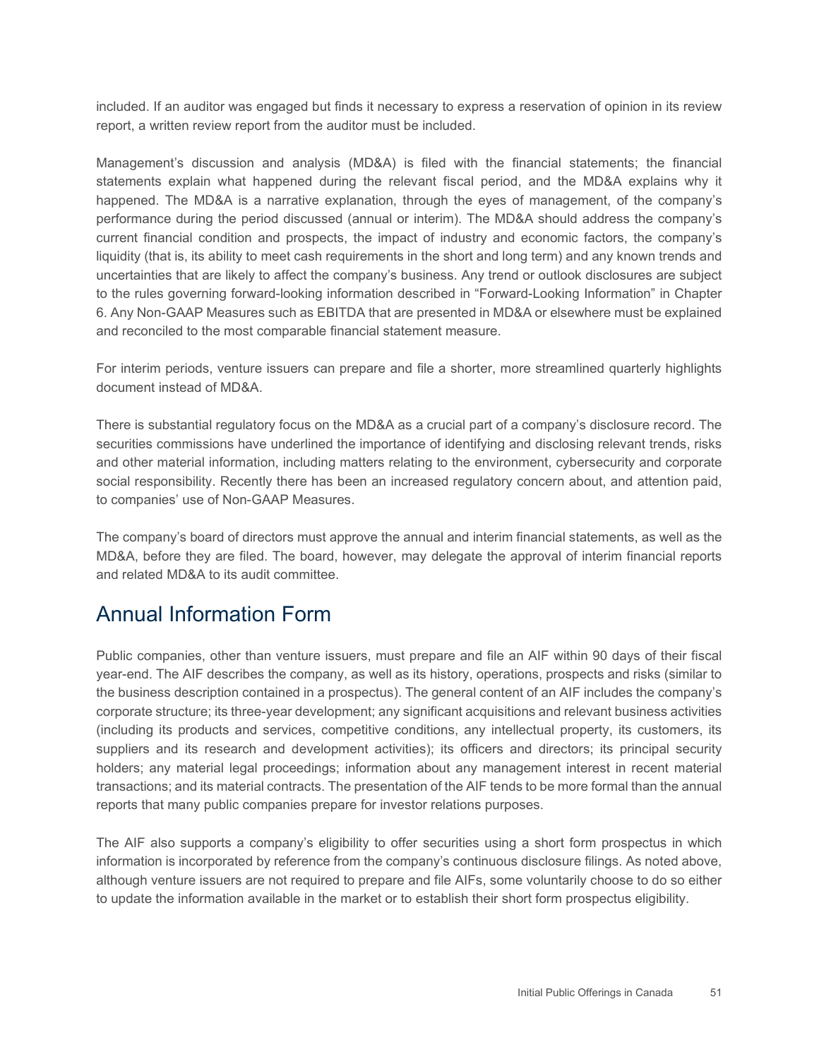included. If an auditor was engaged but finds it necessary to express a reservation of opinion in its review report, a written review report from the auditor must be included.

Management's discussion and analysis (MD&A) is filed with the financial statements; the financial statements explain what happened during the relevant fiscal period, and the MD&A explains why it happened. The MD&A is a narrative explanation, through the eyes of management, of the company's performance during the period discussed (annual or interim). The MD&A should address the company's current financial condition and prospects, the impact of industry and economic factors, the company's liquidity (that is, its ability to meet cash requirements in the short and long term) and any known trends and uncertainties that are likely to affect the company's business. Any trend or outlook disclosures are subject to the rules governing forward-looking information described in "Forward-Looking Information" in Chapter 6. Any Non-GAAP Measures such as EBITDA that are presented in MD&A or elsewhere must be explained and reconciled to the most comparable financial statement measure.

For interim periods, venture issuers can prepare and file a shorter, more streamlined quarterly highlights document instead of MD&A.

There is substantial regulatory focus on the MD&A as a crucial part of a company's disclosure record. The securities commissions have underlined the importance of identifying and disclosing relevant trends, risks and other material information, including matters relating to the environment, cybersecurity and corporate social responsibility. Recently there has been an increased regulatory concern about, and attention paid, to companies' use of Non-GAAP Measures.

The company's board of directors must approve the annual and interim financial statements, as well as the MD&A, before they are filed. The board, however, may delegate the approval of interim financial reports and related MD&A to its audit committee.

## Annual Information Form

Public companies, other than venture issuers, must prepare and file an AIF within 90 days of their fiscal year-end. The AIF describes the company, as well as its history, operations, prospects and risks (similar to the business description contained in a prospectus). The general content of an AIF includes the company's corporate structure; its three-year development; any significant acquisitions and relevant business activities (including its products and services, competitive conditions, any intellectual property, its customers, its suppliers and its research and development activities); its officers and directors; its principal security holders; any material legal proceedings; information about any management interest in recent material transactions; and its material contracts. The presentation of the AIF tends to be more formal than the annual reports that many public companies prepare for investor relations purposes.

The AIF also supports a company's eligibility to offer securities using a short form prospectus in which information is incorporated by reference from the company's continuous disclosure filings. As noted above, although venture issuers are not required to prepare and file AIFs, some voluntarily choose to do so either to update the information available in the market or to establish their short form prospectus eligibility.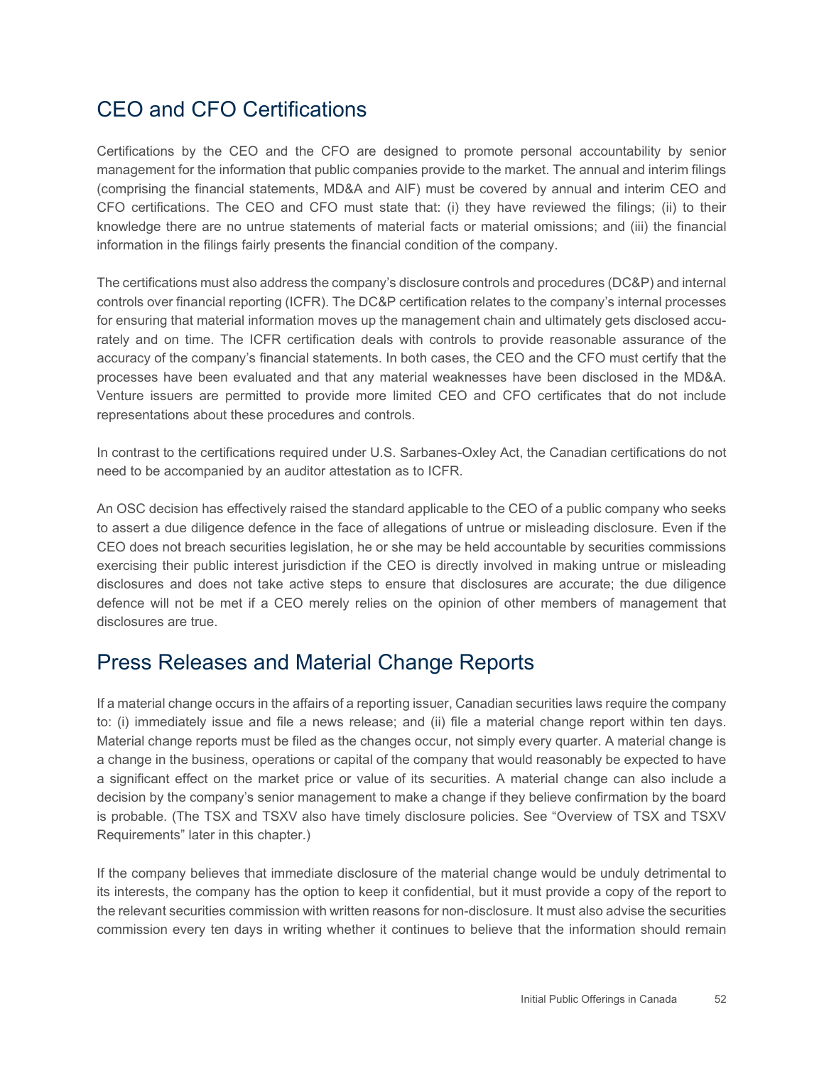## CEO and CFO Certifications

Certifications by the CEO and the CFO are designed to promote personal accountability by senior management for the information that public companies provide to the market. The annual and interim filings (comprising the financial statements, MD&A and AIF) must be covered by annual and interim CEO and CFO certifications. The CEO and CFO must state that: (i) they have reviewed the filings; (ii) to their knowledge there are no untrue statements of material facts or material omissions; and (iii) the financial information in the filings fairly presents the financial condition of the company.

The certifications must also address the company's disclosure controls and procedures (DC&P) and internal controls over financial reporting (ICFR). The DC&P certification relates to the company's internal processes for ensuring that material information moves up the management chain and ultimately gets disclosed accurately and on time. The ICFR certification deals with controls to provide reasonable assurance of the accuracy of the company's financial statements. In both cases, the CEO and the CFO must certify that the processes have been evaluated and that any material weaknesses have been disclosed in the MD&A. Venture issuers are permitted to provide more limited CEO and CFO certificates that do not include representations about these procedures and controls.

In contrast to the certifications required under U.S. Sarbanes-Oxley Act, the Canadian certifications do not need to be accompanied by an auditor attestation as to ICFR.

An OSC decision has effectively raised the standard applicable to the CEO of a public company who seeks to assert a due diligence defence in the face of allegations of untrue or misleading disclosure. Even if the CEO does not breach securities legislation, he or she may be held accountable by securities commissions exercising their public interest jurisdiction if the CEO is directly involved in making untrue or misleading disclosures and does not take active steps to ensure that disclosures are accurate; the due diligence defence will not be met if a CEO merely relies on the opinion of other members of management that disclosures are true.

## Press Releases and Material Change Reports

If a material change occurs in the affairs of a reporting issuer, Canadian securities laws require the company to: (i) immediately issue and file a news release; and (ii) file a material change report within ten days. Material change reports must be filed as the changes occur, not simply every quarter. A material change is a change in the business, operations or capital of the company that would reasonably be expected to have a significant effect on the market price or value of its securities. A material change can also include a decision by the company's senior management to make a change if they believe confirmation by the board is probable. (The TSX and TSXV also have timely disclosure policies. See "Overview of TSX and TSXV Requirements" later in this chapter.)

If the company believes that immediate disclosure of the material change would be unduly detrimental to its interests, the company has the option to keep it confidential, but it must provide a copy of the report to the relevant securities commission with written reasons for non-disclosure. It must also advise the securities commission every ten days in writing whether it continues to believe that the information should remain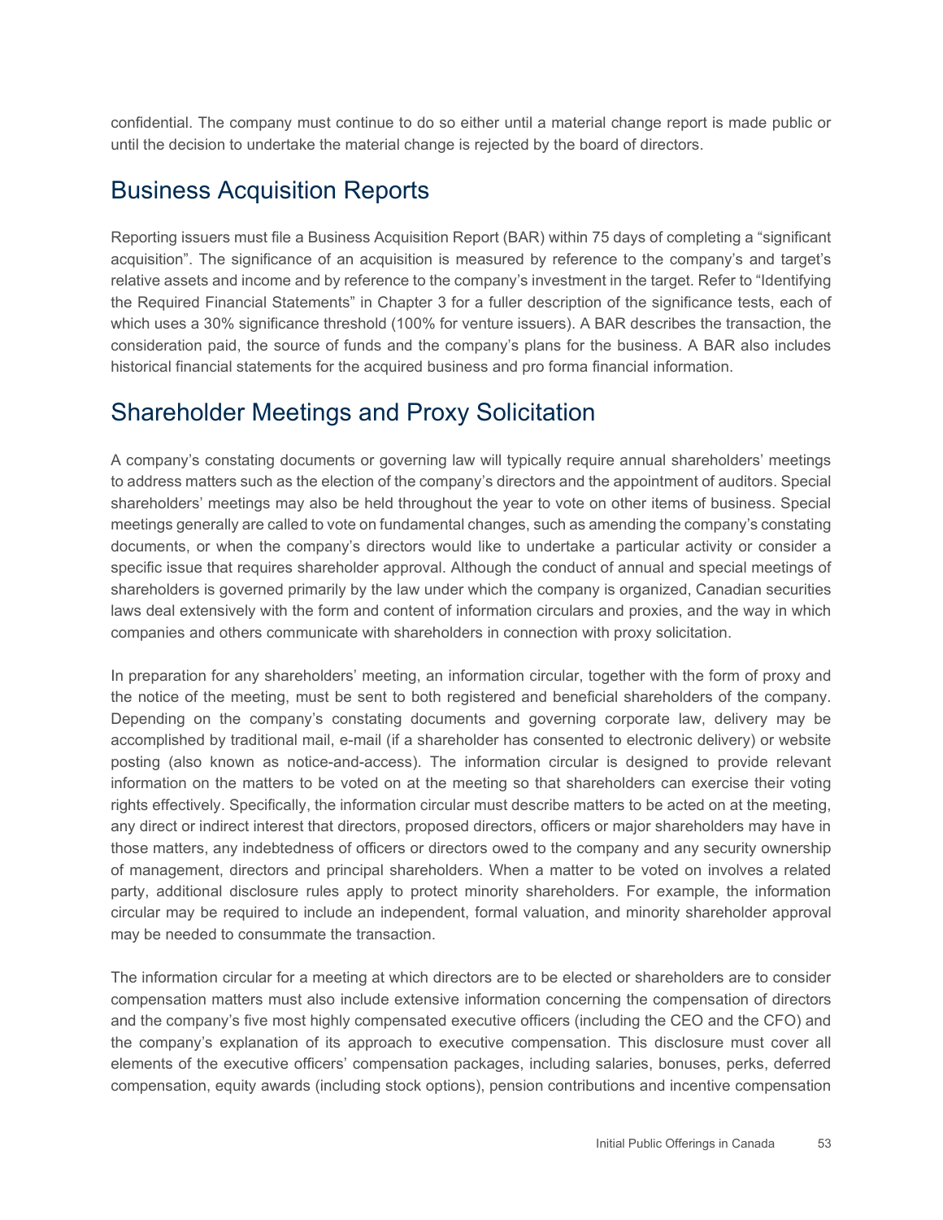confidential. The company must continue to do so either until a material change report is made public or until the decision to undertake the material change is rejected by the board of directors.

## Business Acquisition Reports

Reporting issuers must file a Business Acquisition Report (BAR) within 75 days of completing a "significant acquisition". The significance of an acquisition is measured by reference to the company's and target's relative assets and income and by reference to the company's investment in the target. Refer to "Identifying the Required Financial Statements" in Chapter 3 for a fuller description of the significance tests, each of which uses a 30% significance threshold (100% for venture issuers). A BAR describes the transaction, the consideration paid, the source of funds and the company's plans for the business. A BAR also includes historical financial statements for the acquired business and pro forma financial information.

## Shareholder Meetings and Proxy Solicitation

A company's constating documents or governing law will typically require annual shareholders' meetings to address matters such as the election of the company's directors and the appointment of auditors. Special shareholders' meetings may also be held throughout the year to vote on other items of business. Special meetings generally are called to vote on fundamental changes, such as amending the company's constating documents, or when the company's directors would like to undertake a particular activity or consider a specific issue that requires shareholder approval. Although the conduct of annual and special meetings of shareholders is governed primarily by the law under which the company is organized, Canadian securities laws deal extensively with the form and content of information circulars and proxies, and the way in which companies and others communicate with shareholders in connection with proxy solicitation.

In preparation for any shareholders' meeting, an information circular, together with the form of proxy and the notice of the meeting, must be sent to both registered and beneficial shareholders of the company. Depending on the company's constating documents and governing corporate law, delivery may be accomplished by traditional mail, e-mail (if a shareholder has consented to electronic delivery) or website posting (also known as notice-and-access). The information circular is designed to provide relevant information on the matters to be voted on at the meeting so that shareholders can exercise their voting rights effectively. Specifically, the information circular must describe matters to be acted on at the meeting, any direct or indirect interest that directors, proposed directors, officers or major shareholders may have in those matters, any indebtedness of officers or directors owed to the company and any security ownership of management, directors and principal shareholders. When a matter to be voted on involves a related party, additional disclosure rules apply to protect minority shareholders. For example, the information circular may be required to include an independent, formal valuation, and minority shareholder approval may be needed to consummate the transaction.

The information circular for a meeting at which directors are to be elected or shareholders are to consider compensation matters must also include extensive information concerning the compensation of directors and the company's five most highly compensated executive officers (including the CEO and the CFO) and the company's explanation of its approach to executive compensation. This disclosure must cover all elements of the executive officers' compensation packages, including salaries, bonuses, perks, deferred compensation, equity awards (including stock options), pension contributions and incentive compensation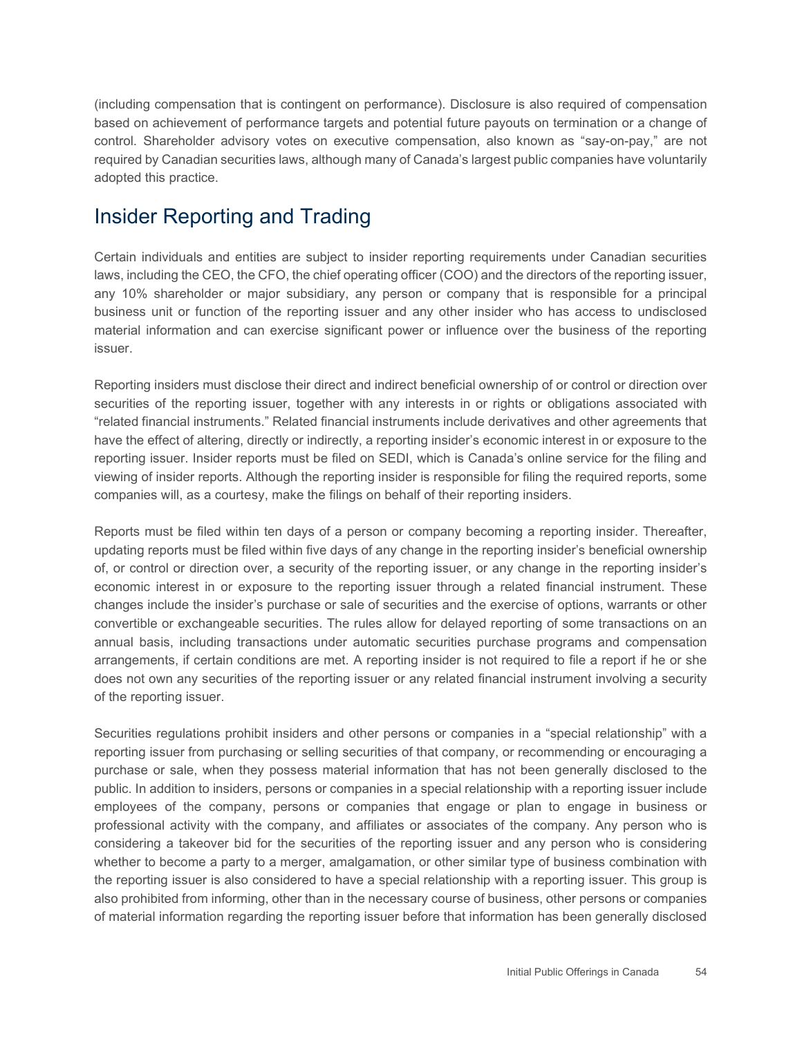(including compensation that is contingent on performance). Disclosure is also required of compensation based on achievement of performance targets and potential future payouts on termination or a change of control. Shareholder advisory votes on executive compensation, also known as "say-on-pay," are not required by Canadian securities laws, although many of Canada's largest public companies have voluntarily adopted this practice.

## Insider Reporting and Trading

Certain individuals and entities are subject to insider reporting requirements under Canadian securities laws, including the CEO, the CFO, the chief operating officer (COO) and the directors of the reporting issuer, any 10% shareholder or major subsidiary, any person or company that is responsible for a principal business unit or function of the reporting issuer and any other insider who has access to undisclosed material information and can exercise significant power or influence over the business of the reporting issuer.

Reporting insiders must disclose their direct and indirect beneficial ownership of or control or direction over securities of the reporting issuer, together with any interests in or rights or obligations associated with "related financial instruments." Related financial instruments include derivatives and other agreements that have the effect of altering, directly or indirectly, a reporting insider's economic interest in or exposure to the reporting issuer. Insider reports must be filed on SEDI, which is Canada's online service for the filing and viewing of insider reports. Although the reporting insider is responsible for filing the required reports, some companies will, as a courtesy, make the filings on behalf of their reporting insiders.

Reports must be filed within ten days of a person or company becoming a reporting insider. Thereafter, updating reports must be filed within five days of any change in the reporting insider's beneficial ownership of, or control or direction over, a security of the reporting issuer, or any change in the reporting insider's economic interest in or exposure to the reporting issuer through a related financial instrument. These changes include the insider's purchase or sale of securities and the exercise of options, warrants or other convertible or exchangeable securities. The rules allow for delayed reporting of some transactions on an annual basis, including transactions under automatic securities purchase programs and compensation arrangements, if certain conditions are met. A reporting insider is not required to file a report if he or she does not own any securities of the reporting issuer or any related financial instrument involving a security of the reporting issuer.

Securities regulations prohibit insiders and other persons or companies in a "special relationship" with a reporting issuer from purchasing or selling securities of that company, or recommending or encouraging a purchase or sale, when they possess material information that has not been generally disclosed to the public. In addition to insiders, persons or companies in a special relationship with a reporting issuer include employees of the company, persons or companies that engage or plan to engage in business or professional activity with the company, and affiliates or associates of the company. Any person who is considering a takeover bid for the securities of the reporting issuer and any person who is considering whether to become a party to a merger, amalgamation, or other similar type of business combination with the reporting issuer is also considered to have a special relationship with a reporting issuer. This group is also prohibited from informing, other than in the necessary course of business, other persons or companies of material information regarding the reporting issuer before that information has been generally disclosed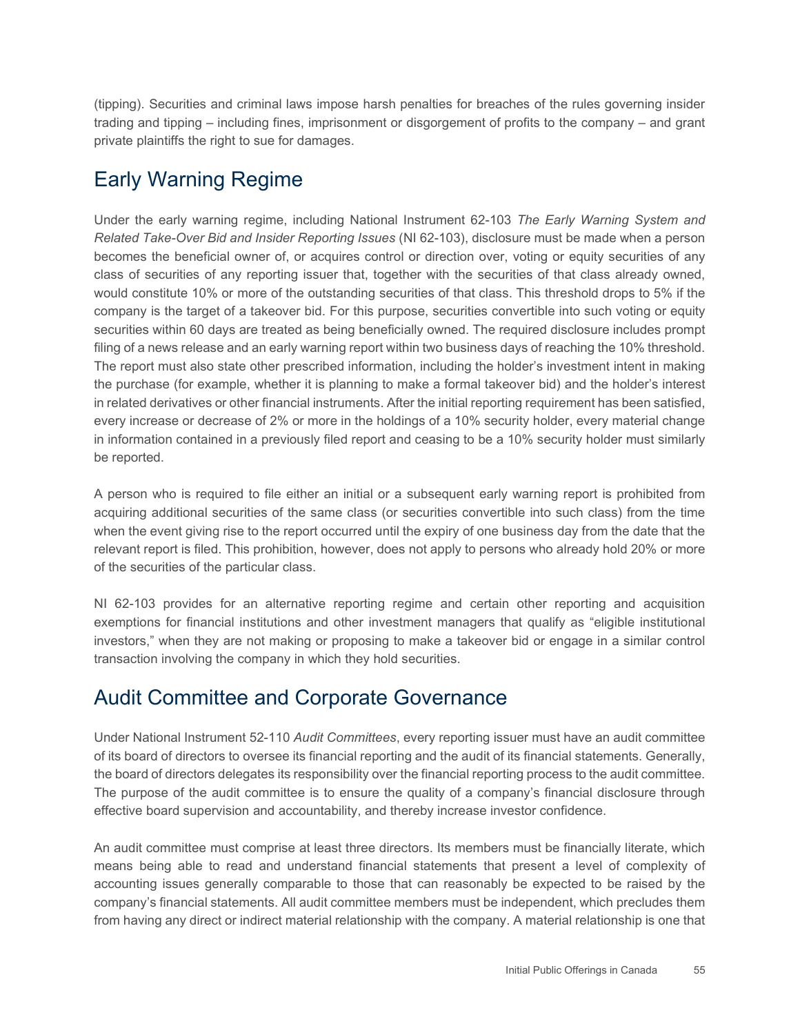(tipping). Securities and criminal laws impose harsh penalties for breaches of the rules governing insider trading and tipping – including fines, imprisonment or disgorgement of profits to the company – and grant private plaintiffs the right to sue for damages.

## Early Warning Regime

Under the early warning regime, including National Instrument 62-103 *The Early Warning System and Related Take-Over Bid and Insider Reporting Issues* (NI 62-103), disclosure must be made when a person becomes the beneficial owner of, or acquires control or direction over, voting or equity securities of any class of securities of any reporting issuer that, together with the securities of that class already owned, would constitute 10% or more of the outstanding securities of that class. This threshold drops to 5% if the company is the target of a takeover bid. For this purpose, securities convertible into such voting or equity securities within 60 days are treated as being beneficially owned. The required disclosure includes prompt filing of a news release and an early warning report within two business days of reaching the 10% threshold. The report must also state other prescribed information, including the holder's investment intent in making the purchase (for example, whether it is planning to make a formal takeover bid) and the holder's interest in related derivatives or other financial instruments. After the initial reporting requirement has been satisfied, every increase or decrease of 2% or more in the holdings of a 10% security holder, every material change in information contained in a previously filed report and ceasing to be a 10% security holder must similarly be reported.

A person who is required to file either an initial or a subsequent early warning report is prohibited from acquiring additional securities of the same class (or securities convertible into such class) from the time when the event giving rise to the report occurred until the expiry of one business day from the date that the relevant report is filed. This prohibition, however, does not apply to persons who already hold 20% or more of the securities of the particular class.

NI 62-103 provides for an alternative reporting regime and certain other reporting and acquisition exemptions for financial institutions and other investment managers that qualify as "eligible institutional investors," when they are not making or proposing to make a takeover bid or engage in a similar control transaction involving the company in which they hold securities.

## Audit Committee and Corporate Governance

Under National Instrument 52-110 *Audit Committees*, every reporting issuer must have an audit committee of its board of directors to oversee its financial reporting and the audit of its financial statements. Generally, the board of directors delegates its responsibility over the financial reporting process to the audit committee. The purpose of the audit committee is to ensure the quality of a company's financial disclosure through effective board supervision and accountability, and thereby increase investor confidence.

An audit committee must comprise at least three directors. Its members must be financially literate, which means being able to read and understand financial statements that present a level of complexity of accounting issues generally comparable to those that can reasonably be expected to be raised by the company's financial statements. All audit committee members must be independent, which precludes them from having any direct or indirect material relationship with the company. A material relationship is one that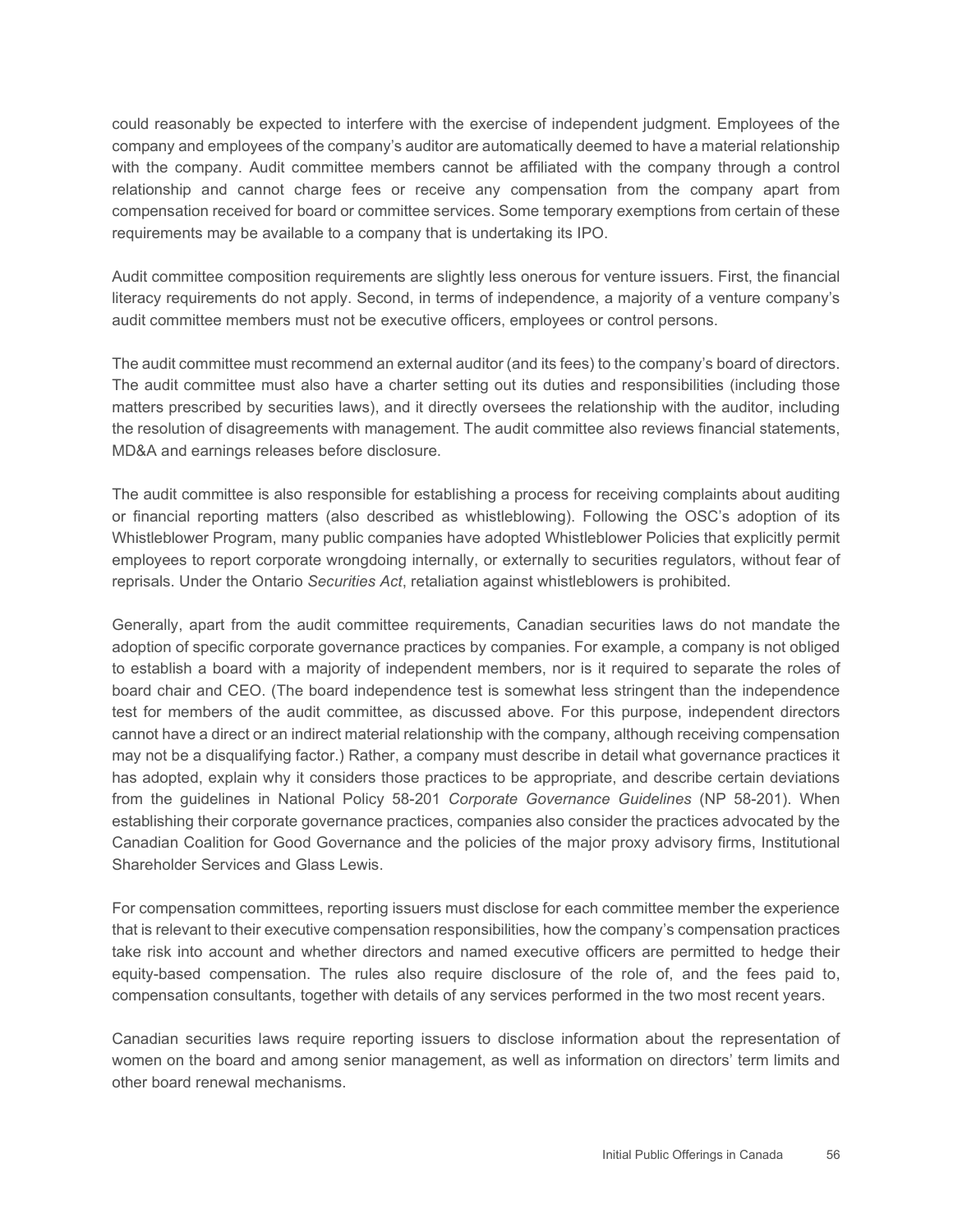could reasonably be expected to interfere with the exercise of independent judgment. Employees of the company and employees of the company's auditor are automatically deemed to have a material relationship with the company. Audit committee members cannot be affiliated with the company through a control relationship and cannot charge fees or receive any compensation from the company apart from compensation received for board or committee services. Some temporary exemptions from certain of these requirements may be available to a company that is undertaking its IPO.

Audit committee composition requirements are slightly less onerous for venture issuers. First, the financial literacy requirements do not apply. Second, in terms of independence, a majority of a venture company's audit committee members must not be executive officers, employees or control persons.

The audit committee must recommend an external auditor (and its fees) to the company's board of directors. The audit committee must also have a charter setting out its duties and responsibilities (including those matters prescribed by securities laws), and it directly oversees the relationship with the auditor, including the resolution of disagreements with management. The audit committee also reviews financial statements, MD&A and earnings releases before disclosure.

The audit committee is also responsible for establishing a process for receiving complaints about auditing or financial reporting matters (also described as whistleblowing). Following the OSC's adoption of its Whistleblower Program, many public companies have adopted Whistleblower Policies that explicitly permit employees to report corporate wrongdoing internally, or externally to securities regulators, without fear of reprisals. Under the Ontario *Securities Act*, retaliation against whistleblowers is prohibited.

Generally, apart from the audit committee requirements, Canadian securities laws do not mandate the adoption of specific corporate governance practices by companies. For example, a company is not obliged to establish a board with a majority of independent members, nor is it required to separate the roles of board chair and CEO. (The board independence test is somewhat less stringent than the independence test for members of the audit committee, as discussed above. For this purpose, independent directors cannot have a direct or an indirect material relationship with the company, although receiving compensation may not be a disqualifying factor.) Rather, a company must describe in detail what governance practices it has adopted, explain why it considers those practices to be appropriate, and describe certain deviations from the guidelines in National Policy 58-201 *Corporate Governance Guidelines* (NP 58-201). When establishing their corporate governance practices, companies also consider the practices advocated by the Canadian Coalition for Good Governance and the policies of the major proxy advisory firms, Institutional Shareholder Services and Glass Lewis.

For compensation committees, reporting issuers must disclose for each committee member the experience that is relevant to their executive compensation responsibilities, how the company's compensation practices take risk into account and whether directors and named executive officers are permitted to hedge their equity-based compensation. The rules also require disclosure of the role of, and the fees paid to, compensation consultants, together with details of any services performed in the two most recent years.

Canadian securities laws require reporting issuers to disclose information about the representation of women on the board and among senior management, as well as information on directors' term limits and other board renewal mechanisms.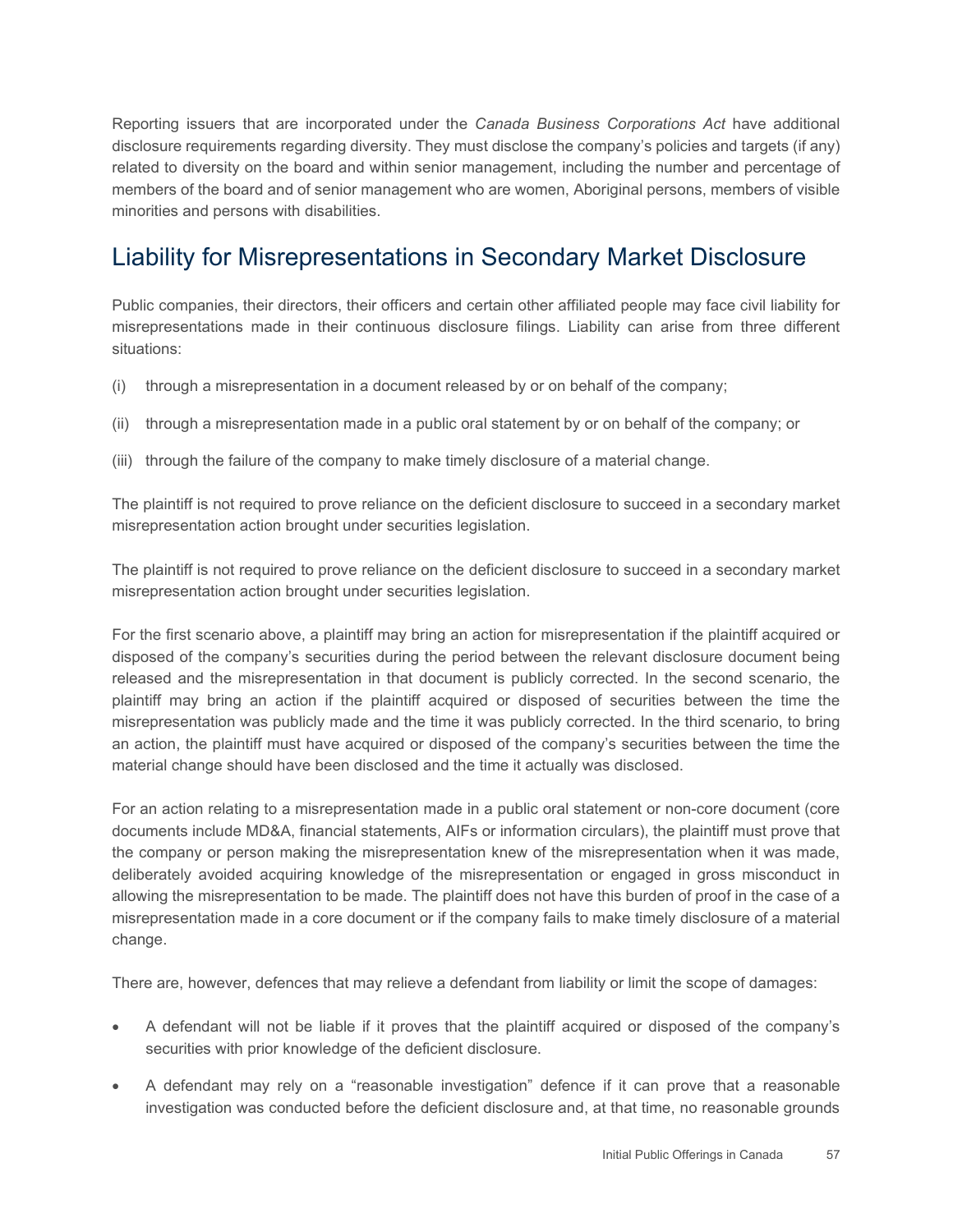Reporting issuers that are incorporated under the *Canada Business Corporations Act* have additional disclosure requirements regarding diversity. They must disclose the company's policies and targets (if any) related to diversity on the board and within senior management, including the number and percentage of members of the board and of senior management who are women, Aboriginal persons, members of visible minorities and persons with disabilities.

## Liability for Misrepresentations in Secondary Market Disclosure

Public companies, their directors, their officers and certain other affiliated people may face civil liability for misrepresentations made in their continuous disclosure filings. Liability can arise from three different situations:

(i) through a misrepresentation in a document released by or on behalf of the company;

(ii) through a misrepresentation made in a public oral statement by or on behalf of the company; or

(iii) through the failure of the company to make timely disclosure of a material change.

The plaintiff is not required to prove reliance on the deficient disclosure to succeed in a secondary market misrepresentation action brought under securities legislation.

The plaintiff is not required to prove reliance on the deficient disclosure to succeed in a secondary market misrepresentation action brought under securities legislation.

For the first scenario above, a plaintiff may bring an action for misrepresentation if the plaintiff acquired or disposed of the company's securities during the period between the relevant disclosure document being released and the misrepresentation in that document is publicly corrected. In the second scenario, the plaintiff may bring an action if the plaintiff acquired or disposed of securities between the time the misrepresentation was publicly made and the time it was publicly corrected. In the third scenario, to bring an action, the plaintiff must have acquired or disposed of the company's securities between the time the material change should have been disclosed and the time it actually was disclosed.

For an action relating to a misrepresentation made in a public oral statement or non-core document (core documents include MD&A, financial statements, AIFs or information circulars), the plaintiff must prove that the company or person making the misrepresentation knew of the misrepresentation when it was made, deliberately avoided acquiring knowledge of the misrepresentation or engaged in gross misconduct in allowing the misrepresentation to be made. The plaintiff does not have this burden of proof in the case of a misrepresentation made in a core document or if the company fails to make timely disclosure of a material change.

There are, however, defences that may relieve a defendant from liability or limit the scope of damages:

- A defendant will not be liable if it proves that the plaintiff acquired or disposed of the company's securities with prior knowledge of the deficient disclosure.
- A defendant may rely on a "reasonable investigation" defence if it can prove that a reasonable investigation was conducted before the deficient disclosure and, at that time, no reasonable grounds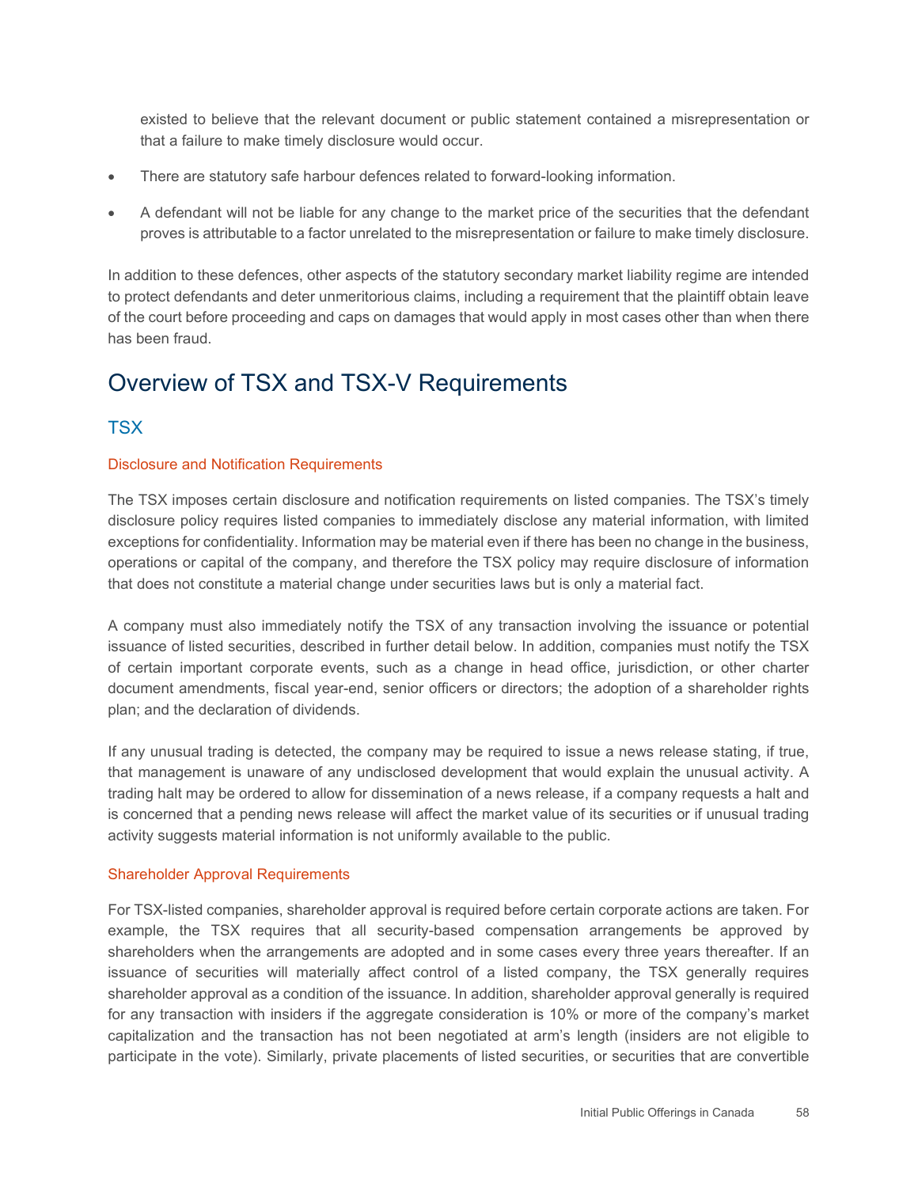existed to believe that the relevant document or public statement contained a misrepresentation or that a failure to make timely disclosure would occur.

- There are statutory safe harbour defences related to forward-looking information.
- A defendant will not be liable for any change to the market price of the securities that the defendant proves is attributable to a factor unrelated to the misrepresentation or failure to make timely disclosure.

In addition to these defences, other aspects of the statutory secondary market liability regime are intended to protect defendants and deter unmeritorious claims, including a requirement that the plaintiff obtain leave of the court before proceeding and caps on damages that would apply in most cases other than when there has been fraud.

# Overview of TSX and TSX-V Requirements

## TSX

### Disclosure and Notification Requirements

The TSX imposes certain disclosure and notification requirements on listed companies. The TSX's timely disclosure policy requires listed companies to immediately disclose any material information, with limited exceptions for confidentiality. Information may be material even if there has been no change in the business, operations or capital of the company, and therefore the TSX policy may require disclosure of information that does not constitute a material change under securities laws but is only a material fact.

A company must also immediately notify the TSX of any transaction involving the issuance or potential issuance of listed securities, described in further detail below. In addition, companies must notify the TSX of certain important corporate events, such as a change in head office, jurisdiction, or other charter document amendments, fiscal year-end, senior officers or directors; the adoption of a shareholder rights plan; and the declaration of dividends.

If any unusual trading is detected, the company may be required to issue a news release stating, if true, that management is unaware of any undisclosed development that would explain the unusual activity. A trading halt may be ordered to allow for dissemination of a news release, if a company requests a halt and is concerned that a pending news release will affect the market value of its securities or if unusual trading activity suggests material information is not uniformly available to the public.

### Shareholder Approval Requirements

For TSX-listed companies, shareholder approval is required before certain corporate actions are taken. For example, the TSX requires that all security-based compensation arrangements be approved by shareholders when the arrangements are adopted and in some cases every three years thereafter. If an issuance of securities will materially affect control of a listed company, the TSX generally requires shareholder approval as a condition of the issuance. In addition, shareholder approval generally is required for any transaction with insiders if the aggregate consideration is 10% or more of the company's market capitalization and the transaction has not been negotiated at arm's length (insiders are not eligible to participate in the vote). Similarly, private placements of listed securities, or securities that are convertible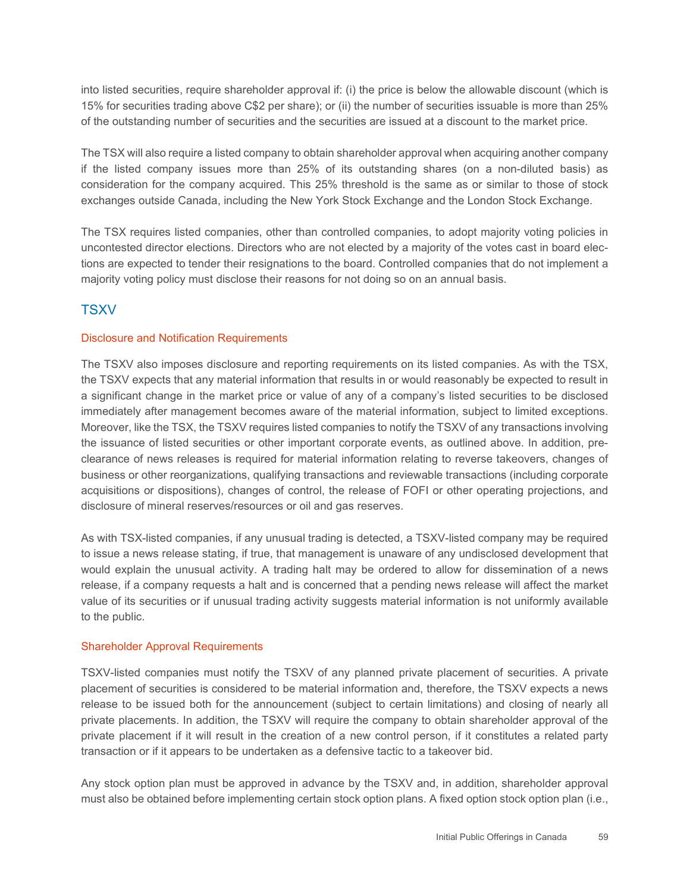into listed securities, require shareholder approval if: (i) the price is below the allowable discount (which is 15% for securities trading above C$2 per share); or (ii) the number of securities issuable is more than 25% of the outstanding number of securities and the securities are issued at a discount to the market price.

The TSX will also require a listed company to obtain shareholder approval when acquiring another company if the listed company issues more than 25% of its outstanding shares (on a non-diluted basis) as consideration for the company acquired. This 25% threshold is the same as or similar to those of stock exchanges outside Canada, including the New York Stock Exchange and the London Stock Exchange.

The TSX requires listed companies, other than controlled companies, to adopt majority voting policies in uncontested director elections. Directors who are not elected by a majority of the votes cast in board elections are expected to tender their resignations to the board. Controlled companies that do not implement a majority voting policy must disclose their reasons for not doing so on an annual basis.

## TSXV

### Disclosure and Notification Requirements

The TSXV also imposes disclosure and reporting requirements on its listed companies. As with the TSX, the TSXV expects that any material information that results in or would reasonably be expected to result in a significant change in the market price or value of any of a company's listed securities to be disclosed immediately after management becomes aware of the material information, subject to limited exceptions. Moreover, like the TSX, the TSXV requires listed companies to notify the TSXV of any transactions involving the issuance of listed securities or other important corporate events, as outlined above. In addition, pre-clearance of news releases is required for material information relating to reverse takeovers, changes of business or other reorganizations, qualifying transactions and reviewable transactions (including corporate acquisitions or dispositions), changes of control, the release of FOFI or other operating projections, and disclosure of mineral reserves/resources or oil and gas reserves.

As with TSX-listed companies, if any unusual trading is detected, a TSXV-listed company may be required to issue a news release stating, if true, that management is unaware of any undisclosed development that would explain the unusual activity. A trading halt may be ordered to allow for dissemination of a news release, if a company requests a halt and is concerned that a pending news release will affect the market value of its securities or if unusual trading activity suggests material information is not uniformly available to the public.

### Shareholder Approval Requirements

TSXV-listed companies must notify the TSXV of any planned private placement of securities. A private placement of securities is considered to be material information and, therefore, the TSXV expects a news release to be issued both for the announcement (subject to certain limitations) and closing of nearly all private placements. In addition, the TSXV will require the company to obtain shareholder approval of the private placement if it will result in the creation of a new control person, if it constitutes a related party transaction or if it appears to be undertaken as a defensive tactic to a takeover bid.

Any stock option plan must be approved in advance by the TSXV and, in addition, shareholder approval must also be obtained before implementing certain stock option plans. A fixed option stock option plan (i.e.,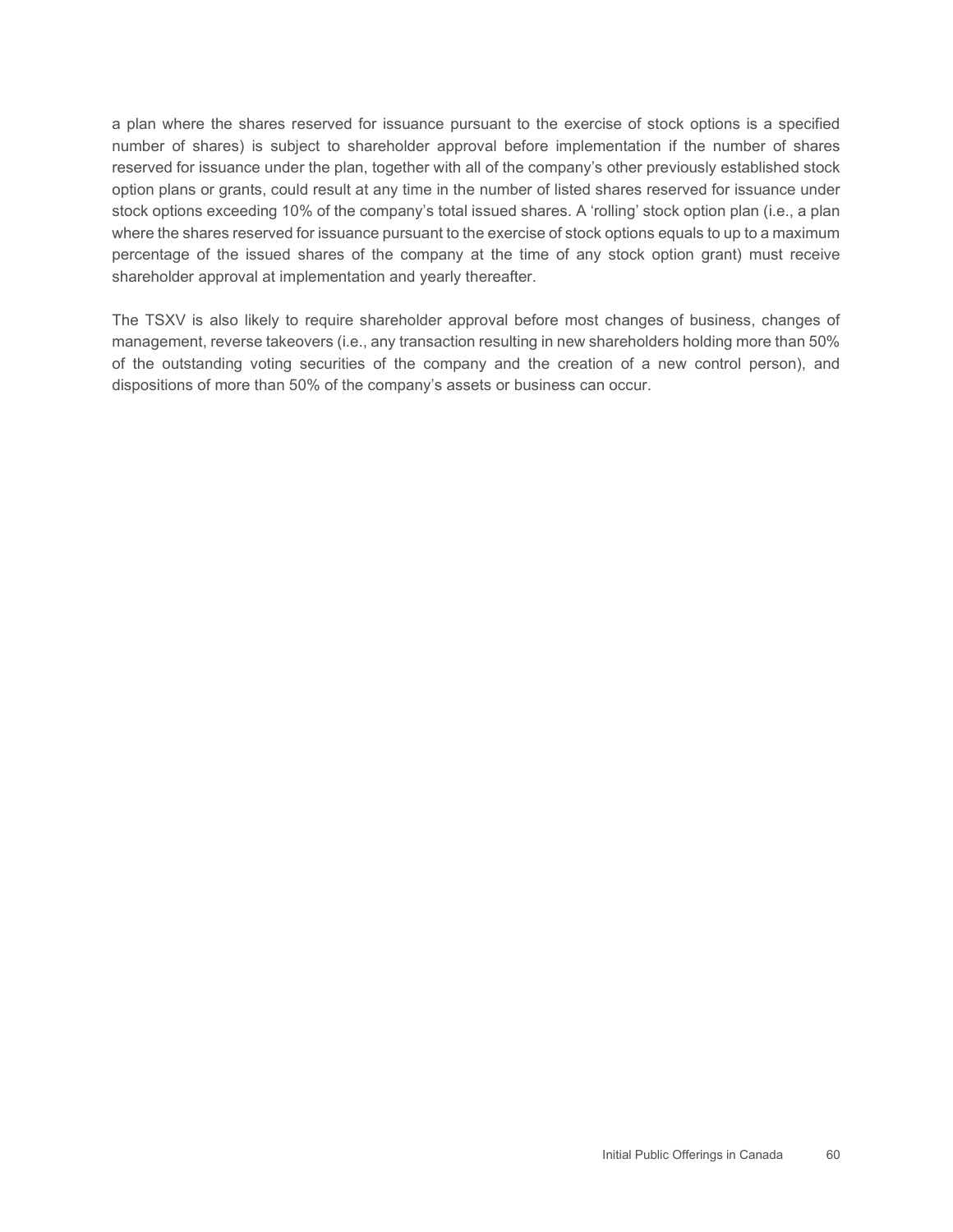a plan where the shares reserved for issuance pursuant to the exercise of stock options is a specified number of shares) is subject to shareholder approval before implementation if the number of shares reserved for issuance under the plan, together with all of the company's other previously established stock option plans or grants, could result at any time in the number of listed shares reserved for issuance under stock options exceeding 10% of the company's total issued shares. A 'rolling' stock option plan (i.e., a plan where the shares reserved for issuance pursuant to the exercise of stock options equals to up to a maximum percentage of the issued shares of the company at the time of any stock option grant) must receive shareholder approval at implementation and yearly thereafter.

The TSXV is also likely to require shareholder approval before most changes of business, changes of management, reverse takeovers (i.e., any transaction resulting in new shareholders holding more than 50% of the outstanding voting securities of the company and the creation of a new control person), and dispositions of more than 50% of the company's assets or business can occur.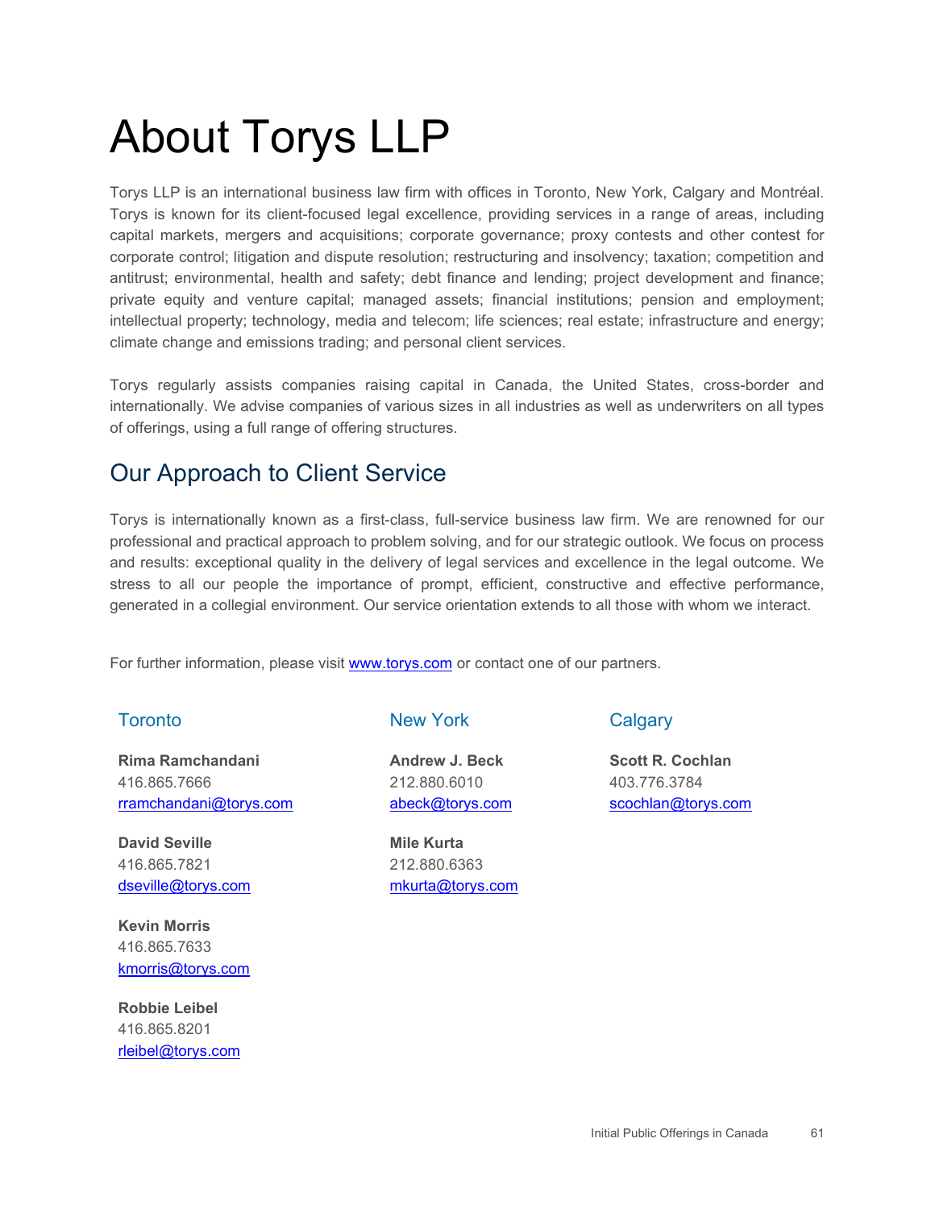# About Torys LLP

Torys LLP is an international business law firm with offices in Toronto, New York, Calgary and Montréal. Torys is known for its client-focused legal excellence, providing services in a range of areas, including capital markets, mergers and acquisitions; corporate governance; proxy contests and other contest for corporate control; litigation and dispute resolution; restructuring and insolvency; taxation; competition and antitrust; environmental, health and safety; debt finance and lending; project development and finance; private equity and venture capital; managed assets; financial institutions; pension and employment; intellectual property; technology, media and telecom; life sciences; real estate; infrastructure and energy; climate change and emissions trading; and personal client services.

Torys regularly assists companies raising capital in Canada, the United States, cross-border and internationally. We advise companies of various sizes in all industries as well as underwriters on all types of offerings, using a full range of offering structures.

## Our Approach to Client Service

Torys is internationally known as a first-class, full-service business law firm. We are renowned for our professional and practical approach to problem solving, and for our strategic outlook. We focus on process and results: exceptional quality in the delivery of legal services and excellence in the legal outcome. We stress to all our people the importance of prompt, efficient, constructive and effective performance, generated in a collegial environment. Our service orientation extends to all those with whom we interact.

For further information, please visit www.torys.com or contact one of our partners.

### Toronto

**Rima Ramchandani**
416.865.7666
rramchandani@torys.com

**David Seville**
416.865.7821
dseville@torys.com

**Kevin Morris**
416.865.7633
kmorris@torys.com

**Robbie Leibel**
416.865.8201
rleibel@torys.com

### New York

**Andrew J. Beck**
212.880.6010
abeck@torys.com

**Mile Kurta**
212.880.6363
mkurta@torys.com

### Calgary

**Scott R. Cochlan**
403.776.3784
scochlan@torys.com